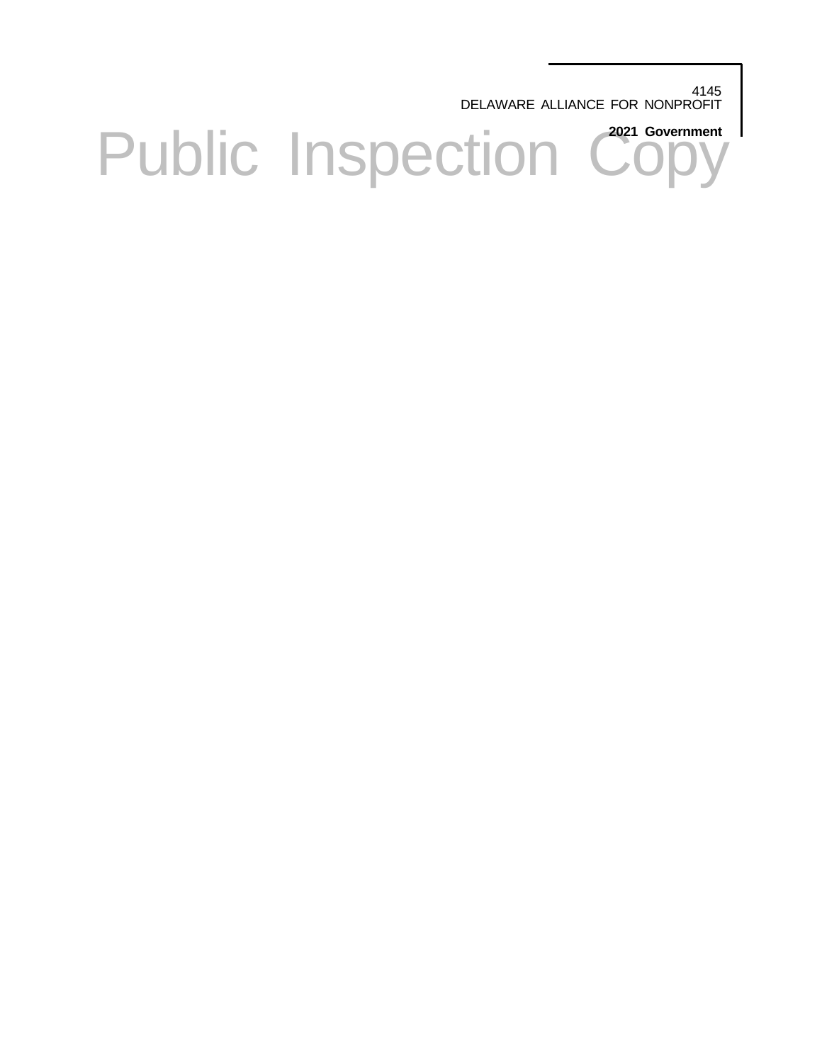4145
DELAWARE ALLIANCE FOR NONPROFIT

**2021 Government**

Public Inspection Copy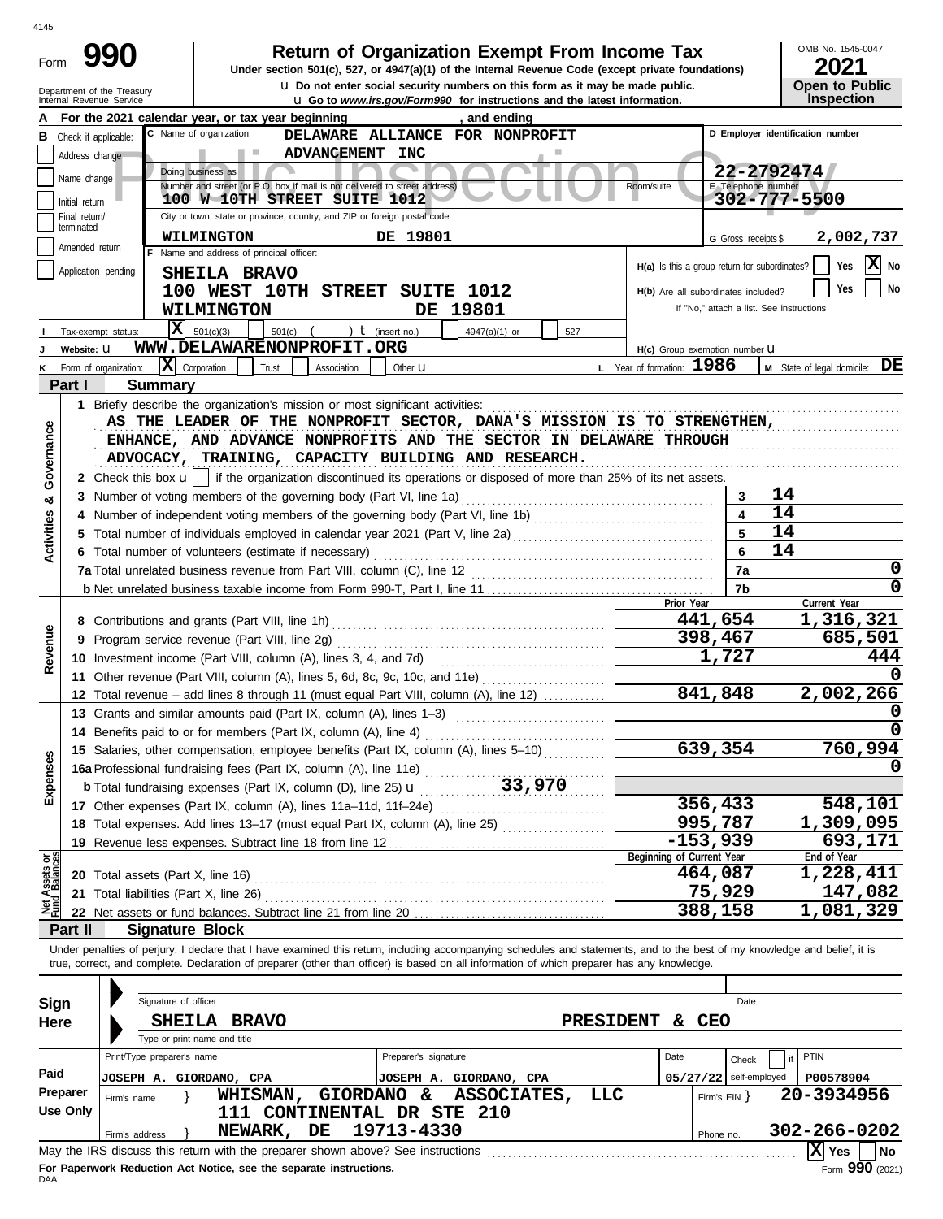4145

# Form 990 — Return of Organization Exempt From Income Tax

**Under section 501(c), 527, or 4947(a)(1) of the Internal Revenue Code (except private foundations)**

u Do not enter social security numbers on this form as it may be made public.

u Go to *www.irs.gov/Form990* for instructions and the latest information.

Department of the Treasury
Internal Revenue Service

OMB No. 1545-0047
**2021**
**Open to Public Inspection**

Public Inspection Copy

**A** For the 2021 calendar year, or tax year beginning , and ending

**B** Check if applicable:
- Address change
- Name change
- Initial return
- Final return/terminated
- Amended return
- Application pending

**C** Name of organization: DELAWARE ALLIANCE FOR NONPROFIT ADVANCEMENT INC

Doing business as

Number and street (or P.O. box if mail is not delivered to street address): 100 W 10TH STREET SUITE 1012 — Room/suite

City or town, state or province, country, and ZIP or foreign postal code: WILMINGTON DE 19801

**D** Employer identification number: 22-2792474

**E** Telephone number: 302-777-5500

**G** Gross receipts $ 2,002,737

**F** Name and address of principal officer:
SHEILA BRAVO
100 WEST 10TH STREET SUITE 1012
WILMINGTON DE 19801

**H(a)** Is this a group return for subordinates? Yes [ ] No [X]

**H(b)** Are all subordinates included? Yes [ ] No [ ]
If "No," attach a list. See instructions

**I** Tax-exempt status: [X] 501(c)(3) [ ] 501(c) ( ) t (insert no.) [ ] 4947(a)(1) or [ ] 527

**J** Website: u WWW.DELAWARENONPROFIT.ORG

**H(c)** Group exemption number u

**K** Form of organization: [X] Corporation [ ] Trust [ ] Association [ ] Other u

**L** Year of formation: 1986

**M** State of legal domicile: DE

## Part I Summary

**Activities & Governance**

1 Briefly describe the organization's mission or most significant activities:
AS THE LEADER OF THE NONPROFIT SECTOR, DANA'S MISSION IS TO STRENGTHEN, ENHANCE, AND ADVANCE NONPROFITS AND THE SECTOR IN DELAWARE THROUGH ADVOCACY, TRAINING, CAPACITY BUILDING AND RESEARCH.

2 Check this box u [ ] if the organization discontinued its operations or disposed of more than 25% of its net assets.

| | | | |
|---|---|---|---|
| 3 | Number of voting members of the governing body (Part VI, line 1a) | 3 | 14 |
| 4 | Number of independent voting members of the governing body (Part VI, line 1b) | 4 | 14 |
| 5 | Total number of individuals employed in calendar year 2021 (Part V, line 2a) | 5 | 14 |
| 6 | Total number of volunteers (estimate if necessary) | 6 | 14 |
| 7a | Total unrelated business revenue from Part VIII, column (C), line 12 | 7a | 0 |
| b | Net unrelated business taxable income from Form 990-T, Part I, line 11 | 7b | 0 |

| | | | Prior Year | Current Year |
|---|---|---|---|---|
| **Revenue** | 8 | Contributions and grants (Part VIII, line 1h) | 441,654 | 1,316,321 |
| | 9 | Program service revenue (Part VIII, line 2g) | 398,467 | 685,501 |
| | 10 | Investment income (Part VIII, column (A), lines 3, 4, and 7d) | 1,727 | 444 |
| | 11 | Other revenue (Part VIII, column (A), lines 5, 6d, 8c, 9c, 10c, and 11e) | | 0 |
| | 12 | Total revenue – add lines 8 through 11 (must equal Part VIII, column (A), line 12) | 841,848 | 2,002,266 |
| **Expenses** | 13 | Grants and similar amounts paid (Part IX, column (A), lines 1–3) | | 0 |
| | 14 | Benefits paid to or for members (Part IX, column (A), line 4) | | 0 |
| | 15 | Salaries, other compensation, employee benefits (Part IX, column (A), lines 5–10) | 639,354 | 760,994 |
| | 16a | Professional fundraising fees (Part IX, column (A), line 11e) | | 0 |
| | b | Total fundraising expenses (Part IX, column (D), line 25) u 33,970 | | |
| | 17 | Other expenses (Part IX, column (A), lines 11a–11d, 11f–24e) | 356,433 | 548,101 |
| | 18 | Total expenses. Add lines 13–17 (must equal Part IX, column (A), line 25) | 995,787 | 1,309,095 |
| | 19 | Revenue less expenses. Subtract line 18 from line 12 | -153,939 | 693,171 |
| | | | **Beginning of Current Year** | **End of Year** |
| **Net Assets or Fund Balances** | 20 | Total assets (Part X, line 16) | 464,087 | 1,228,411 |
| | 21 | Total liabilities (Part X, line 26) | 75,929 | 147,082 |
| | 22 | Net assets or fund balances. Subtract line 21 from line 20 | 388,158 | 1,081,329 |

## Part II Signature Block

Under penalties of perjury, I declare that I have examined this return, including accompanying schedules and statements, and to the best of my knowledge and belief, it is true, correct, and complete. Declaration of preparer (other than officer) is based on all information of which preparer has any knowledge.

**Sign Here**

Signature of officer — Date

SHEILA BRAVO — PRESIDENT & CEO

Type or print name and title

**Paid Preparer Use Only**

| Print/Type preparer's name | Preparer's signature | Date | Check [ ] if self-employed | PTIN |
|---|---|---|---|---|
| JOSEPH A. GIORDANO, CPA | JOSEPH A. GIORDANO, CPA | 05/27/22 | | P00578904 |

Firm's name } WHISMAN, GIORDANO & ASSOCIATES, LLC — Firm's EIN } 20-3934956

Firm's address } 111 CONTINENTAL DR STE 210 NEWARK, DE 19713-4330 — Phone no. 302-266-0202

May the IRS discuss this return with the preparer shown above? See instructions [X] Yes [ ] No

**For Paperwork Reduction Act Notice, see the separate instructions.**

DAA

Form **990** (2021)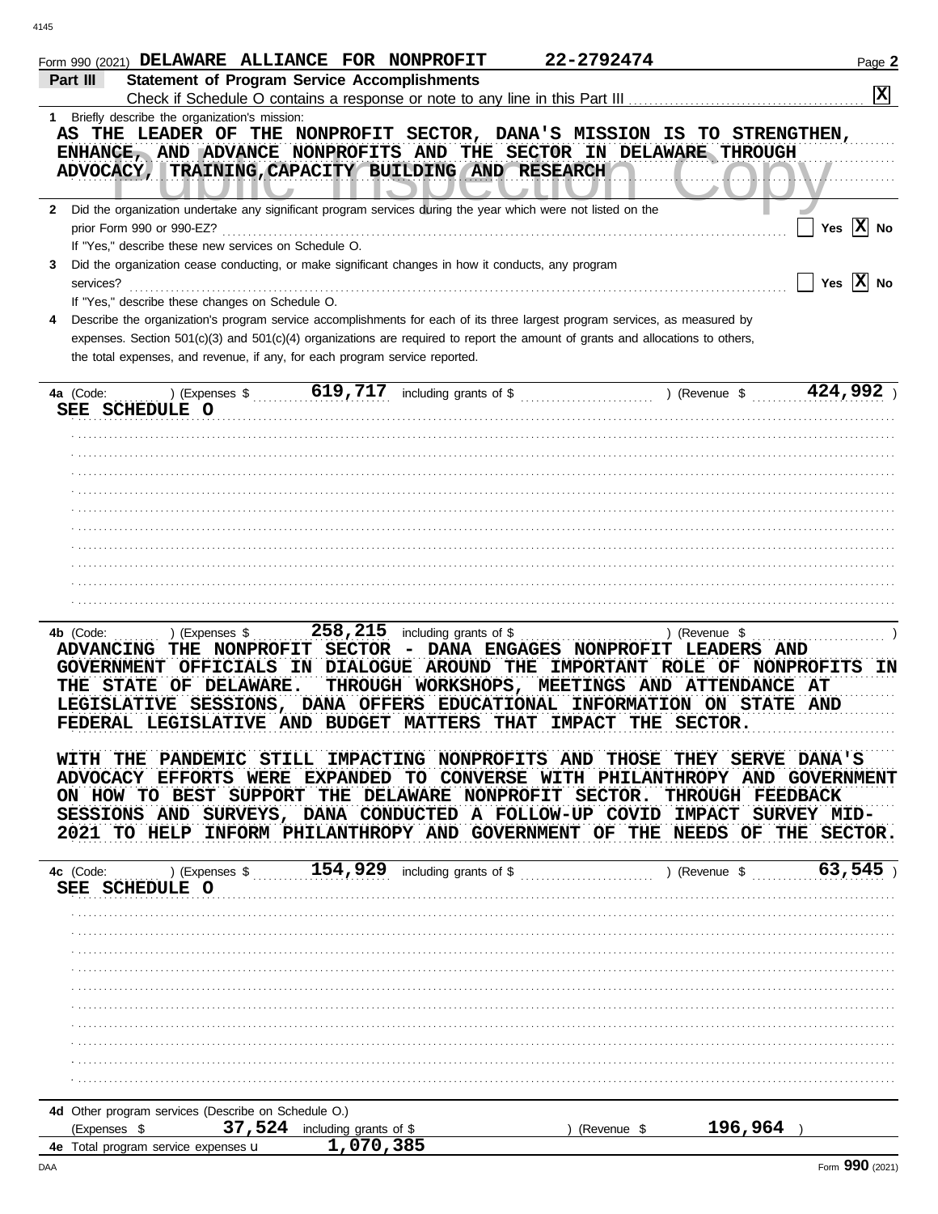Form 990 (2021) **DELAWARE ALLIANCE FOR NONPROFIT** **22-2792474** Page **2**

## Part III Statement of Program Service Accomplishments

Check if Schedule O contains a response or note to any line in this Part III . . . . . . . . . . . . [X]

**1** Briefly describe the organization's mission:

AS THE LEADER OF THE NONPROFIT SECTOR, DANA'S MISSION IS TO STRENGTHEN, ENHANCE, AND ADVANCE NONPROFITS AND THE SECTOR IN DELAWARE THROUGH ADVOCACY, TRAINING,CAPACITY BUILDING AND RESEARCH

**2** Did the organization undertake any significant program services during the year which were not listed on the prior Form 990 or 990-EZ? . . . . . . . . . . [ ] Yes [X] No

If "Yes," describe these new services on Schedule O.

**3** Did the organization cease conducting, or make significant changes in how it conducts, any program services? . . . . . . . . . . [ ] Yes [X] No

If "Yes," describe these changes on Schedule O.

**4** Describe the organization's program service accomplishments for each of its three largest program services, as measured by expenses. Section 501(c)(3) and 501(c)(4) organizations are required to report the amount of grants and allocations to others, the total expenses, and revenue, if any, for each program service reported.

**4a** (Code: ) (Expenses $ **619,717** including grants of $ ) (Revenue $ **424,992** )

SEE SCHEDULE O

**4b** (Code: ) (Expenses $ **258,215** including grants of $ ) (Revenue $ )

ADVANCING THE NONPROFIT SECTOR - DANA ENGAGES NONPROFIT LEADERS AND GOVERNMENT OFFICIALS IN DIALOGUE AROUND THE IMPORTANT ROLE OF NONPROFITS IN THE STATE OF DELAWARE. THROUGH WORKSHOPS, MEETINGS AND ATTENDANCE AT LEGISLATIVE SESSIONS, DANA OFFERS EDUCATIONAL INFORMATION ON STATE AND FEDERAL LEGISLATIVE AND BUDGET MATTERS THAT IMPACT THE SECTOR.

WITH THE PANDEMIC STILL IMPACTING NONPROFITS AND THOSE THEY SERVE DANA'S ADVOCACY EFFORTS WERE EXPANDED TO CONVERSE WITH PHILANTHROPY AND GOVERNMENT ON HOW TO BEST SUPPORT THE DELAWARE NONPROFIT SECTOR. THROUGH FEEDBACK SESSIONS AND SURVEYS, DANA CONDUCTED A FOLLOW-UP COVID IMPACT SURVEY MID-2021 TO HELP INFORM PHILANTHROPY AND GOVERNMENT OF THE NEEDS OF THE SECTOR.

**4c** (Code: ) (Expenses $ **154,929** including grants of $ ) (Revenue $ **63,545** )

SEE SCHEDULE O

**4d** Other program services (Describe on Schedule O.)

(Expenses $ **37,524** including grants of $ ) (Revenue $ **196,964** )

**4e** Total program service expenses **1,070,385**

Form **990** (2021)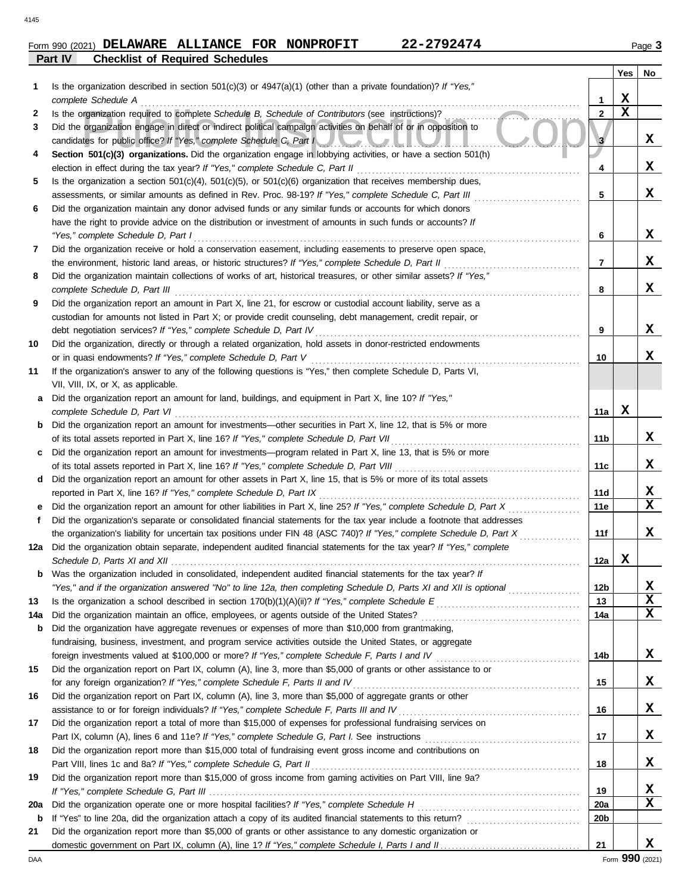Form 990 (2021) **DELAWARE ALLIANCE FOR NONPROFIT** **22-2792474** Page **3**

## Part IV Checklist of Required Schedules

| | | | Yes | No |
|---|---|---|---|---|
| **1** | Is the organization described in section 501(c)(3) or 4947(a)(1) (other than a private foundation)? *If "Yes," complete Schedule A* | 1 | X | |
| **2** | Is the organization required to complete *Schedule B, Schedule of Contributors* (see instructions)? | 2 | X | |
| **3** | Did the organization engage in direct or indirect political campaign activities on behalf of or in opposition to candidates for public office? *If "Yes," complete Schedule C, Part I* | 3 | | X |
| **4** | **Section 501(c)(3) organizations.** Did the organization engage in lobbying activities, or have a section 501(h) election in effect during the tax year? *If "Yes," complete Schedule C, Part II* | 4 | | X |
| **5** | Is the organization a section 501(c)(4), 501(c)(5), or 501(c)(6) organization that receives membership dues, assessments, or similar amounts as defined in Rev. Proc. 98-19? *If "Yes," complete Schedule C, Part III* | 5 | | X |
| **6** | Did the organization maintain any donor advised funds or any similar funds or accounts for which donors have the right to provide advice on the distribution or investment of amounts in such funds or accounts? *If "Yes," complete Schedule D, Part I* | 6 | | X |
| **7** | Did the organization receive or hold a conservation easement, including easements to preserve open space, the environment, historic land areas, or historic structures? *If "Yes," complete Schedule D, Part II* | 7 | | X |
| **8** | Did the organization maintain collections of works of art, historical treasures, or other similar assets? *If "Yes," complete Schedule D, Part III* | 8 | | X |
| **9** | Did the organization report an amount in Part X, line 21, for escrow or custodial account liability, serve as a custodian for amounts not listed in Part X; or provide credit counseling, debt management, credit repair, or debt negotiation services? *If "Yes," complete Schedule D, Part IV* | 9 | | X |
| **10** | Did the organization, directly or through a related organization, hold assets in donor-restricted endowments or in quasi endowments? *If "Yes," complete Schedule D, Part V* | 10 | | X |
| **11** | If the organization's answer to any of the following questions is "Yes," then complete Schedule D, Parts VI, VII, VIII, IX, or X, as applicable. | | | |
| **a** | Did the organization report an amount for land, buildings, and equipment in Part X, line 10? *If "Yes," complete Schedule D, Part VI* | 11a | X | |
| **b** | Did the organization report an amount for investments—other securities in Part X, line 12, that is 5% or more of its total assets reported in Part X, line 16? *If "Yes," complete Schedule D, Part VII* | 11b | | X |
| **c** | Did the organization report an amount for investments—program related in Part X, line 13, that is 5% or more of its total assets reported in Part X, line 16? *If "Yes," complete Schedule D, Part VIII* | 11c | | X |
| **d** | Did the organization report an amount for other assets in Part X, line 15, that is 5% or more of its total assets reported in Part X, line 16? *If "Yes," complete Schedule D, Part IX* | 11d | | X |
| **e** | Did the organization report an amount for other liabilities in Part X, line 25? *If "Yes," complete Schedule D, Part X* | 11e | | X |
| **f** | Did the organization's separate or consolidated financial statements for the tax year include a footnote that addresses the organization's liability for uncertain tax positions under FIN 48 (ASC 740)? *If "Yes," complete Schedule D, Part X* | 11f | | X |
| **12a** | Did the organization obtain separate, independent audited financial statements for the tax year? *If "Yes," complete Schedule D, Parts XI and XII* | 12a | X | |
| **b** | Was the organization included in consolidated, independent audited financial statements for the tax year? *If "Yes," and if the organization answered "No" to line 12a, then completing Schedule D, Parts XI and XII is optional* | 12b | | X |
| **13** | Is the organization a school described in section 170(b)(1)(A)(ii)? *If "Yes," complete Schedule E* | 13 | | X |
| **14a** | Did the organization maintain an office, employees, or agents outside of the United States? | 14a | | X |
| **b** | Did the organization have aggregate revenues or expenses of more than $10,000 from grantmaking, fundraising, business, investment, and program service activities outside the United States, or aggregate foreign investments valued at $100,000 or more? *If "Yes," complete Schedule F, Parts I and IV* | 14b | | X |
| **15** | Did the organization report on Part IX, column (A), line 3, more than $5,000 of grants or other assistance to or for any foreign organization? *If "Yes," complete Schedule F, Parts II and IV* | 15 | | X |
| **16** | Did the organization report on Part IX, column (A), line 3, more than $5,000 of aggregate grants or other assistance to or for foreign individuals? *If "Yes," complete Schedule F, Parts III and IV* | 16 | | X |
| **17** | Did the organization report a total of more than $15,000 of expenses for professional fundraising services on Part IX, column (A), lines 6 and 11e? *If "Yes," complete Schedule G, Part I.* See instructions | 17 | | X |
| **18** | Did the organization report more than $15,000 total of fundraising event gross income and contributions on Part VIII, lines 1c and 8a? *If "Yes," complete Schedule G, Part II* | 18 | | X |
| **19** | Did the organization report more than $15,000 of gross income from gaming activities on Part VIII, line 9a? *If "Yes," complete Schedule G, Part III* | 19 | | X |
| **20a** | Did the organization operate one or more hospital facilities? *If "Yes," complete Schedule H* | 20a | | X |
| **b** | If "Yes" to line 20a, did the organization attach a copy of its audited financial statements to this return? | 20b | | |
| **21** | Did the organization report more than $5,000 of grants or other assistance to any domestic organization or domestic government on Part IX, column (A), line 1? *If "Yes," complete Schedule I, Parts I and II* | 21 | | X |

Form **990** (2021)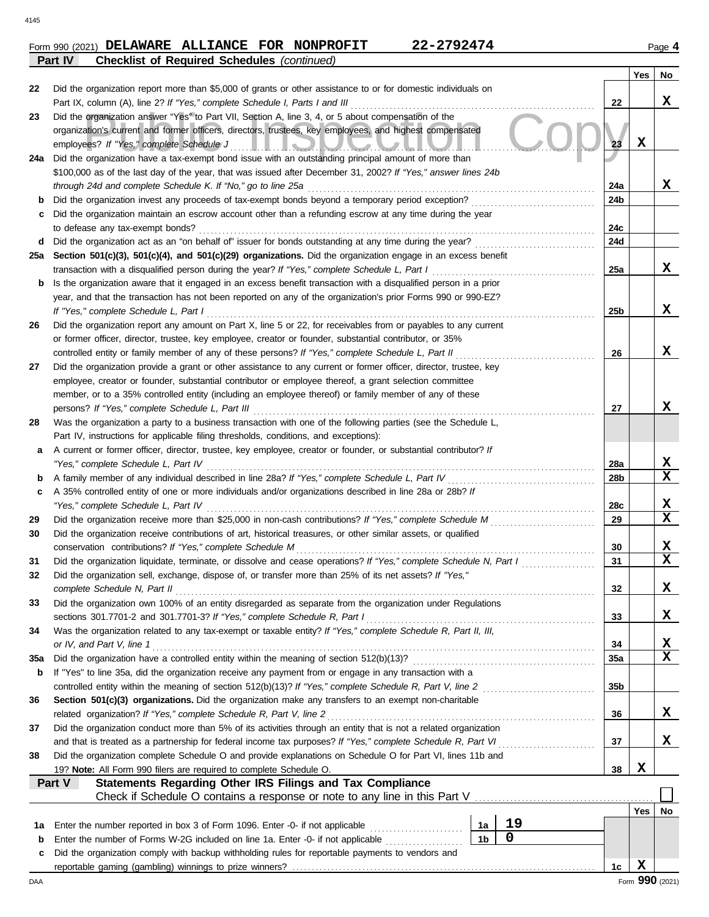Form 990 (2021) **DELAWARE ALLIANCE FOR NONPROFIT** **22-2792474** Page 4

## Part IV Checklist of Required Schedules *(continued)*

| | | | Yes | No |
|---|---|---|---|---|
| 22 | Did the organization report more than $5,000 of grants or other assistance to or for domestic individuals on Part IX, column (A), line 2? *If "Yes," complete Schedule I, Parts I and III* | 22 | | X |
| 23 | Did the organization answer "Yes" to Part VII, Section A, line 3, 4, or 5 about compensation of the organization's current and former officers, directors, trustees, key employees, and highest compensated employees? *If "Yes," complete Schedule J* | 23 | X | |
| 24a | Did the organization have a tax-exempt bond issue with an outstanding principal amount of more than $100,000 as of the last day of the year, that was issued after December 31, 2002? *If "Yes," answer lines 24b through 24d and complete Schedule K. If "No," go to line 25a* | 24a | | X |
| b | Did the organization invest any proceeds of tax-exempt bonds beyond a temporary period exception? | 24b | | |
| c | Did the organization maintain an escrow account other than a refunding escrow at any time during the year to defease any tax-exempt bonds? | 24c | | |
| d | Did the organization act as an "on behalf of" issuer for bonds outstanding at any time during the year? | 24d | | |
| 25a | **Section 501(c)(3), 501(c)(4), and 501(c)(29) organizations.** Did the organization engage in an excess benefit transaction with a disqualified person during the year? *If "Yes," complete Schedule L, Part I* | 25a | | X |
| b | Is the organization aware that it engaged in an excess benefit transaction with a disqualified person in a prior year, and that the transaction has not been reported on any of the organization's prior Forms 990 or 990-EZ? *If "Yes," complete Schedule L, Part I* | 25b | | X |
| 26 | Did the organization report any amount on Part X, line 5 or 22, for receivables from or payables to any current or former officer, director, trustee, key employee, creator or founder, substantial contributor, or 35% controlled entity or family member of any of these persons? *If "Yes," complete Schedule L, Part II* | 26 | | X |
| 27 | Did the organization provide a grant or other assistance to any current or former officer, director, trustee, key employee, creator or founder, substantial contributor or employee thereof, a grant selection committee member, or to a 35% controlled entity (including an employee thereof) or family member of any of these persons? *If "Yes," complete Schedule L, Part III* | 27 | | X |
| 28 | Was the organization a party to a business transaction with one of the following parties (see the Schedule L, Part IV, instructions for applicable filing thresholds, conditions, and exceptions): | | | |
| a | A current or former officer, director, trustee, key employee, creator or founder, or substantial contributor? *If "Yes," complete Schedule L, Part IV* | 28a | | X |
| b | A family member of any individual described in line 28a? *If "Yes," complete Schedule L, Part IV* | 28b | | X |
| c | A 35% controlled entity of one or more individuals and/or organizations described in line 28a or 28b? *If "Yes," complete Schedule L, Part IV* | 28c | | X |
| 29 | Did the organization receive more than $25,000 in non-cash contributions? *If "Yes," complete Schedule M* | 29 | | X |
| 30 | Did the organization receive contributions of art, historical treasures, or other similar assets, or qualified conservation contributions? *If "Yes," complete Schedule M* | 30 | | X |
| 31 | Did the organization liquidate, terminate, or dissolve and cease operations? *If "Yes," complete Schedule N, Part I* | 31 | | X |
| 32 | Did the organization sell, exchange, dispose of, or transfer more than 25% of its net assets? *If "Yes," complete Schedule N, Part II* | 32 | | X |
| 33 | Did the organization own 100% of an entity disregarded as separate from the organization under Regulations sections 301.7701-2 and 301.7701-3? *If "Yes," complete Schedule R, Part I* | 33 | | X |
| 34 | Was the organization related to any tax-exempt or taxable entity? *If "Yes," complete Schedule R, Part II, III, or IV, and Part V, line 1* | 34 | | X |
| 35a | Did the organization have a controlled entity within the meaning of section 512(b)(13)? | 35a | | X |
| b | If "Yes" to line 35a, did the organization receive any payment from or engage in any transaction with a controlled entity within the meaning of section 512(b)(13)? *If "Yes," complete Schedule R, Part V, line 2* | 35b | | |
| 36 | **Section 501(c)(3) organizations.** Did the organization make any transfers to an exempt non-charitable related organization? *If "Yes," complete Schedule R, Part V, line 2* | 36 | | X |
| 37 | Did the organization conduct more than 5% of its activities through an entity that is not a related organization and that is treated as a partnership for federal income tax purposes? *If "Yes," complete Schedule R, Part VI* | 37 | | X |
| 38 | Did the organization complete Schedule O and provide explanations on Schedule O for Part VI, lines 11b and 19? **Note:** All Form 990 filers are required to complete Schedule O. | 38 | X | |

## Part V Statements Regarding Other IRS Filings and Tax Compliance

Check if Schedule O contains a response or note to any line in this Part V ☐

| | | | | | Yes | No |
|---|---|---|---|---|---|---|
| 1a | Enter the number reported in box 3 of Form 1096. Enter -0- if not applicable | 1a | 19 | | | |
| b | Enter the number of Forms W-2G included on line 1a. Enter -0- if not applicable | 1b | 0 | | | |
| c | Did the organization comply with backup withholding rules for reportable payments to vendors and reportable gaming (gambling) winnings to prize winners? | | | 1c | X | |

Form **990** (2021)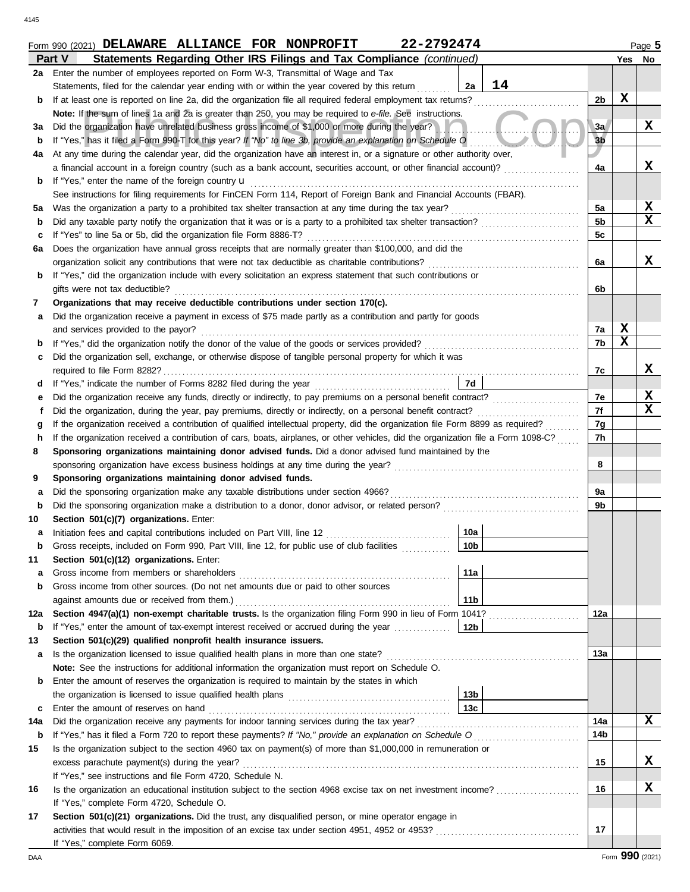Form 990 (2021) **DELAWARE ALLIANCE FOR NONPROFIT 22-2792474** Page 5

## Part V Statements Regarding Other IRS Filings and Tax Compliance *(continued)*

| | | | | | Yes | No |
|---|---|---|---|---|---|---|
| 2a | Enter the number of employees reported on Form W-3, Transmittal of Wage and Tax Statements, filed for the calendar year ending with or within the year covered by this return | 2a | 14 | | | |
| b | If at least one is reported on line 2a, did the organization file all required federal employment tax returns? | | | 2b | X | |
| | **Note:** If the sum of lines 1a and 2a is greater than 250, you may be required to *e-file.* See instructions. | | | | | |
| 3a | Did the organization have unrelated business gross income of $1,000 or more during the year? | | | 3a | | X |
| b | If "Yes," has it filed a Form 990-T for this year? *If "No" to line 3b, provide an explanation on Schedule O* | | | 3b | | |
| 4a | At any time during the calendar year, did the organization have an interest in, or a signature or other authority over, a financial account in a foreign country (such as a bank account, securities account, or other financial account)? | | | 4a | | X |
| b | If "Yes," enter the name of the foreign country u | | | | | |
| | See instructions for filing requirements for FinCEN Form 114, Report of Foreign Bank and Financial Accounts (FBAR). | | | | | |
| 5a | Was the organization a party to a prohibited tax shelter transaction at any time during the tax year? | | | 5a | | X |
| b | Did any taxable party notify the organization that it was or is a party to a prohibited tax shelter transaction? | | | 5b | | X |
| c | If "Yes" to line 5a or 5b, did the organization file Form 8886-T? | | | 5c | | |
| 6a | Does the organization have annual gross receipts that are normally greater than $100,000, and did the organization solicit any contributions that were not tax deductible as charitable contributions? | | | 6a | | X |
| b | If "Yes," did the organization include with every solicitation an express statement that such contributions or gifts were not tax deductible? | | | 6b | | |
| 7 | **Organizations that may receive deductible contributions under section 170(c).** | | | | | |
| a | Did the organization receive a payment in excess of $75 made partly as a contribution and partly for goods and services provided to the payor? | | | 7a | X | |
| b | If "Yes," did the organization notify the donor of the value of the goods or services provided? | | | 7b | X | |
| c | Did the organization sell, exchange, or otherwise dispose of tangible personal property for which it was required to file Form 8282? | | | 7c | | X |
| d | If "Yes," indicate the number of Forms 8282 filed during the year | 7d | | | | |
| e | Did the organization receive any funds, directly or indirectly, to pay premiums on a personal benefit contract? | | | 7e | | X |
| f | Did the organization, during the year, pay premiums, directly or indirectly, on a personal benefit contract? | | | 7f | | X |
| g | If the organization received a contribution of qualified intellectual property, did the organization file Form 8899 as required? | | | 7g | | |
| h | If the organization received a contribution of cars, boats, airplanes, or other vehicles, did the organization file a Form 1098-C? | | | 7h | | |
| 8 | **Sponsoring organizations maintaining donor advised funds.** Did a donor advised fund maintained by the sponsoring organization have excess business holdings at any time during the year? | | | 8 | | |
| 9 | **Sponsoring organizations maintaining donor advised funds.** | | | | | |
| a | Did the sponsoring organization make any taxable distributions under section 4966? | | | 9a | | |
| b | Did the sponsoring organization make a distribution to a donor, donor advisor, or related person? | | | 9b | | |
| 10 | **Section 501(c)(7) organizations.** Enter: | | | | | |
| a | Initiation fees and capital contributions included on Part VIII, line 12 | 10a | | | | |
| b | Gross receipts, included on Form 990, Part VIII, line 12, for public use of club facilities | 10b | | | | |
| 11 | **Section 501(c)(12) organizations.** Enter: | | | | | |
| a | Gross income from members or shareholders | 11a | | | | |
| b | Gross income from other sources. (Do not net amounts due or paid to other sources against amounts due or received from them.) | 11b | | | | |
| 12a | **Section 4947(a)(1) non-exempt charitable trusts.** Is the organization filing Form 990 in lieu of Form 1041? | | | 12a | | |
| b | If "Yes," enter the amount of tax-exempt interest received or accrued during the year | 12b | | | | |
| 13 | **Section 501(c)(29) qualified nonprofit health insurance issuers.** | | | | | |
| a | Is the organization licensed to issue qualified health plans in more than one state? | | | 13a | | |
| | **Note:** See the instructions for additional information the organization must report on Schedule O. | | | | | |
| b | Enter the amount of reserves the organization is required to maintain by the states in which the organization is licensed to issue qualified health plans | 13b | | | | |
| c | Enter the amount of reserves on hand | 13c | | | | |
| 14a | Did the organization receive any payments for indoor tanning services during the tax year? | | | 14a | | X |
| b | If "Yes," has it filed a Form 720 to report these payments? *If "No," provide an explanation on Schedule O* | | | 14b | | |
| 15 | Is the organization subject to the section 4960 tax on payment(s) of more than $1,000,000 in remuneration or excess parachute payment(s) during the year? | | | 15 | | X |
| | If "Yes," see instructions and file Form 4720, Schedule N. | | | | | |
| 16 | Is the organization an educational institution subject to the section 4968 excise tax on net investment income? | | | 16 | | X |
| | If "Yes," complete Form 4720, Schedule O. | | | | | |
| 17 | **Section 501(c)(21) organizations.** Did the trust, any disqualified person, or mine operator engage in activities that would result in the imposition of an excise tax under section 4951, 4952 or 4953? | | | 17 | | |
| | If "Yes," complete Form 6069. | | | | | |

Form **990** (2021)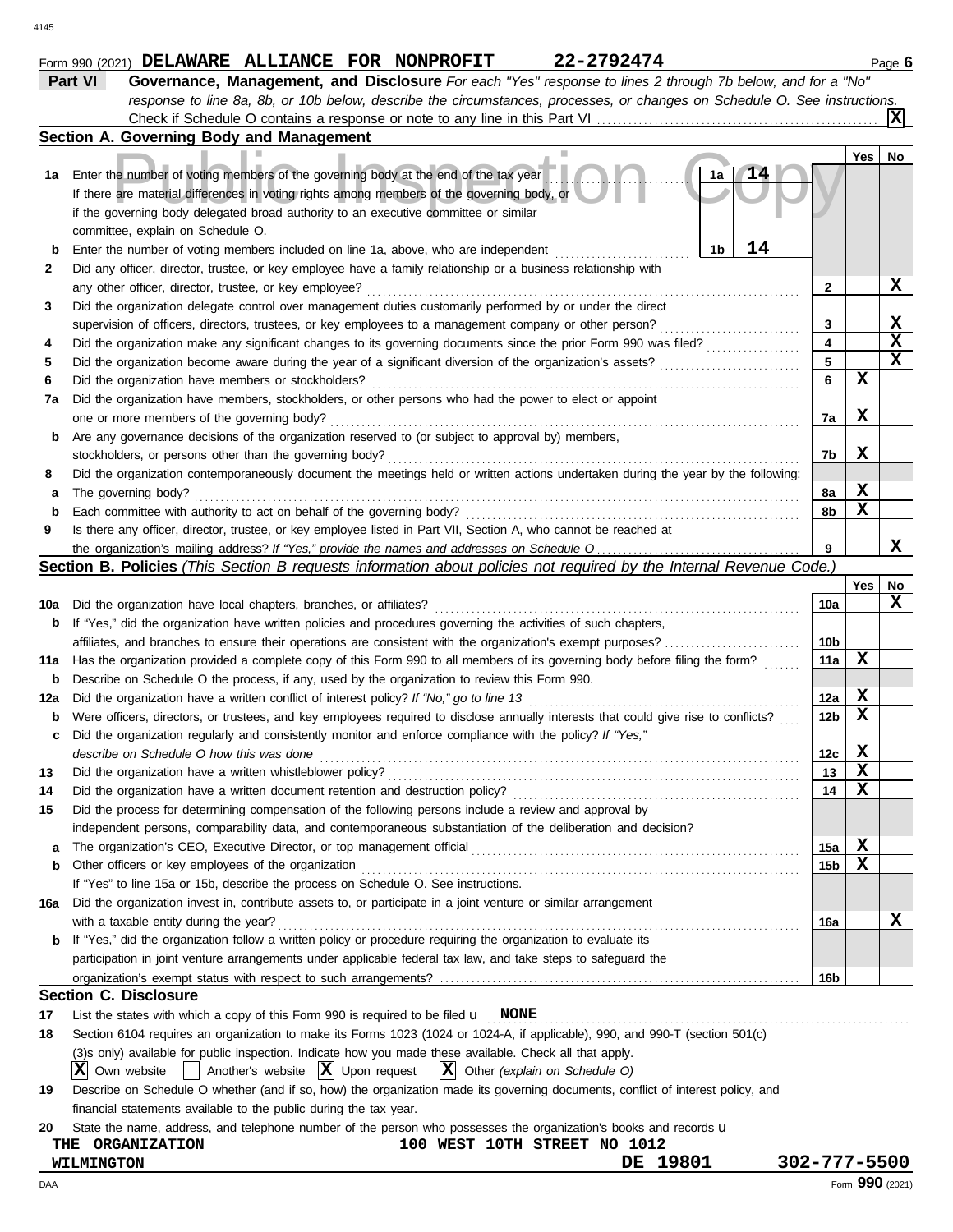Form 990 (2021) **DELAWARE ALLIANCE FOR NONPROFIT** **22-2792474** Page **6**

## Part VI Governance, Management, and Disclosure

*For each "Yes" response to lines 2 through 7b below, and for a "No" response to line 8a, 8b, or 10b below, describe the circumstances, processes, or changes on Schedule O. See instructions.*

Check if Schedule O contains a response or note to any line in this Part VI .......... [X]

### Section A. Governing Body and Management

| | | | Yes | No |
|---|---|---|---|---|
| **1a** | Enter the number of voting members of the governing body at the end of the tax year ... **1a** **14**<br>If there are material differences in voting rights among members of the governing body, or if the governing body delegated broad authority to an executive committee or similar committee, explain on Schedule O. | | | |
| **b** | Enter the number of voting members included on line 1a, above, who are independent ... **1b** **14** | | | |
| **2** | Did any officer, director, trustee, or key employee have a family relationship or a business relationship with any other officer, director, trustee, or key employee? | 2 | | X |
| **3** | Did the organization delegate control over management duties customarily performed by or under the direct supervision of officers, directors, trustees, or key employees to a management company or other person? | 3 | | X |
| **4** | Did the organization make any significant changes to its governing documents since the prior Form 990 was filed? | 4 | | X |
| **5** | Did the organization become aware during the year of a significant diversion of the organization's assets? | 5 | | X |
| **6** | Did the organization have members or stockholders? | 6 | X | |
| **7a** | Did the organization have members, stockholders, or other persons who had the power to elect or appoint one or more members of the governing body? | 7a | X | |
| **b** | Are any governance decisions of the organization reserved to (or subject to approval by) members, stockholders, or persons other than the governing body? | 7b | X | |
| **8** | Did the organization contemporaneously document the meetings held or written actions undertaken during the year by the following: | | | |
| **a** | The governing body? | 8a | X | |
| **b** | Each committee with authority to act on behalf of the governing body? | 8b | X | |
| **9** | Is there any officer, director, trustee, or key employee listed in Part VII, Section A, who cannot be reached at the organization's mailing address? *If "Yes," provide the names and addresses on Schedule O* | 9 | | X |

### Section B. Policies *(This Section B requests information about policies not required by the Internal Revenue Code.)*

| | | | Yes | No |
|---|---|---|---|---|
| **10a** | Did the organization have local chapters, branches, or affiliates? | 10a | | X |
| **b** | If "Yes," did the organization have written policies and procedures governing the activities of such chapters, affiliates, and branches to ensure their operations are consistent with the organization's exempt purposes? | 10b | | |
| **11a** | Has the organization provided a complete copy of this Form 990 to all members of its governing body before filing the form? | 11a | X | |
| **b** | Describe on Schedule O the process, if any, used by the organization to review this Form 990. | | | |
| **12a** | Did the organization have a written conflict of interest policy? *If "No," go to line 13* | 12a | X | |
| **b** | Were officers, directors, or trustees, and key employees required to disclose annually interests that could give rise to conflicts? | 12b | X | |
| **c** | Did the organization regularly and consistently monitor and enforce compliance with the policy? *If "Yes," describe on Schedule O how this was done* | 12c | X | |
| **13** | Did the organization have a written whistleblower policy? | 13 | X | |
| **14** | Did the organization have a written document retention and destruction policy? | 14 | X | |
| **15** | Did the process for determining compensation of the following persons include a review and approval by independent persons, comparability data, and contemporaneous substantiation of the deliberation and decision? | | | |
| **a** | The organization's CEO, Executive Director, or top management official | 15a | X | |
| **b** | Other officers or key employees of the organization | 15b | X | |
| | If "Yes" to line 15a or 15b, describe the process on Schedule O. See instructions. | | | |
| **16a** | Did the organization invest in, contribute assets to, or participate in a joint venture or similar arrangement with a taxable entity during the year? | 16a | | X |
| **b** | If "Yes," did the organization follow a written policy or procedure requiring the organization to evaluate its participation in joint venture arrangements under applicable federal tax law, and take steps to safeguard the organization's exempt status with respect to such arrangements? | 16b | | |

### Section C. Disclosure

**17** List the states with which a copy of this Form 990 is required to be filed **NONE**

**18** Section 6104 requires an organization to make its Forms 1023 (1024 or 1024-A, if applicable), 990, and 990-T (section 501(c)(3)s only) available for public inspection. Indicate how you made these available. Check all that apply.

[X] Own website [ ] Another's website [X] Upon request [X] Other *(explain on Schedule O)*

**19** Describe on Schedule O whether (and if so, how) the organization made its governing documents, conflict of interest policy, and financial statements available to the public during the tax year.

**20** State the name, address, and telephone number of the person who possesses the organization's books and records

**THE ORGANIZATION** **100 WEST 10TH STREET NO 1012**
**WILMINGTON** **DE 19801** **302-777-5500**

Form **990** (2021)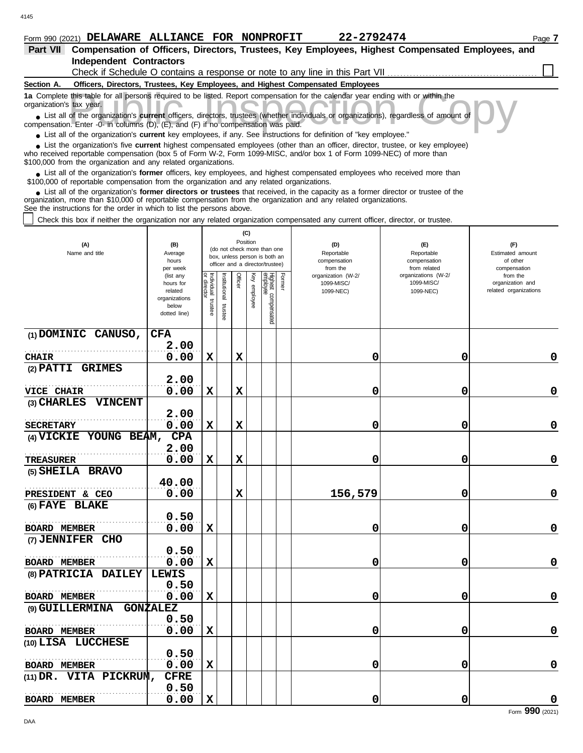Form 990 (2021) **DELAWARE ALLIANCE FOR NONPROFIT** **22-2792474** Page **7**

**Part VII Compensation of Officers, Directors, Trustees, Key Employees, Highest Compensated Employees, and Independent Contractors**

Check if Schedule O contains a response or note to any line in this Part VII ☐

**Section A. Officers, Directors, Trustees, Key Employees, and Highest Compensated Employees**

**1a** Complete this table for all persons required to be listed. Report compensation for the calendar year ending with or within the organization's tax year.

- List all of the organization's **current** officers, directors, trustees (whether individuals or organizations), regardless of amount of compensation. Enter -0- in columns (D), (E), and (F) if no compensation was paid.
- List all of the organization's **current** key employees, if any. See instructions for definition of "key employee."
- List the organization's five **current** highest compensated employees (other than an officer, director, trustee, or key employee) who received reportable compensation (box 5 of Form W-2, Form 1099-MISC, and/or box 1 of Form 1099-NEC) of more than $100,000 from the organization and any related organizations.
- List all of the organization's **former** officers, key employees, and highest compensated employees who received more than $100,000 of reportable compensation from the organization and any related organizations.
- List all of the organization's **former directors or trustees** that received, in the capacity as a former director or trustee of the organization, more than $10,000 of reportable compensation from the organization and any related organizations.

See the instructions for the order in which to list the persons above.

☐ Check this box if neither the organization nor any related organization compensated any current officer, director, or trustee.

| (A) Name and title | (B) Average hours per week (list any hours for related organizations below dotted line) | (C) Position: Individual trustee or director | Institutional trustee | Officer | Key employee | Highest compensated employee | Former | (D) Reportable compensation from the organization (W-2/1099-MISC/1099-NEC) | (E) Reportable compensation from related organizations (W-2/1099-MISC/1099-NEC) | (F) Estimated amount of other compensation from the organization and related organizations |
|---|---|---|---|---|---|---|---|---|---|---|
| (1) DOMINIC CANUSO, CFA<br>CHAIR | 2.00<br>0.00 | X | | X | | | | 0 | 0 | 0 |
| (2) PATTI GRIMES<br>VICE CHAIR | 2.00<br>0.00 | X | | X | | | | 0 | 0 | 0 |
| (3) CHARLES VINCENT<br>SECRETARY | 2.00<br>0.00 | X | | X | | | | 0 | 0 | 0 |
| (4) VICKIE YOUNG BEAM, CPA<br>TREASURER | 2.00<br>0.00 | X | | X | | | | 0 | 0 | 0 |
| (5) SHEILA BRAVO<br>PRESIDENT & CEO | 40.00<br>0.00 | | | X | | | | 156,579 | 0 | 0 |
| (6) FAYE BLAKE<br>BOARD MEMBER | 0.50<br>0.00 | X | | | | | | 0 | 0 | 0 |
| (7) JENNIFER CHO<br>BOARD MEMBER | 0.50<br>0.00 | X | | | | | | 0 | 0 | 0 |
| (8) PATRICIA DAILEY LEWIS<br>BOARD MEMBER | 0.50<br>0.00 | X | | | | | | 0 | 0 | 0 |
| (9) GUILLERMINA GONZALEZ<br>BOARD MEMBER | 0.50<br>0.00 | X | | | | | | 0 | 0 | 0 |
| (10) LISA LUCCHESE<br>BOARD MEMBER | 0.50<br>0.00 | X | | | | | | 0 | 0 | 0 |
| (11) DR. VITA PICKRUM, CFRE<br>BOARD MEMBER | 0.50<br>0.00 | X | | | | | | 0 | 0 | 0 |

Form **990** (2021)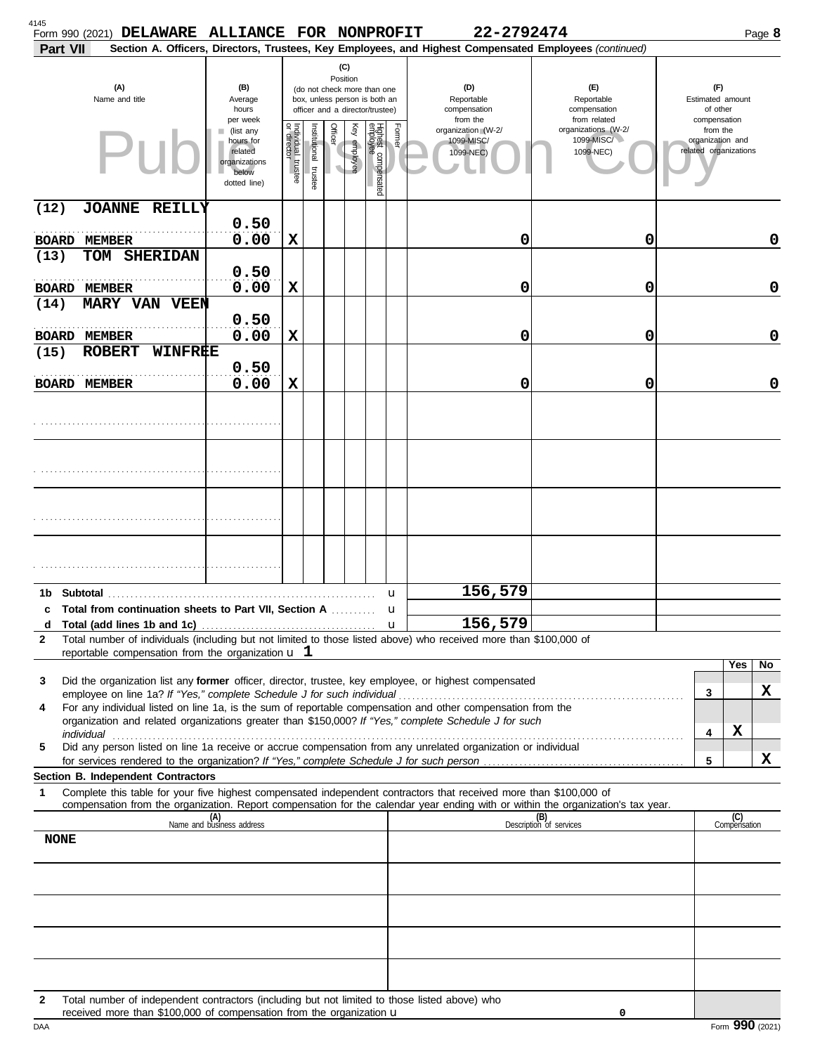Form 990 (2021) **DELAWARE ALLIANCE FOR NONPROFIT** **22-2792474**

**Part VII** **Section A. Officers, Directors, Trustees, Key Employees, and Highest Compensated Employees** *(continued)*

| (A) Name and title | (B) Average hours per week (list any hours for related organizations below dotted line) | (C) Position: Individual trustee or director | Institutional trustee | Officer | Key employee | Highest compensated employee | Former | (D) Reportable compensation from the organization (W-2/1099-MISC/1099-NEC) | (E) Reportable compensation from related organizations (W-2/1099-MISC/1099-NEC) | (F) Estimated amount of other compensation from the organization and related organizations |
|---|---|---|---|---|---|---|---|---|---|---|
| (12) JOANNE REILLY<br>BOARD MEMBER | 0.50<br>0.00 | X | | | | | | 0 | 0 | 0 |
| (13) TOM SHERIDAN<br>BOARD MEMBER | 0.50<br>0.00 | X | | | | | | 0 | 0 | 0 |
| (14) MARY VAN VEEN<br>BOARD MEMBER | 0.50<br>0.00 | X | | | | | | 0 | 0 | 0 |
| (15) ROBERT WINFREE<br>BOARD MEMBER | 0.50<br>0.00 | X | | | | | | 0 | 0 | 0 |

| | | (D) | (E) | (F) |
|---|---|---|---|---|
| **1b** | **Subtotal** | 156,579 | | |
| **c** | **Total from continuation sheets to Part VII, Section A** | | | |
| **d** | **Total (add lines 1b and 1c)** | 156,579 | | |

**2** Total number of individuals (including but not limited to those listed above) who received more than $100,000 of reportable compensation from the organization: **1**

| | | | Yes | No |
|---|---|---|---|---|
| **3** | Did the organization list any **former** officer, director, trustee, key employee, or highest compensated employee on line 1a? *If "Yes," complete Schedule J for such individual* | 3 | | X |
| **4** | For any individual listed on line 1a, is the sum of reportable compensation and other compensation from the organization and related organizations greater than $150,000? *If "Yes," complete Schedule J for such individual* | 4 | X | |
| **5** | Did any person listed on line 1a receive or accrue compensation from any unrelated organization or individual for services rendered to the organization? *If "Yes," complete Schedule J for such person* | 5 | | X |

**Section B. Independent Contractors**

**1** Complete this table for your five highest compensated independent contractors that received more than $100,000 of compensation from the organization. Report compensation for the calendar year ending with or within the organization's tax year.

| (A) Name and business address | (B) Description of services | (C) Compensation |
|---|---|---|
| NONE | | |
| | | |
| | | |
| | | |
| | | |

**2** Total number of independent contractors (including but not limited to those listed above) who received more than $100,000 of compensation from the organization: 0

Form **990** (2021)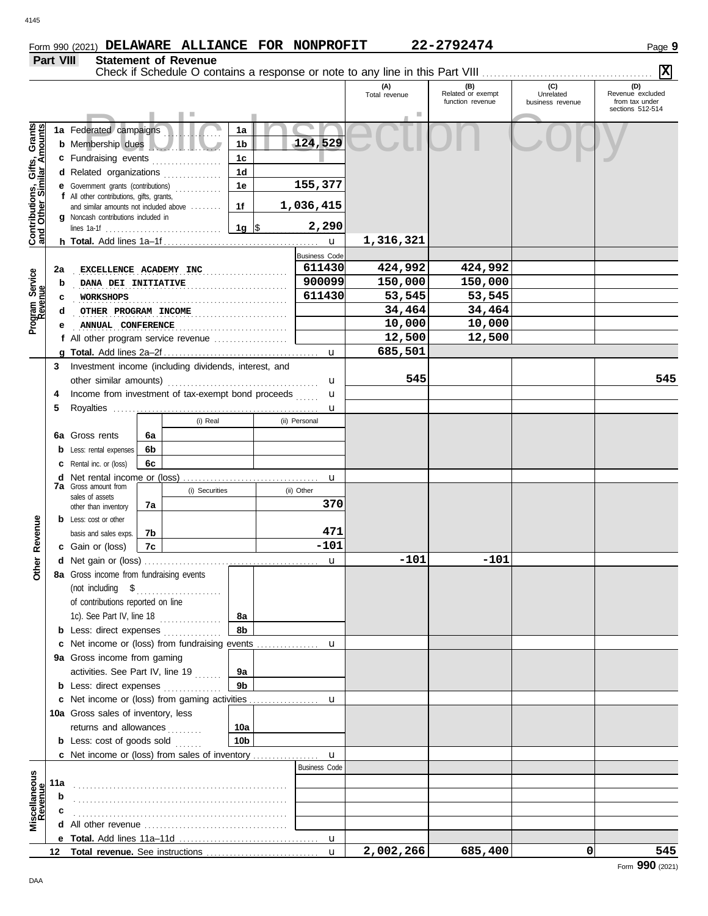Form 990 (2021) **DELAWARE ALLIANCE FOR NONPROFIT** **22-2792474** Page **9**

## Part VIII Statement of Revenue

Check if Schedule O contains a response or note to any line in this Part VIII .......... **X**

| | | | | (A) Total revenue | (B) Related or exempt function revenue | (C) Unrelated business revenue | (D) Revenue excluded from tax under sections 512-514 |
|---|---|---|---|---|---|---|---|
| **Contributions, Gifts, Grants and Other Similar Amounts** | 1a Federated campaigns | 1a | | | | | |
| | b Membership dues | 1b | 124,529 | | | | |
| | c Fundraising events | 1c | | | | | |
| | d Related organizations | 1d | | | | | |
| | e Government grants (contributions) | 1e | 155,377 | | | | |
| | f All other contributions, gifts, grants, and similar amounts not included above | 1f | 1,036,415 | | | | |
| | g Noncash contributions included in lines 1a-1f | 1g | $ 2,290 | | | | |
| | h **Total.** Add lines 1a–1f | | | 1,316,321 | | | |
| **Program Service Revenue** | | | Business Code | | | | |
| | 2a EXCELLENCE ACADEMY INC | | 611430 | 424,992 | 424,992 | | |
| | b DANA DEI INITIATIVE | | 900099 | 150,000 | 150,000 | | |
| | c WORKSHOPS | | 611430 | 53,545 | 53,545 | | |
| | d OTHER PROGRAM INCOME | | | 34,464 | 34,464 | | |
| | e ANNUAL CONFERENCE | | | 10,000 | 10,000 | | |
| | f All other program service revenue | | | 12,500 | 12,500 | | |
| | g **Total.** Add lines 2a–2f | | | 685,501 | | | |
| **Other Revenue** | 3 Investment income (including dividends, interest, and other similar amounts) | | | 545 | | | 545 |
| | 4 Income from investment of tax-exempt bond proceeds | | | | | | |
| | 5 Royalties | | | | | | |
| | | (i) Real | (ii) Personal | | | | |
| | 6a Gross rents | 6a | | | | | |
| | b Less: rental expenses | 6b | | | | | |
| | c Rental inc. or (loss) | 6c | | | | | |
| | d Net rental income or (loss) | | | | | | |
| | | (i) Securities | (ii) Other | | | | |
| | 7a Gross amount from sales of assets other than inventory | 7a | 370 | | | | |
| | b Less: cost or other basis and sales exps. | 7b | 471 | | | | |
| | c Gain or (loss) | 7c | -101 | | | | |
| | d Net gain or (loss) | | | -101 | -101 | | |
| | 8a Gross income from fundraising events (not including $ ......... of contributions reported on line 1c). See Part IV, line 18 | 8a | | | | | |
| | b Less: direct expenses | 8b | | | | | |
| | c Net income or (loss) from fundraising events | | | | | | |
| | 9a Gross income from gaming activities. See Part IV, line 19 | 9a | | | | | |
| | b Less: direct expenses | 9b | | | | | |
| | c Net income or (loss) from gaming activities | | | | | | |
| | 10a Gross sales of inventory, less returns and allowances | 10a | | | | | |
| | b Less: cost of goods sold | 10b | | | | | |
| | c Net income or (loss) from sales of inventory | | | | | | |
| **Miscellaneous Revenue** | | | Business Code | | | | |
| | 11a | | | | | | |
| | b | | | | | | |
| | c | | | | | | |
| | d All other revenue | | | | | | |
| | e **Total.** Add lines 11a–11d | | | | | | |
| | 12 **Total revenue.** See instructions | | | 2,002,266 | 685,400 | 0 | 545 |

Form **990** (2021)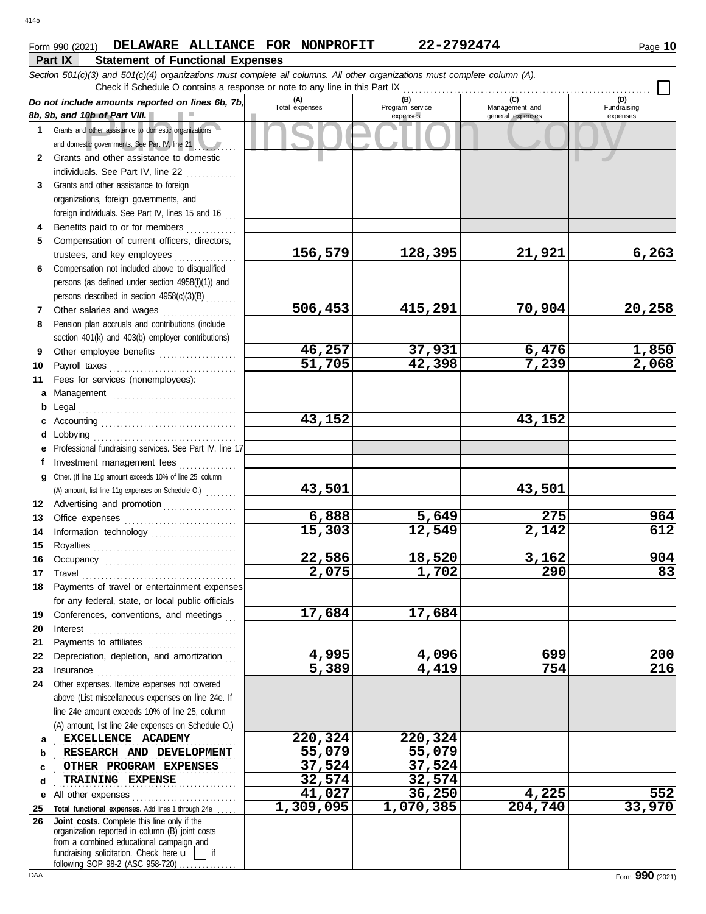Form 990 (2021) **DELAWARE ALLIANCE FOR NONPROFIT** **22-2792474** Page **10**

## Part IX Statement of Functional Expenses

*Section 501(c)(3) and 501(c)(4) organizations must complete all columns. All other organizations must complete column (A).*

Check if Schedule O contains a response or note to any line in this Part IX ☐

| *Do not include amounts reported on lines 6b, 7b, 8b, 9b, and 10b of Part VIII.* | (A) Total expenses | (B) Program service expenses | (C) Management and general expenses | (D) Fundraising expenses |
|---|---|---|---|---|
| **1** Grants and other assistance to domestic organizations and domestic governments. See Part IV, line 21 | | | | |
| **2** Grants and other assistance to domestic individuals. See Part IV, line 22 | | | | |
| **3** Grants and other assistance to foreign organizations, foreign governments, and foreign individuals. See Part IV, lines 15 and 16 | | | | |
| **4** Benefits paid to or for members | | | | |
| **5** Compensation of current officers, directors, trustees, and key employees | 156,579 | 128,395 | 21,921 | 6,263 |
| **6** Compensation not included above to disqualified persons (as defined under section 4958(f)(1)) and persons described in section 4958(c)(3)(B) | | | | |
| **7** Other salaries and wages | 506,453 | 415,291 | 70,904 | 20,258 |
| **8** Pension plan accruals and contributions (include section 401(k) and 403(b) employer contributions) | | | | |
| **9** Other employee benefits | 46,257 | 37,931 | 6,476 | 1,850 |
| **10** Payroll taxes | 51,705 | 42,398 | 7,239 | 2,068 |
| **11** Fees for services (nonemployees): | | | | |
| **a** Management | | | | |
| **b** Legal | | | | |
| **c** Accounting | 43,152 | | 43,152 | |
| **d** Lobbying | | | | |
| **e** Professional fundraising services. See Part IV, line 17 | | | | |
| **f** Investment management fees | | | | |
| **g** Other. (If line 11g amount exceeds 10% of line 25, column (A) amount, list line 11g expenses on Schedule O.) | 43,501 | | 43,501 | |
| **12** Advertising and promotion | | | | |
| **13** Office expenses | 6,888 | 5,649 | 275 | 964 |
| **14** Information technology | 15,303 | 12,549 | 2,142 | 612 |
| **15** Royalties | | | | |
| **16** Occupancy | 22,586 | 18,520 | 3,162 | 904 |
| **17** Travel | 2,075 | 1,702 | 290 | 83 |
| **18** Payments of travel or entertainment expenses for any federal, state, or local public officials | | | | |
| **19** Conferences, conventions, and meetings | 17,684 | 17,684 | | |
| **20** Interest | | | | |
| **21** Payments to affiliates | | | | |
| **22** Depreciation, depletion, and amortization | 4,995 | 4,096 | 699 | 200 |
| **23** Insurance | 5,389 | 4,419 | 754 | 216 |
| **24** Other expenses. Itemize expenses not covered above (List miscellaneous expenses on line 24e. If line 24e amount exceeds 10% of line 25, column (A) amount, list line 24e expenses on Schedule O.) | | | | |
| **a** EXCELLENCE ACADEMY | 220,324 | 220,324 | | |
| **b** RESEARCH AND DEVELOPMENT | 55,079 | 55,079 | | |
| **c** OTHER PROGRAM EXPENSES | 37,524 | 37,524 | | |
| **d** TRAINING EXPENSE | 32,574 | 32,574 | | |
| **e** All other expenses | 41,027 | 36,250 | 4,225 | 552 |
| **25 Total functional expenses.** Add lines 1 through 24e | 1,309,095 | 1,070,385 | 204,740 | 33,970 |
| **26 Joint costs.** Complete this line only if the organization reported in column (B) joint costs from a combined educational campaign and fundraising solicitation. Check here ☐ if following SOP 98-2 (ASC 958-720) | | | | |

Form **990** (2021)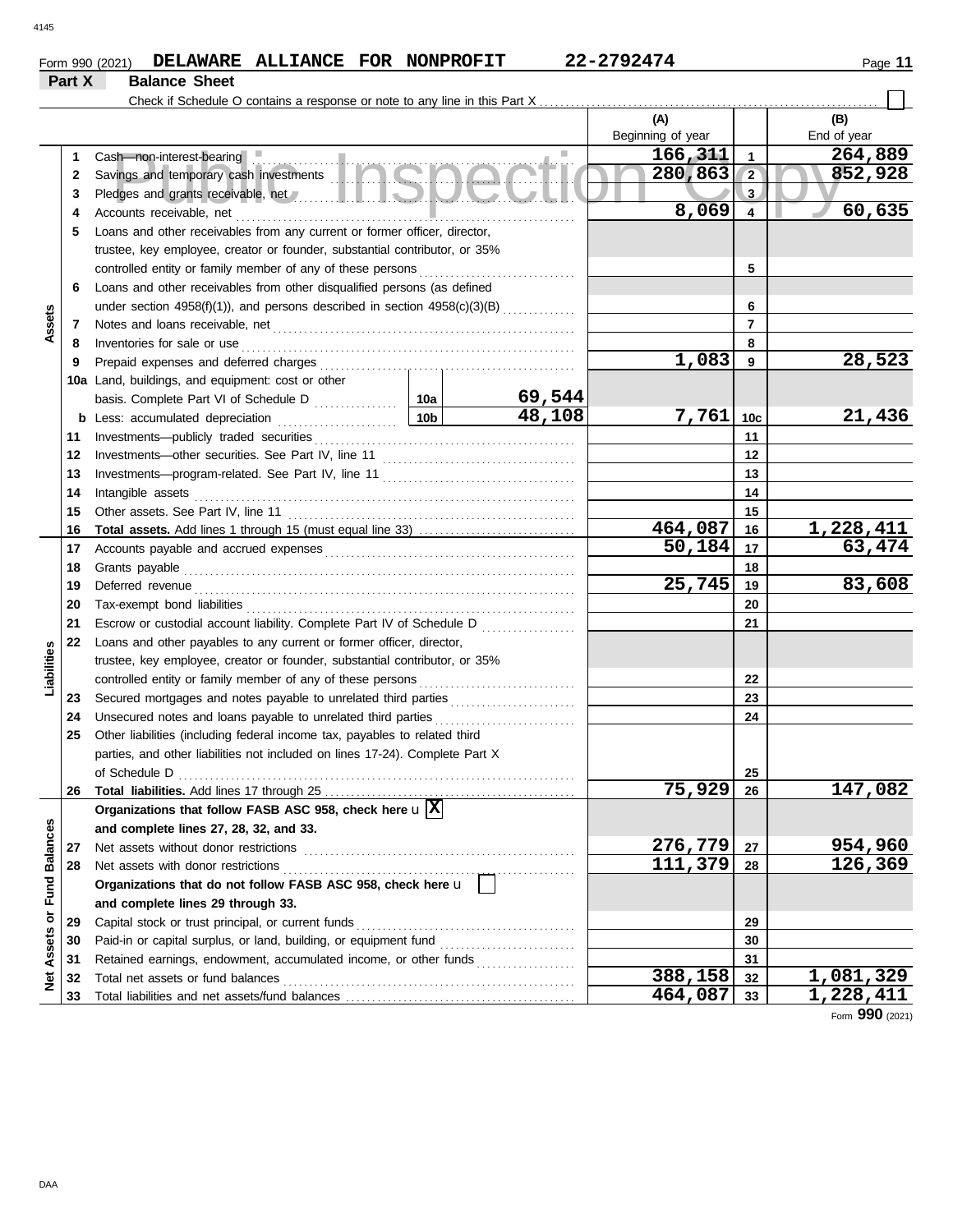Form 990 (2021) **DELAWARE ALLIANCE FOR NONPROFIT** **22-2792474** Page **11**

## Part X Balance Sheet

Check if Schedule O contains a response or note to any line in this Part X ☐

| Section | Line | Description | | | (A) Beginning of year | | (B) End of year |
|---|---|---|---|---|---|---|---|
| Assets | 1 | Cash—non-interest-bearing | | | 166,311 | 1 | 264,889 |
| | 2 | Savings and temporary cash investments | | | 280,863 | 2 | 852,928 |
| | 3 | Pledges and grants receivable, net | | | | 3 | |
| | 4 | Accounts receivable, net | | | 8,069 | 4 | 60,635 |
| | 5 | Loans and other receivables from any current or former officer, director, trustee, key employee, creator or founder, substantial contributor, or 35% controlled entity or family member of any of these persons | | | | 5 | |
| | 6 | Loans and other receivables from other disqualified persons (as defined under section 4958(f)(1)), and persons described in section 4958(c)(3)(B) | | | | 6 | |
| | 7 | Notes and loans receivable, net | | | | 7 | |
| | 8 | Inventories for sale or use | | | | 8 | |
| | 9 | Prepaid expenses and deferred charges | | | 1,083 | 9 | 28,523 |
| | 10a | Land, buildings, and equipment: cost or other basis. Complete Part VI of Schedule D | 10a | 69,544 | | | |
| | b | Less: accumulated depreciation | 10b | 48,108 | 7,761 | 10c | 21,436 |
| | 11 | Investments—publicly traded securities | | | | 11 | |
| | 12 | Investments—other securities. See Part IV, line 11 | | | | 12 | |
| | 13 | Investments—program-related. See Part IV, line 11 | | | | 13 | |
| | 14 | Intangible assets | | | | 14 | |
| | 15 | Other assets. See Part IV, line 11 | | | | 15 | |
| | 16 | **Total assets.** Add lines 1 through 15 (must equal line 33) | | | 464,087 | 16 | 1,228,411 |
| Liabilities | 17 | Accounts payable and accrued expenses | | | 50,184 | 17 | 63,474 |
| | 18 | Grants payable | | | | 18 | |
| | 19 | Deferred revenue | | | 25,745 | 19 | 83,608 |
| | 20 | Tax-exempt bond liabilities | | | | 20 | |
| | 21 | Escrow or custodial account liability. Complete Part IV of Schedule D | | | | 21 | |
| | 22 | Loans and other payables to any current or former officer, director, trustee, key employee, creator or founder, substantial contributor, or 35% controlled entity or family member of any of these persons | | | | 22 | |
| | 23 | Secured mortgages and notes payable to unrelated third parties | | | | 23 | |
| | 24 | Unsecured notes and loans payable to unrelated third parties | | | | 24 | |
| | 25 | Other liabilities (including federal income tax, payables to related third parties, and other liabilities not included on lines 17-24). Complete Part X of Schedule D | | | | 25 | |
| | 26 | **Total liabilities.** Add lines 17 through 25 | | | 75,929 | 26 | 147,082 |
| Net Assets or Fund Balances | | **Organizations that follow FASB ASC 958, check here** ☒ **and complete lines 27, 28, 32, and 33.** | | | | | |
| | 27 | Net assets without donor restrictions | | | 276,779 | 27 | 954,960 |
| | 28 | Net assets with donor restrictions | | | 111,379 | 28 | 126,369 |
| | | **Organizations that do not follow FASB ASC 958, check here** ☐ **and complete lines 29 through 33.** | | | | | |
| | 29 | Capital stock or trust principal, or current funds | | | | 29 | |
| | 30 | Paid-in or capital surplus, or land, building, or equipment fund | | | | 30 | |
| | 31 | Retained earnings, endowment, accumulated income, or other funds | | | | 31 | |
| | 32 | Total net assets or fund balances | | | 388,158 | 32 | 1,081,329 |
| | 33 | Total liabilities and net assets/fund balances | | | 464,087 | 33 | 1,228,411 |

Form **990** (2021)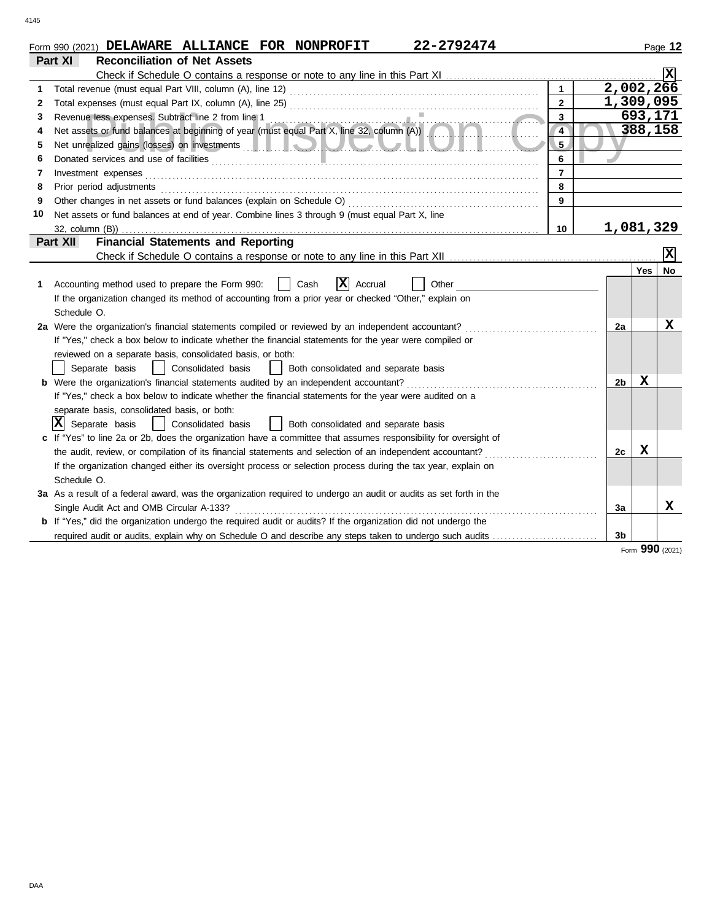Form 990 (2021) **DELAWARE ALLIANCE FOR NONPROFIT** **22-2792474**

## Part XI Reconciliation of Net Assets

Check if Schedule O contains a response or note to any line in this Part XI .......... [X]

| | | | |
|---|---|---|---|
| 1 | Total revenue (must equal Part VIII, column (A), line 12) | 1 | 2,002,266 |
| 2 | Total expenses (must equal Part IX, column (A), line 25) | 2 | 1,309,095 |
| 3 | Revenue less expenses. Subtract line 2 from line 1 | 3 | 693,171 |
| 4 | Net assets or fund balances at beginning of year (must equal Part X, line 32, column (A)) | 4 | 388,158 |
| 5 | Net unrealized gains (losses) on investments | 5 | |
| 6 | Donated services and use of facilities | 6 | |
| 7 | Investment expenses | 7 | |
| 8 | Prior period adjustments | 8 | |
| 9 | Other changes in net assets or fund balances (explain on Schedule O) | 9 | |
| 10 | Net assets or fund balances at end of year. Combine lines 3 through 9 (must equal Part X, line 32, column (B)) | 10 | 1,081,329 |

## Part XII Financial Statements and Reporting

Check if Schedule O contains a response or note to any line in this Part XII .......... [X]

| | | | Yes | No |
|---|---|---|---|---|
| 1 | Accounting method used to prepare the Form 990: [ ] Cash [X] Accrual [ ] Other ____<br>If the organization changed its method of accounting from a prior year or checked "Other," explain on Schedule O. | | | |
| 2a | Were the organization's financial statements compiled or reviewed by an independent accountant?<br>If "Yes," check a box below to indicate whether the financial statements for the year were compiled or reviewed on a separate basis, consolidated basis, or both:<br>[ ] Separate basis [ ] Consolidated basis [ ] Both consolidated and separate basis | 2a | | X |
| b | Were the organization's financial statements audited by an independent accountant?<br>If "Yes," check a box below to indicate whether the financial statements for the year were audited on a separate basis, consolidated basis, or both:<br>[X] Separate basis [ ] Consolidated basis [ ] Both consolidated and separate basis | 2b | X | |
| c | If "Yes" to line 2a or 2b, does the organization have a committee that assumes responsibility for oversight of the audit, review, or compilation of its financial statements and selection of an independent accountant?<br>If the organization changed either its oversight process or selection process during the tax year, explain on Schedule O. | 2c | X | |
| 3a | As a result of a federal award, was the organization required to undergo an audit or audits as set forth in the Single Audit Act and OMB Circular A-133? | 3a | | X |
| b | If "Yes," did the organization undergo the required audit or audits? If the organization did not undergo the required audit or audits, explain why on Schedule O and describe any steps taken to undergo such audits | 3b | | |

Form **990** (2021)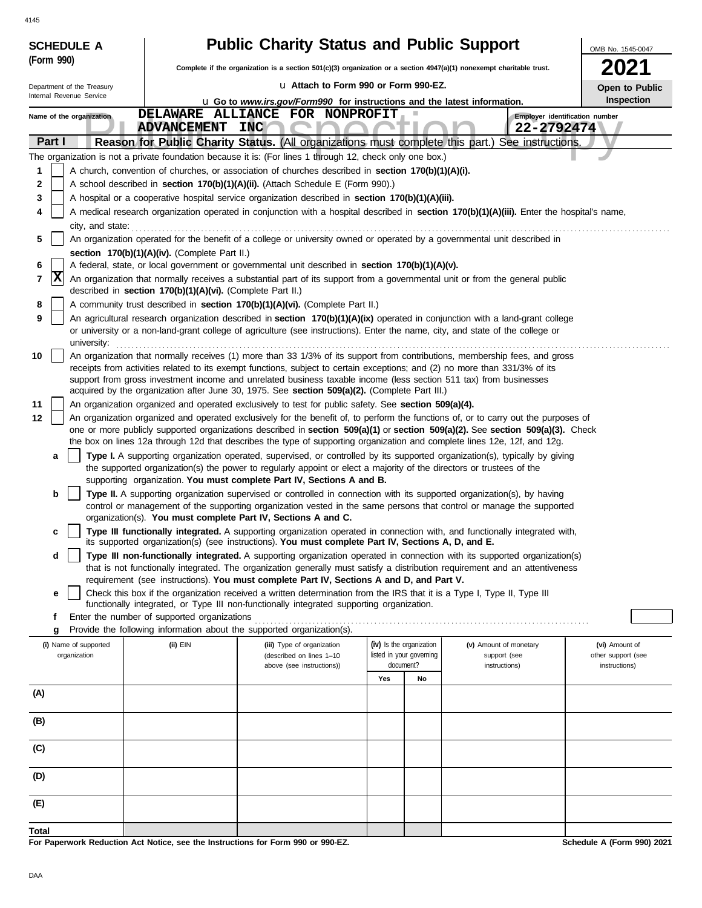**SCHEDULE A (Form 990)**

Department of the Treasury
Internal Revenue Service

# Public Charity Status and Public Support

**Complete if the organization is a section 501(c)(3) organization or a section 4947(a)(1) nonexempt charitable trust.**

u Attach to Form 990 or Form 990-EZ.

u Go to *www.irs.gov/Form990* for instructions and the latest information.

OMB No. 1545-0047

**2021**

**Open to Public Inspection**

Name of the organization: DELAWARE ALLIANCE FOR NONPROFIT ADVANCEMENT INC

Employer identification number: 22-2792474

**Part I** **Reason for Public Charity Status.** (All organizations must complete this part.) See instructions.

The organization is not a private foundation because it is: (For lines 1 through 12, check only one box.)

1 [ ] A church, convention of churches, or association of churches described in **section 170(b)(1)(A)(i).**

2 [ ] A school described in **section 170(b)(1)(A)(ii).** (Attach Schedule E (Form 990).)

3 [ ] A hospital or a cooperative hospital service organization described in **section 170(b)(1)(A)(iii).**

4 [ ] A medical research organization operated in conjunction with a hospital described in **section 170(b)(1)(A)(iii).** Enter the hospital's name, city, and state:

5 [ ] An organization operated for the benefit of a college or university owned or operated by a governmental unit described in **section 170(b)(1)(A)(iv).** (Complete Part II.)

6 [ ] A federal, state, or local government or governmental unit described in **section 170(b)(1)(A)(v).**

7 [X] An organization that normally receives a substantial part of its support from a governmental unit or from the general public described in **section 170(b)(1)(A)(vi).** (Complete Part II.)

8 [ ] A community trust described in **section 170(b)(1)(A)(vi).** (Complete Part II.)

9 [ ] An agricultural research organization described in **section 170(b)(1)(A)(ix)** operated in conjunction with a land-grant college or university or a non-land-grant college of agriculture (see instructions). Enter the name, city, and state of the college or university:

10 [ ] An organization that normally receives (1) more than 33 1/3% of its support from contributions, membership fees, and gross receipts from activities related to its exempt functions, subject to certain exceptions; and (2) no more than 331/3% of its support from gross investment income and unrelated business taxable income (less section 511 tax) from businesses acquired by the organization after June 30, 1975. See **section 509(a)(2).** (Complete Part III.)

11 [ ] An organization organized and operated exclusively to test for public safety. See **section 509(a)(4).**

12 [ ] An organization organized and operated exclusively for the benefit of, to perform the functions of, or to carry out the purposes of one or more publicly supported organizations described in **section 509(a)(1)** or **section 509(a)(2).** See **section 509(a)(3).** Check the box on lines 12a through 12d that describes the type of supporting organization and complete lines 12e, 12f, and 12g.

a [ ] **Type I.** A supporting organization operated, supervised, or controlled by its supported organization(s), typically by giving the supported organization(s) the power to regularly appoint or elect a majority of the directors or trustees of the supporting organization. **You must complete Part IV, Sections A and B.**

b [ ] **Type II.** A supporting organization supervised or controlled in connection with its supported organization(s), by having control or management of the supporting organization vested in the same persons that control or manage the supported organization(s). **You must complete Part IV, Sections A and C.**

c [ ] **Type III functionally integrated.** A supporting organization operated in connection with, and functionally integrated with, its supported organization(s) (see instructions). **You must complete Part IV, Sections A, D, and E.**

d [ ] **Type III non-functionally integrated.** A supporting organization operated in connection with its supported organization(s) that is not functionally integrated. The organization generally must satisfy a distribution requirement and an attentiveness requirement (see instructions). **You must complete Part IV, Sections A and D, and Part V.**

e [ ] Check this box if the organization received a written determination from the IRS that it is a Type I, Type II, Type III functionally integrated, or Type III non-functionally integrated supporting organization.

f Enter the number of supported organizations

g Provide the following information about the supported organization(s).

| (i) Name of supported organization | (ii) EIN | (iii) Type of organization (described on lines 1–10 above (see instructions)) | (iv) Is the organization listed in your governing document? | | (v) Amount of monetary support (see instructions) | (vi) Amount of other support (see instructions) |
|---|---|---|---|---|---|---|
| | | | Yes | No | | |
| (A) | | | | | | |
| (B) | | | | | | |
| (C) | | | | | | |
| (D) | | | | | | |
| (E) | | | | | | |
| Total | | | | | | |

**For Paperwork Reduction Act Notice, see the Instructions for Form 990 or 990-EZ.**

**Schedule A (Form 990) 2021**

DAA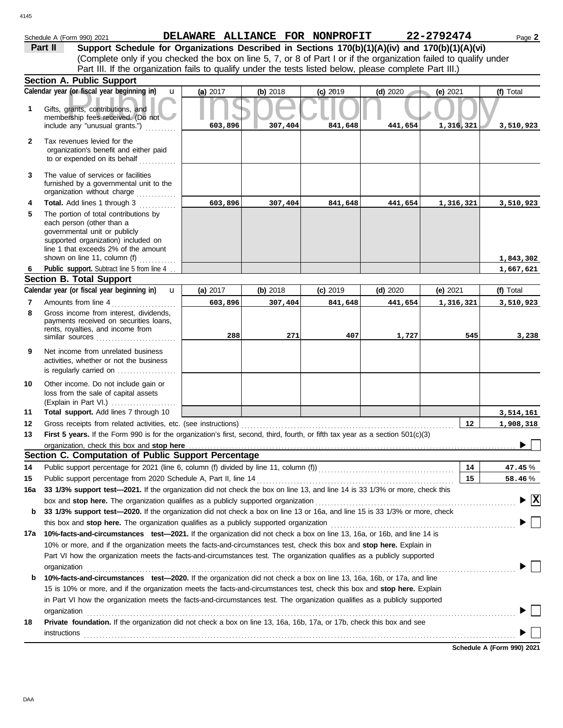Schedule A (Form 990) 2021 **DELAWARE ALLIANCE FOR NONPROFIT 22-2792474** Page **2**

## Part II Support Schedule for Organizations Described in Sections 170(b)(1)(A)(iv) and 170(b)(1)(A)(vi)

(Complete only if you checked the box on line 5, 7, or 8 of Part I or if the organization failed to qualify under Part III. If the organization fails to qualify under the tests listed below, please complete Part III.)

### Section A. Public Support

| | Calendar year (or fiscal year beginning in) | (a) 2017 | (b) 2018 | (c) 2019 | (d) 2020 | (e) 2021 | (f) Total |
|---|---|---|---|---|---|---|---|
| 1 | Gifts, grants, contributions, and membership fees received. (Do not include any "unusual grants.") | 603,896 | 307,404 | 841,648 | 441,654 | 1,316,321 | 3,510,923 |
| 2 | Tax revenues levied for the organization's benefit and either paid to or expended on its behalf | | | | | | |
| 3 | The value of services or facilities furnished by a governmental unit to the organization without charge | | | | | | |
| 4 | **Total.** Add lines 1 through 3 | 603,896 | 307,404 | 841,648 | 441,654 | 1,316,321 | 3,510,923 |
| 5 | The portion of total contributions by each person (other than a governmental unit or publicly supported organization) included on line 1 that exceeds 2% of the amount shown on line 11, column (f) | | | | | | 1,843,302 |
| 6 | **Public support.** Subtract line 5 from line 4 | | | | | | 1,667,621 |

### Section B. Total Support

| | Calendar year (or fiscal year beginning in) | (a) 2017 | (b) 2018 | (c) 2019 | (d) 2020 | (e) 2021 | (f) Total |
|---|---|---|---|---|---|---|---|
| 7 | Amounts from line 4 | 603,896 | 307,404 | 841,648 | 441,654 | 1,316,321 | 3,510,923 |
| 8 | Gross income from interest, dividends, payments received on securities loans, rents, royalties, and income from similar sources | 288 | 271 | 407 | 1,727 | 545 | 3,238 |
| 9 | Net income from unrelated business activities, whether or not the business is regularly carried on | | | | | | |
| 10 | Other income. Do not include gain or loss from the sale of capital assets (Explain in Part VI.) | | | | | | |
| 11 | **Total support.** Add lines 7 through 10 | | | | | | 3,514,161 |

12 Gross receipts from related activities, etc. (see instructions) — **12** — 1,908,318

13 **First 5 years.** If the Form 990 is for the organization's first, second, third, fourth, or fifth tax year as a section 501(c)(3) organization, check this box and **stop here** ☐

### Section C. Computation of Public Support Percentage

14 Public support percentage for 2021 (line 6, column (f) divided by line 11, column (f)) — **14** — 47.45 %

15 Public support percentage from 2020 Schedule A, Part II, line 14 — **15** — 58.46 %

16a **33 1/3% support test—2021.** If the organization did not check the box on line 13, and line 14 is 33 1/3% or more, check this box and **stop here.** The organization qualifies as a publicly supported organization ☒

b **33 1/3% support test—2020.** If the organization did not check a box on line 13 or 16a, and line 15 is 33 1/3% or more, check this box and **stop here.** The organization qualifies as a publicly supported organization ☐

17a **10%-facts-and-circumstances test—2021.** If the organization did not check a box on line 13, 16a, or 16b, and line 14 is 10% or more, and if the organization meets the facts-and-circumstances test, check this box and **stop here.** Explain in Part VI how the organization meets the facts-and-circumstances test. The organization qualifies as a publicly supported organization ☐

b **10%-facts-and-circumstances test—2020.** If the organization did not check a box on line 13, 16a, 16b, or 17a, and line 15 is 10% or more, and if the organization meets the facts-and-circumstances test, check this box and **stop here.** Explain in Part VI how the organization meets the facts-and-circumstances test. The organization qualifies as a publicly supported organization ☐

18 **Private foundation.** If the organization did not check a box on line 13, 16a, 16b, 17a, or 17b, check this box and see instructions ☐

**Schedule A (Form 990) 2021**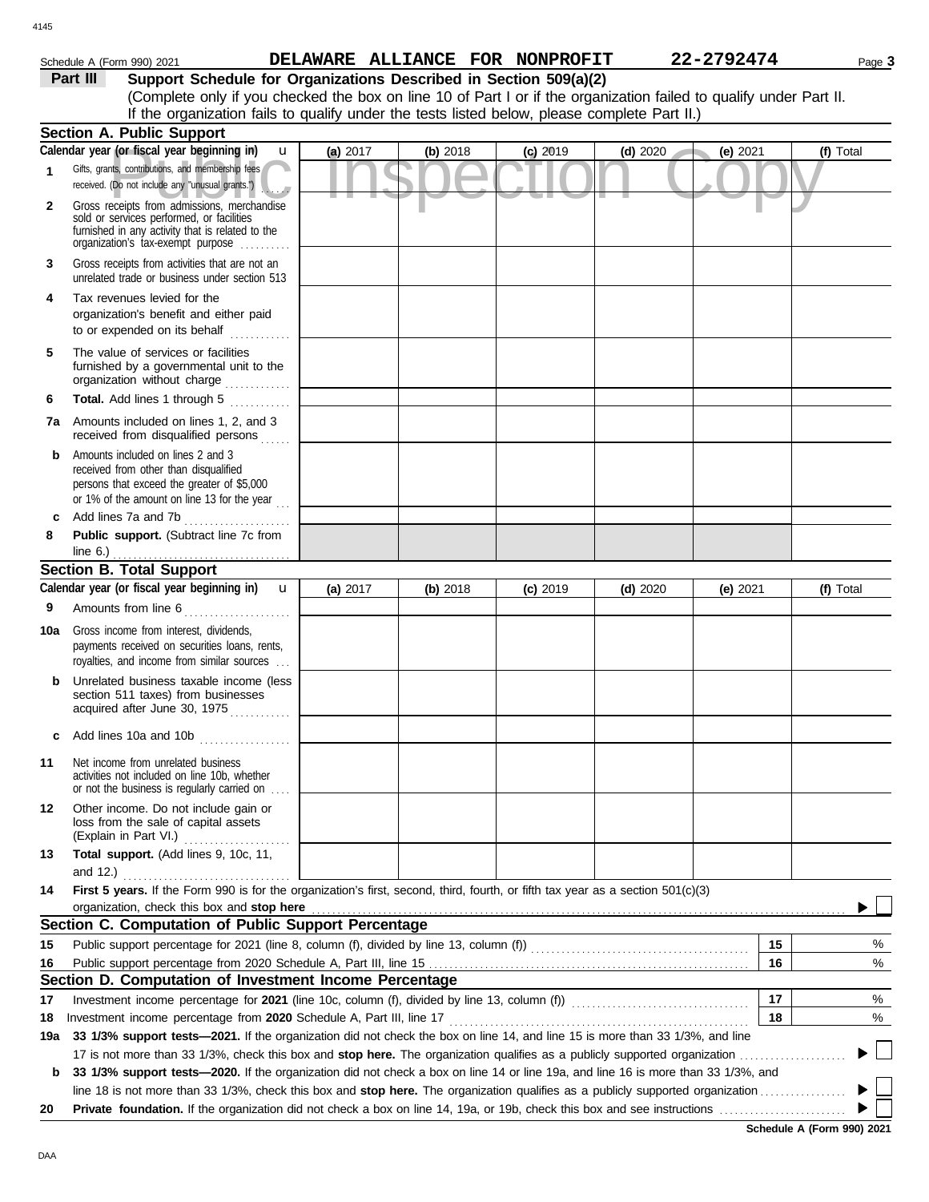Schedule A (Form 990) 2021 **DELAWARE ALLIANCE FOR NONPROFIT** **22-2792474** Page **3**

**Part III** **Support Schedule for Organizations Described in Section 509(a)(2)**

(Complete only if you checked the box on line 10 of Part I or if the organization failed to qualify under Part II. If the organization fails to qualify under the tests listed below, please complete Part II.)

## Section A. Public Support

| | Calendar year (or fiscal year beginning in) u | (a) 2017 | (b) 2018 | (c) 2019 | (d) 2020 | (e) 2021 | (f) Total |
|---|---|---|---|---|---|---|---|
| 1 | Gifts, grants, contributions, and membership fees received. (Do not include any "unusual grants.") | | | | | | |
| 2 | Gross receipts from admissions, merchandise sold or services performed, or facilities furnished in any activity that is related to the organization's tax-exempt purpose | | | | | | |
| 3 | Gross receipts from activities that are not an unrelated trade or business under section 513 | | | | | | |
| 4 | Tax revenues levied for the organization's benefit and either paid to or expended on its behalf | | | | | | |
| 5 | The value of services or facilities furnished by a governmental unit to the organization without charge | | | | | | |
| 6 | **Total.** Add lines 1 through 5 | | | | | | |
| 7a | Amounts included on lines 1, 2, and 3 received from disqualified persons | | | | | | |
| b | Amounts included on lines 2 and 3 received from other than disqualified persons that exceed the greater of $5,000 or 1% of the amount on line 13 for the year | | | | | | |
| c | Add lines 7a and 7b | | | | | | |
| 8 | **Public support.** (Subtract line 7c from line 6.) | | | | | | |

## Section B. Total Support

| | Calendar year (or fiscal year beginning in) u | (a) 2017 | (b) 2018 | (c) 2019 | (d) 2020 | (e) 2021 | (f) Total |
|---|---|---|---|---|---|---|---|
| 9 | Amounts from line 6 | | | | | | |
| 10a | Gross income from interest, dividends, payments received on securities loans, rents, royalties, and income from similar sources | | | | | | |
| b | Unrelated business taxable income (less section 511 taxes) from businesses acquired after June 30, 1975 | | | | | | |
| c | Add lines 10a and 10b | | | | | | |
| 11 | Net income from unrelated business activities not included on line 10b, whether or not the business is regularly carried on | | | | | | |
| 12 | Other income. Do not include gain or loss from the sale of capital assets (Explain in Part VI.) | | | | | | |
| 13 | **Total support.** (Add lines 9, 10c, 11, and 12.) | | | | | | |

**14** **First 5 years.** If the Form 990 is for the organization's first, second, third, fourth, or fifth tax year as a section 501(c)(3) organization, check this box and **stop here** ▶ ☐

## Section C. Computation of Public Support Percentage

| | | | |
|---|---|---|---|
| 15 | Public support percentage for 2021 (line 8, column (f), divided by line 13, column (f)) | 15 | % |
| 16 | Public support percentage from 2020 Schedule A, Part III, line 15 | 16 | % |

## Section D. Computation of Investment Income Percentage

| | | | |
|---|---|---|---|
| 17 | Investment income percentage for **2021** (line 10c, column (f), divided by line 13, column (f)) | 17 | % |
| 18 | Investment income percentage from **2020** Schedule A, Part III, line 17 | 18 | % |

**19a** **33 1/3% support tests—2021.** If the organization did not check the box on line 14, and line 15 is more than 33 1/3%, and line 17 is not more than 33 1/3%, check this box and **stop here.** The organization qualifies as a publicly supported organization ▶ ☐

**b** **33 1/3% support tests—2020.** If the organization did not check a box on line 14 or line 19a, and line 16 is more than 33 1/3%, and line 18 is not more than 33 1/3%, check this box and **stop here.** The organization qualifies as a publicly supported organization ▶ ☐

**20** **Private foundation.** If the organization did not check a box on line 14, 19a, or 19b, check this box and see instructions ▶ ☐

**Schedule A (Form 990) 2021**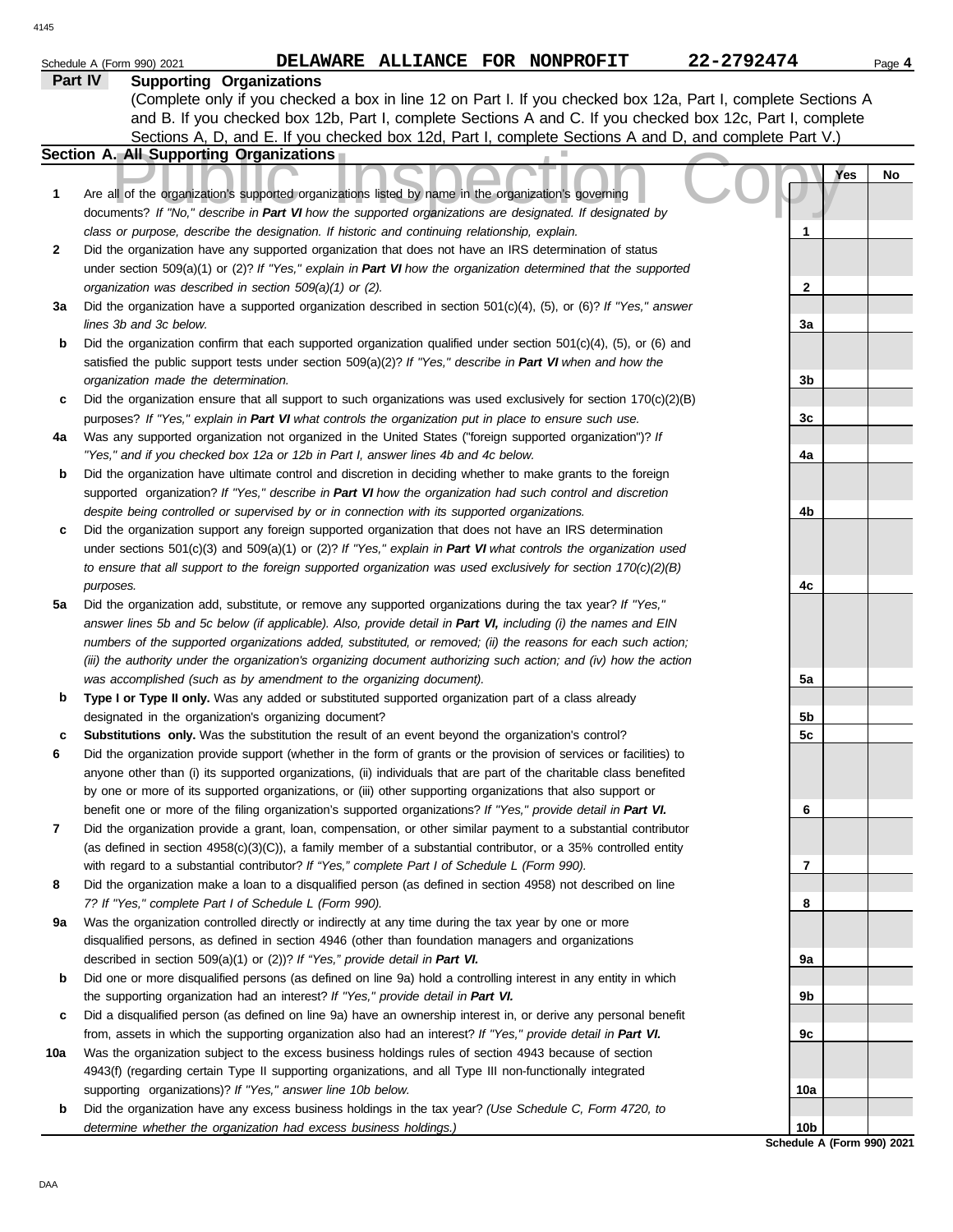Schedule A (Form 990) 2021 **DELAWARE ALLIANCE FOR NONPROFIT** **22-2792474**

**Part IV** **Supporting Organizations**

(Complete only if you checked a box in line 12 on Part I. If you checked box 12a, Part I, complete Sections A and B. If you checked box 12b, Part I, complete Sections A and C. If you checked box 12c, Part I, complete Sections A, D, and E. If you checked box 12d, Part I, complete Sections A and D, and complete Part V.)

**Section A. All Supporting Organizations**

Public Inspection Copy

| | | | Yes | No |
|---|---|---|---|---|
| **1** | Are all of the organization's supported organizations listed by name in the organization's governing documents? *If "No," describe in **Part VI** how the supported organizations are designated. If designated by class or purpose, describe the designation. If historic and continuing relationship, explain.* | 1 | | |
| **2** | Did the organization have any supported organization that does not have an IRS determination of status under section 509(a)(1) or (2)? *If "Yes," explain in **Part VI** how the organization determined that the supported organization was described in section 509(a)(1) or (2).* | 2 | | |
| **3a** | Did the organization have a supported organization described in section 501(c)(4), (5), or (6)? *If "Yes," answer lines 3b and 3c below.* | 3a | | |
| **b** | Did the organization confirm that each supported organization qualified under section 501(c)(4), (5), or (6) and satisfied the public support tests under section 509(a)(2)? *If "Yes," describe in **Part VI** when and how the organization made the determination.* | 3b | | |
| **c** | Did the organization ensure that all support to such organizations was used exclusively for section 170(c)(2)(B) purposes? *If "Yes," explain in **Part VI** what controls the organization put in place to ensure such use.* | 3c | | |
| **4a** | Was any supported organization not organized in the United States ("foreign supported organization")? *If "Yes," and if you checked box 12a or 12b in Part I, answer lines 4b and 4c below.* | 4a | | |
| **b** | Did the organization have ultimate control and discretion in deciding whether to make grants to the foreign supported organization? *If "Yes," describe in **Part VI** how the organization had such control and discretion despite being controlled or supervised by or in connection with its supported organizations.* | 4b | | |
| **c** | Did the organization support any foreign supported organization that does not have an IRS determination under sections 501(c)(3) and 509(a)(1) or (2)? *If "Yes," explain in **Part VI** what controls the organization used to ensure that all support to the foreign supported organization was used exclusively for section 170(c)(2)(B) purposes.* | 4c | | |
| **5a** | Did the organization add, substitute, or remove any supported organizations during the tax year? *If "Yes," answer lines 5b and 5c below (if applicable). Also, provide detail in **Part VI,** including (i) the names and EIN numbers of the supported organizations added, substituted, or removed; (ii) the reasons for each such action; (iii) the authority under the organization's organizing document authorizing such action; and (iv) how the action was accomplished (such as by amendment to the organizing document).* | 5a | | |
| **b** | **Type I or Type II only.** Was any added or substituted supported organization part of a class already designated in the organization's organizing document? | 5b | | |
| **c** | **Substitutions only.** Was the substitution the result of an event beyond the organization's control? | 5c | | |
| **6** | Did the organization provide support (whether in the form of grants or the provision of services or facilities) to anyone other than (i) its supported organizations, (ii) individuals that are part of the charitable class benefited by one or more of its supported organizations, or (iii) other supporting organizations that also support or benefit one or more of the filing organization's supported organizations? *If "Yes," provide detail in **Part VI.*** | 6 | | |
| **7** | Did the organization provide a grant, loan, compensation, or other similar payment to a substantial contributor (as defined in section 4958(c)(3)(C)), a family member of a substantial contributor, or a 35% controlled entity with regard to a substantial contributor? *If "Yes," complete Part I of Schedule L (Form 990).* | 7 | | |
| **8** | Did the organization make a loan to a disqualified person (as defined in section 4958) not described on line 7? *If "Yes," complete Part I of Schedule L (Form 990).* | 8 | | |
| **9a** | Was the organization controlled directly or indirectly at any time during the tax year by one or more disqualified persons, as defined in section 4946 (other than foundation managers and organizations described in section 509(a)(1) or (2))? *If "Yes," provide detail in **Part VI.*** | 9a | | |
| **b** | Did one or more disqualified persons (as defined on line 9a) hold a controlling interest in any entity in which the supporting organization had an interest? *If "Yes," provide detail in **Part VI.*** | 9b | | |
| **c** | Did a disqualified person (as defined on line 9a) have an ownership interest in, or derive any personal benefit from, assets in which the supporting organization also had an interest? *If "Yes," provide detail in **Part VI.*** | 9c | | |
| **10a** | Was the organization subject to the excess business holdings rules of section 4943 because of section 4943(f) (regarding certain Type II supporting organizations, and all Type III non-functionally integrated supporting organizations)? *If "Yes," answer line 10b below.* | 10a | | |
| **b** | Did the organization have any excess business holdings in the tax year? *(Use Schedule C, Form 4720, to determine whether the organization had excess business holdings.)* | 10b | | |

**Schedule A (Form 990) 2021**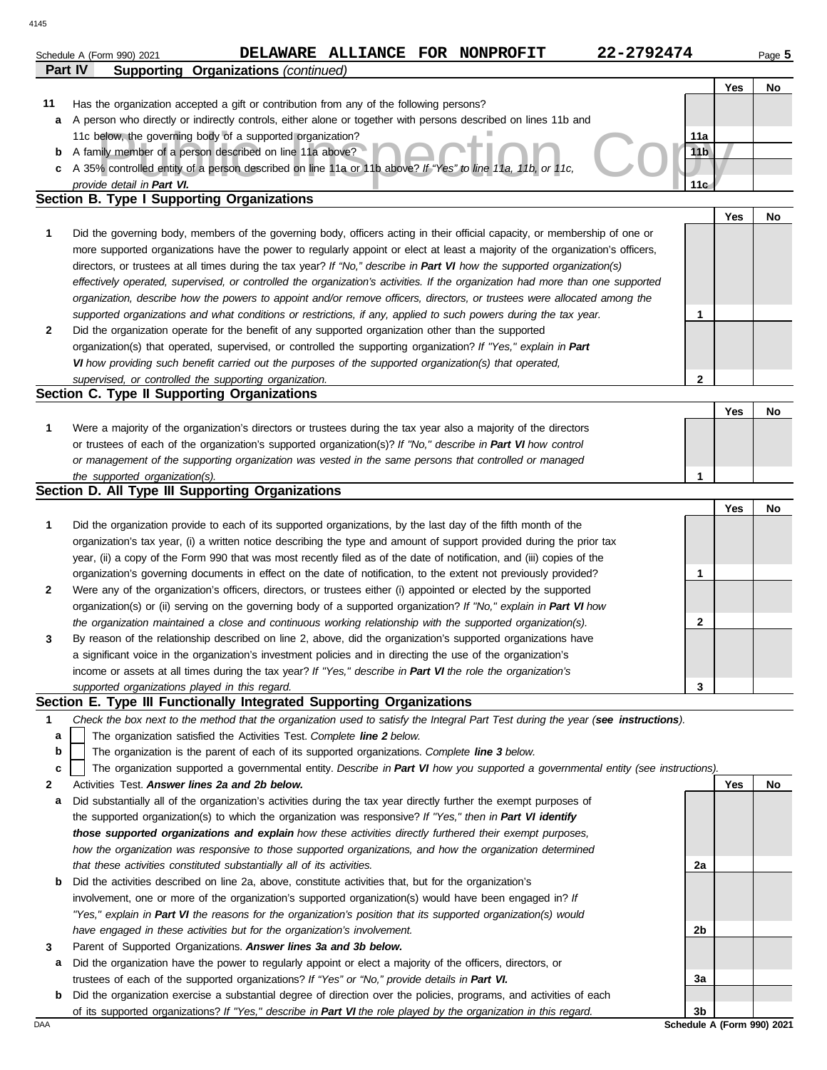Schedule A (Form 990) 2021 **DELAWARE ALLIANCE FOR NONPROFIT** **22-2792474** Page **5**

## Part IV Supporting Organizations *(continued)*

| | | | Yes | No |
|---|---|---|---|---|
| **11** | Has the organization accepted a gift or contribution from any of the following persons? | | | |
| **a** | A person who directly or indirectly controls, either alone or together with persons described on lines 11b and 11c below, the governing body of a supported organization? | **11a** | | |
| **b** | A family member of a person described on line 11a above? | **11b** | | |
| **c** | A 35% controlled entity of a person described on line 11a or 11b above? *If "Yes" to line 11a, 11b, or 11c, provide detail in **Part VI.*** | **11c** | | |

### Section B. Type I Supporting Organizations

| | | | Yes | No |
|---|---|---|---|---|
| **1** | Did the governing body, members of the governing body, officers acting in their official capacity, or membership of one or more supported organizations have the power to regularly appoint or elect at least a majority of the organization's officers, directors, or trustees at all times during the tax year? *If "No," describe in **Part VI** how the supported organization(s) effectively operated, supervised, or controlled the organization's activities. If the organization had more than one supported organization, describe how the powers to appoint and/or remove officers, directors, or trustees were allocated among the supported organizations and what conditions or restrictions, if any, applied to such powers during the tax year.* | **1** | | |
| **2** | Did the organization operate for the benefit of any supported organization other than the supported organization(s) that operated, supervised, or controlled the supporting organization? *If "Yes," explain in **Part VI** how providing such benefit carried out the purposes of the supported organization(s) that operated, supervised, or controlled the supporting organization.* | **2** | | |

### Section C. Type II Supporting Organizations

| | | | Yes | No |
|---|---|---|---|---|
| **1** | Were a majority of the organization's directors or trustees during the tax year also a majority of the directors or trustees of each of the organization's supported organization(s)? *If "No," describe in **Part VI** how control or management of the supporting organization was vested in the same persons that controlled or managed the supported organization(s).* | **1** | | |

### Section D. All Type III Supporting Organizations

| | | | Yes | No |
|---|---|---|---|---|
| **1** | Did the organization provide to each of its supported organizations, by the last day of the fifth month of the organization's tax year, (i) a written notice describing the type and amount of support provided during the prior tax year, (ii) a copy of the Form 990 that was most recently filed as of the date of notification, and (iii) copies of the organization's governing documents in effect on the date of notification, to the extent not previously provided? | **1** | | |
| **2** | Were any of the organization's officers, directors, or trustees either (i) appointed or elected by the supported organization(s) or (ii) serving on the governing body of a supported organization? *If "No," explain in **Part VI** how the organization maintained a close and continuous working relationship with the supported organization(s).* | **2** | | |
| **3** | By reason of the relationship described on line 2, above, did the organization's supported organizations have a significant voice in the organization's investment policies and in directing the use of the organization's income or assets at all times during the tax year? *If "Yes," describe in **Part VI** the role the organization's supported organizations played in this regard.* | **3** | | |

### Section E. Type III Functionally Integrated Supporting Organizations

**1** *Check the box next to the method that the organization used to satisfy the Integral Part Test during the year (**see instructions**).*

- **a** ☐ The organization satisfied the Activities Test. *Complete **line 2** below.*
- **b** ☐ The organization is the parent of each of its supported organizations. *Complete **line 3** below.*
- **c** ☐ The organization supported a governmental entity. *Describe in **Part VI** how you supported a governmental entity (see instructions).*

| | | | Yes | No |
|---|---|---|---|---|
| **2** | Activities Test. ***Answer lines 2a and 2b below.*** | | | |
| **a** | Did substantially all of the organization's activities during the tax year directly further the exempt purposes of the supported organization(s) to which the organization was responsive? *If "Yes," then in **Part VI identify those supported organizations and explain** how these activities directly furthered their exempt purposes, how the organization was responsive to those supported organizations, and how the organization determined that these activities constituted substantially all of its activities.* | **2a** | | |
| **b** | Did the activities described on line 2a, above, constitute activities that, but for the organization's involvement, one or more of the organization's supported organization(s) would have been engaged in? *If "Yes," explain in **Part VI** the reasons for the organization's position that its supported organization(s) would have engaged in these activities but for the organization's involvement.* | **2b** | | |
| **3** | Parent of Supported Organizations. ***Answer lines 3a and 3b below.*** | | | |
| **a** | Did the organization have the power to regularly appoint or elect a majority of the officers, directors, or trustees of each of the supported organizations? *If "Yes" or "No," provide details in **Part VI.*** | **3a** | | |
| **b** | Did the organization exercise a substantial degree of direction over the policies, programs, and activities of each of its supported organizations? *If "Yes," describe in **Part VI** the role played by the organization in this regard.* | **3b** | | |

DAA **Schedule A (Form 990) 2021**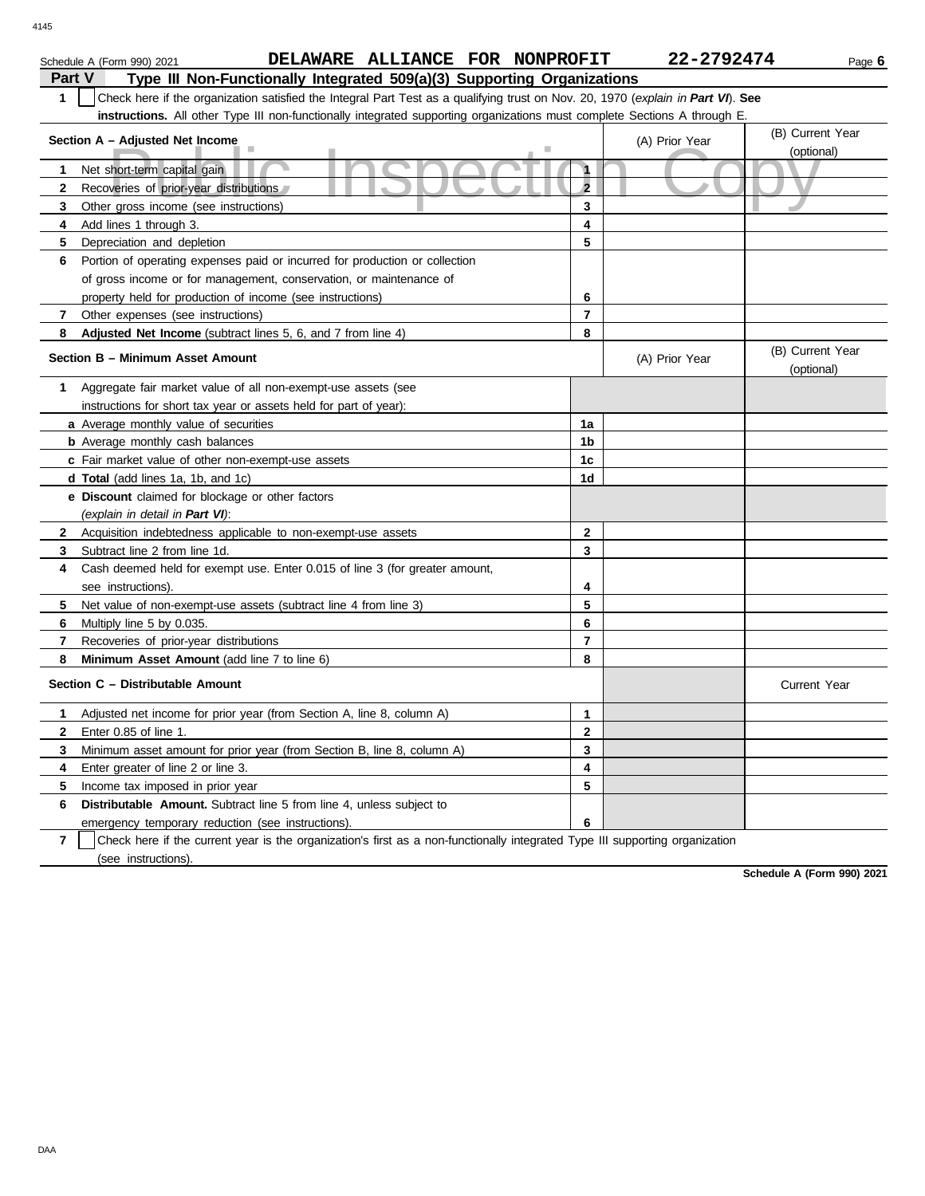Schedule A (Form 990) 2021 DELAWARE ALLIANCE FOR NONPROFIT 22-2792474 Page **6**

## Part V Type III Non-Functionally Integrated 509(a)(3) Supporting Organizations

**1** ☐ Check here if the organization satisfied the Integral Part Test as a qualifying trust on Nov. 20, 1970 (*explain in **Part VI***). **See instructions.** All other Type III non-functionally integrated supporting organizations must complete Sections A through E.

| **Section A – Adjusted Net Income** | | (A) Prior Year | (B) Current Year (optional) |
|---|---|---|---|
| **1** Net short-term capital gain | 1 | | |
| **2** Recoveries of prior-year distributions | 2 | | |
| **3** Other gross income (see instructions) | 3 | | |
| **4** Add lines 1 through 3. | 4 | | |
| **5** Depreciation and depletion | 5 | | |
| **6** Portion of operating expenses paid or incurred for production or collection of gross income or for management, conservation, or maintenance of property held for production of income (see instructions) | 6 | | |
| **7** Other expenses (see instructions) | 7 | | |
| **8** **Adjusted Net Income** (subtract lines 5, 6, and 7 from line 4) | 8 | | |

| **Section B – Minimum Asset Amount** | | (A) Prior Year | (B) Current Year (optional) |
|---|---|---|---|
| **1** Aggregate fair market value of all non-exempt-use assets (see instructions for short tax year or assets held for part of year): | | | |
| **a** Average monthly value of securities | 1a | | |
| **b** Average monthly cash balances | 1b | | |
| **c** Fair market value of other non-exempt-use assets | 1c | | |
| **d** **Total** (add lines 1a, 1b, and 1c) | 1d | | |
| **e** **Discount** claimed for blockage or other factors (*explain in detail in **Part VI***): | | | |
| **2** Acquisition indebtedness applicable to non-exempt-use assets | 2 | | |
| **3** Subtract line 2 from line 1d. | 3 | | |
| **4** Cash deemed held for exempt use. Enter 0.015 of line 3 (for greater amount, see instructions). | 4 | | |
| **5** Net value of non-exempt-use assets (subtract line 4 from line 3) | 5 | | |
| **6** Multiply line 5 by 0.035. | 6 | | |
| **7** Recoveries of prior-year distributions | 7 | | |
| **8** **Minimum Asset Amount** (add line 7 to line 6) | 8 | | |

| **Section C – Distributable Amount** | | | Current Year |
|---|---|---|---|
| **1** Adjusted net income for prior year (from Section A, line 8, column A) | 1 | | |
| **2** Enter 0.85 of line 1. | 2 | | |
| **3** Minimum asset amount for prior year (from Section B, line 8, column A) | 3 | | |
| **4** Enter greater of line 2 or line 3. | 4 | | |
| **5** Income tax imposed in prior year | 5 | | |
| **6** **Distributable Amount.** Subtract line 5 from line 4, unless subject to emergency temporary reduction (see instructions). | 6 | | |

**7** ☐ Check here if the current year is the organization's first as a non-functionally integrated Type III supporting organization (see instructions).

**Schedule A (Form 990) 2021**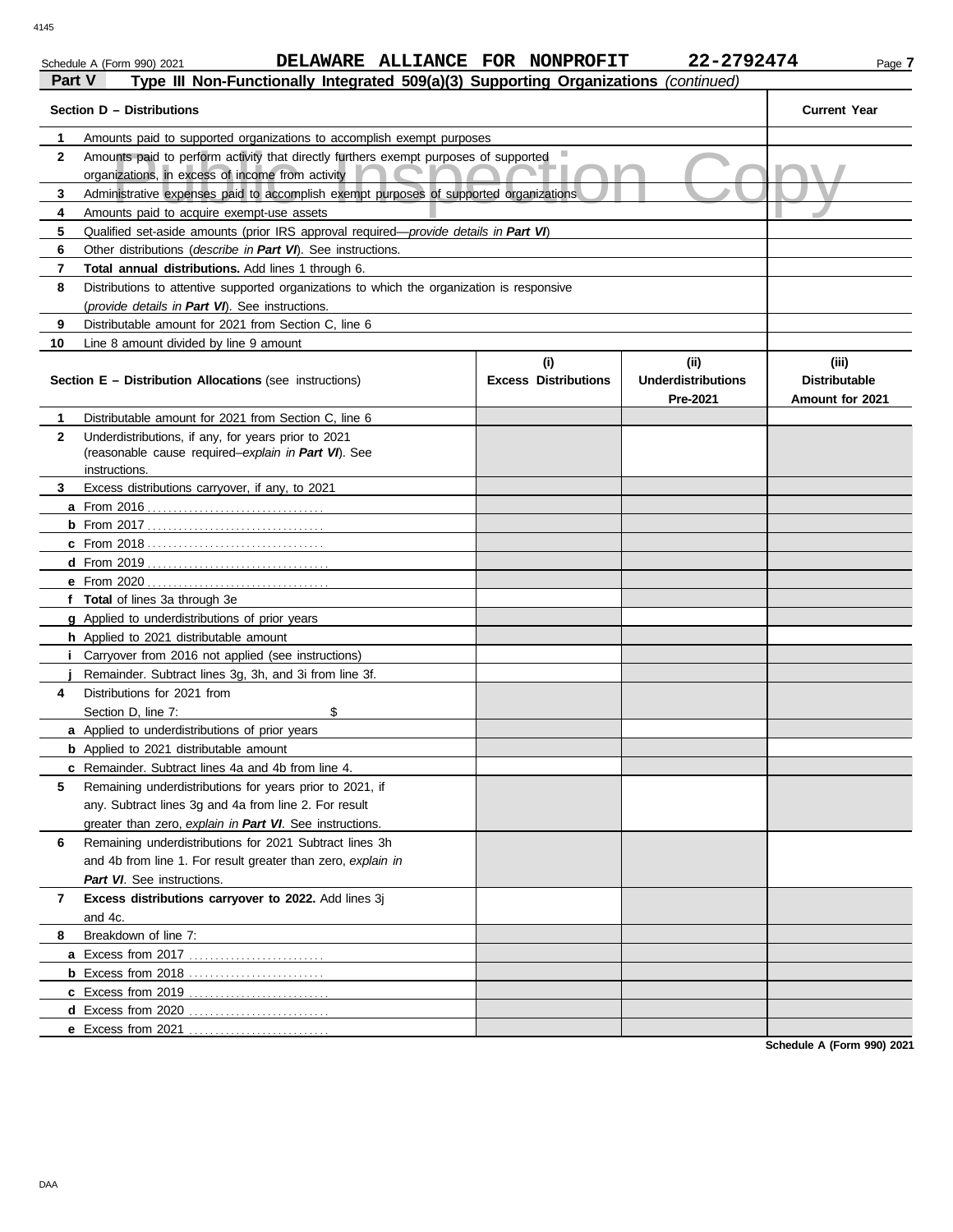Schedule A (Form 990) 2021 DELAWARE ALLIANCE FOR NONPROFIT 22-2792474 Page **7**

**Part V** **Type III Non-Functionally Integrated 509(a)(3) Supporting Organizations** *(continued)*

| Section D – Distributions | | Current Year |
|---|---|---|
| **1** | Amounts paid to supported organizations to accomplish exempt purposes | |
| **2** | Amounts paid to perform activity that directly furthers exempt purposes of supported organizations, in excess of income from activity | |
| **3** | Administrative expenses paid to accomplish exempt purposes of supported organizations | |
| **4** | Amounts paid to acquire exempt-use assets | |
| **5** | Qualified set-aside amounts (prior IRS approval required—*provide details in **Part VI***) | |
| **6** | Other distributions (*describe in **Part VI***). See instructions. | |
| **7** | **Total annual distributions.** Add lines 1 through 6. | |
| **8** | Distributions to attentive supported organizations to which the organization is responsive (*provide details in **Part VI***). See instructions. | |
| **9** | Distributable amount for 2021 from Section C, line 6 | |
| **10** | Line 8 amount divided by line 9 amount | |

| Section E – Distribution Allocations (see instructions) | (i) Excess Distributions | (ii) Underdistributions Pre-2021 | (iii) Distributable Amount for 2021 |
|---|---|---|---|
| **1** Distributable amount for 2021 from Section C, line 6 | | | |
| **2** Underdistributions, if any, for years prior to 2021 (reasonable cause required–*explain in **Part VI***). See instructions. | | | |
| **3** Excess distributions carryover, if any, to 2021 | | | |
| **a** From 2016 | | | |
| **b** From 2017 | | | |
| **c** From 2018 | | | |
| **d** From 2019 | | | |
| **e** From 2020 | | | |
| **f** **Total** of lines 3a through 3e | | | |
| **g** Applied to underdistributions of prior years | | | |
| **h** Applied to 2021 distributable amount | | | |
| **i** Carryover from 2016 not applied (see instructions) | | | |
| **j** Remainder. Subtract lines 3g, 3h, and 3i from line 3f. | | | |
| **4** Distributions for 2021 from Section D, line 7: $ | | | |
| **a** Applied to underdistributions of prior years | | | |
| **b** Applied to 2021 distributable amount | | | |
| **c** Remainder. Subtract lines 4a and 4b from line 4. | | | |
| **5** Remaining underdistributions for years prior to 2021, if any. Subtract lines 3g and 4a from line 2. For result greater than zero, *explain in **Part VI***. See instructions. | | | |
| **6** Remaining underdistributions for 2021 Subtract lines 3h and 4b from line 1. For result greater than zero, *explain in **Part VI***. See instructions. | | | |
| **7** **Excess distributions carryover to 2022.** Add lines 3j and 4c. | | | |
| **8** Breakdown of line 7: | | | |
| **a** Excess from 2017 | | | |
| **b** Excess from 2018 | | | |
| **c** Excess from 2019 | | | |
| **d** Excess from 2020 | | | |
| **e** Excess from 2021 | | | |

**Schedule A (Form 990) 2021**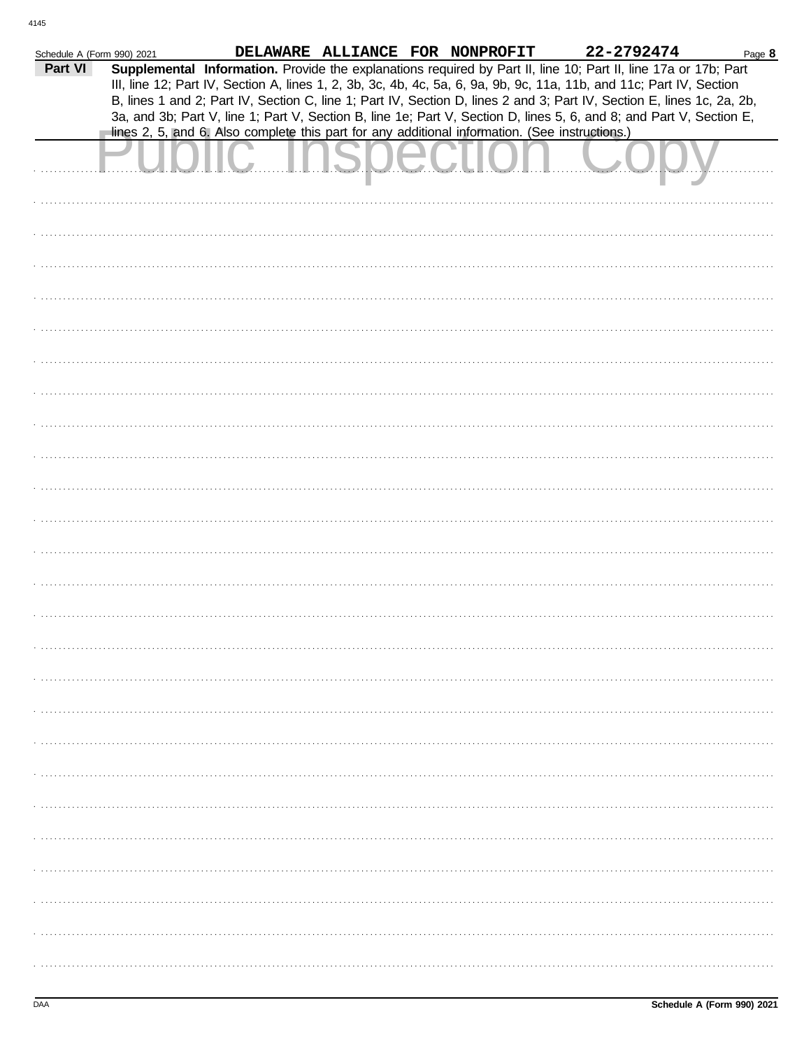Schedule A (Form 990) 2021 DELAWARE ALLIANCE FOR NONPROFIT 22-2792474 Page **8**

**Part VI** **Supplemental Information.** Provide the explanations required by Part II, line 10; Part II, line 17a or 17b; Part III, line 12; Part IV, Section A, lines 1, 2, 3b, 3c, 4b, 4c, 5a, 6, 9a, 9b, 9c, 11a, 11b, and 11c; Part IV, Section B, lines 1 and 2; Part IV, Section C, line 1; Part IV, Section D, lines 2 and 3; Part IV, Section E, lines 1c, 2a, 2b, 3a, and 3b; Part V, line 1; Part V, Section B, line 1e; Part V, Section D, lines 5, 6, and 8; and Part V, Section E, lines 2, 5, and 6. Also complete this part for any additional information. (See instructions.)

Public Inspection Copy

DAA **Schedule A (Form 990) 2021**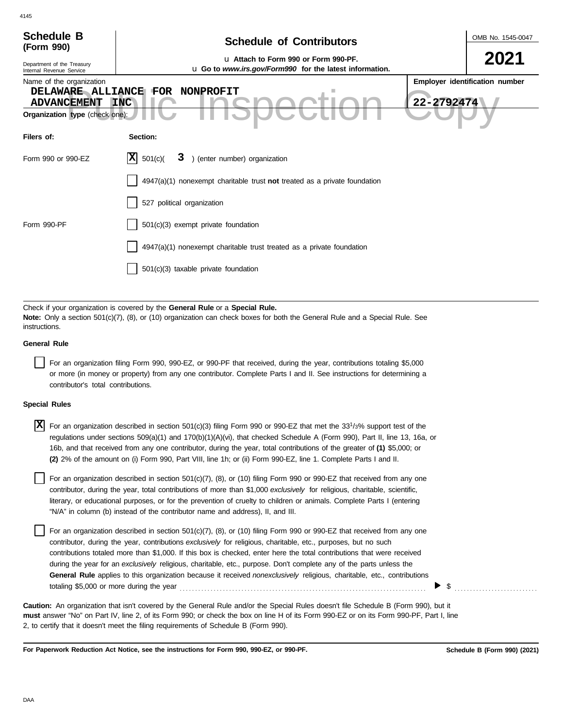**Schedule B (Form 990)**

Department of the Treasury
Internal Revenue Service

# Schedule of Contributors

u Attach to Form 990 or Form 990-PF.
u Go to *www.irs.gov/Form990* for the latest information.

OMB No. 1545-0047

**2021**

Name of the organization
DELAWARE ALLIANCE FOR NONPROFIT ADVANCEMENT INC

Employer identification number
22-2792474

Public Inspection Copy

**Organization type** (check one):

| Filers of: | Section: |
|---|---|
| Form 990 or 990-EZ | [X] 501(c)( 3 ) (enter number) organization |
| | [ ] 4947(a)(1) nonexempt charitable trust **not** treated as a private foundation |
| | [ ] 527 political organization |
| Form 990-PF | [ ] 501(c)(3) exempt private foundation |
| | [ ] 4947(a)(1) nonexempt charitable trust treated as a private foundation |
| | [ ] 501(c)(3) taxable private foundation |

Check if your organization is covered by the **General Rule** or a **Special Rule.**

**Note:** Only a section 501(c)(7), (8), or (10) organization can check boxes for both the General Rule and a Special Rule. See instructions.

**General Rule**

[ ] For an organization filing Form 990, 990-EZ, or 990-PF that received, during the year, contributions totaling $5,000 or more (in money or property) from any one contributor. Complete Parts I and II. See instructions for determining a contributor's total contributions.

**Special Rules**

[X] For an organization described in section 501(c)(3) filing Form 990 or 990-EZ that met the 33 1/3% support test of the regulations under sections 509(a)(1) and 170(b)(1)(A)(vi), that checked Schedule A (Form 990), Part II, line 13, 16a, or 16b, and that received from any one contributor, during the year, total contributions of the greater of **(1)** $5,000; or **(2)** 2% of the amount on (i) Form 990, Part VIII, line 1h; or (ii) Form 990-EZ, line 1. Complete Parts I and II.

[ ] For an organization described in section 501(c)(7), (8), or (10) filing Form 990 or 990-EZ that received from any one contributor, during the year, total contributions of more than $1,000 *exclusively* for religious, charitable, scientific, literary, or educational purposes, or for the prevention of cruelty to children or animals. Complete Parts I (entering "N/A" in column (b) instead of the contributor name and address), II, and III.

[ ] For an organization described in section 501(c)(7), (8), or (10) filing Form 990 or 990-EZ that received from any one contributor, during the year, contributions *exclusively* for religious, charitable, etc., purposes, but no such contributions totaled more than $1,000. If this box is checked, enter here the total contributions that were received during the year for an *exclusively* religious, charitable, etc., purpose. Don't complete any of the parts unless the **General Rule** applies to this organization because it received *nonexclusively* religious, charitable, etc., contributions totaling $5,000 or more during the year . . . . . . . . . . ▶ $ . . . . . . . . . .

**Caution:** An organization that isn't covered by the General Rule and/or the Special Rules doesn't file Schedule B (Form 990), but it **must** answer "No" on Part IV, line 2, of its Form 990; or check the box on line H of its Form 990-EZ or on its Form 990-PF, Part I, line 2, to certify that it doesn't meet the filing requirements of Schedule B (Form 990).

**For Paperwork Reduction Act Notice, see the instructions for Form 990, 990-EZ, or 990-PF.** **Schedule B (Form 990) (2021)**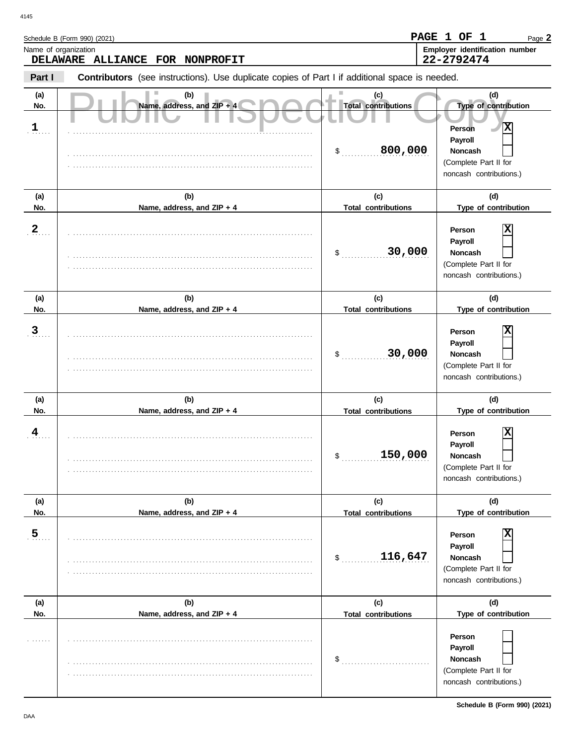Schedule B (Form 990) (2021) **PAGE 1 OF 1** Page **2**

Name of organization: **DELAWARE ALLIANCE FOR NONPROFIT**

Employer identification number: **22-2792474**

**Part I** **Contributors** (see instructions). Use duplicate copies of Part I if additional space is needed.

| (a) No. | (b) Name, address, and ZIP + 4 | (c) Total contributions | (d) Type of contribution |
|---|---|---|---|
| 1 | | $ 800,000 | Person [X] Payroll [ ] Noncash [ ] (Complete Part II for noncash contributions.) |
| 2 | | $ 30,000 | Person [X] Payroll [ ] Noncash [ ] (Complete Part II for noncash contributions.) |
| 3 | | $ 30,000 | Person [X] Payroll [ ] Noncash [ ] (Complete Part II for noncash contributions.) |
| 4 | | $ 150,000 | Person [X] Payroll [ ] Noncash [ ] (Complete Part II for noncash contributions.) |
| 5 | | $ 116,647 | Person [X] Payroll [ ] Noncash [ ] (Complete Part II for noncash contributions.) |
| | | $ | Person [ ] Payroll [ ] Noncash [ ] (Complete Part II for noncash contributions.) |

Schedule B (Form 990) (2021)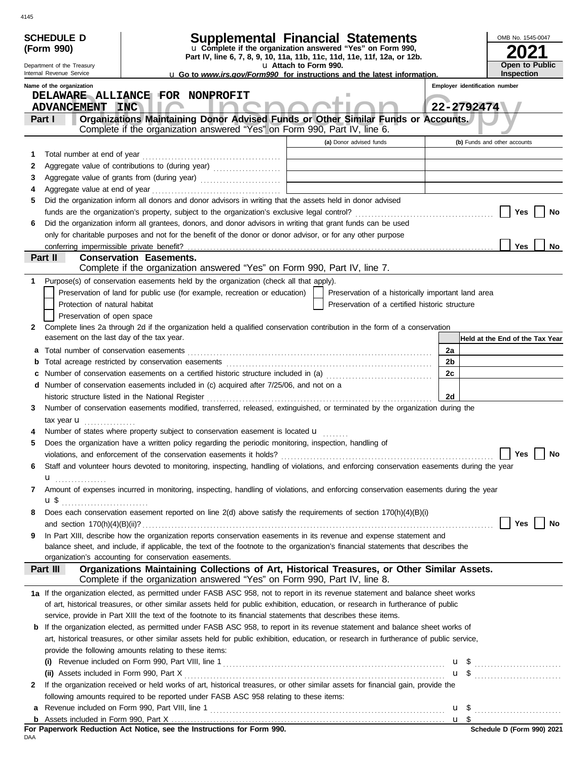4145

**SCHEDULE D (Form 990)**

Department of the Treasury
Internal Revenue Service

# Supplemental Financial Statements

u Complete if the organization answered "Yes" on Form 990, Part IV, line 6, 7, 8, 9, 10, 11a, 11b, 11c, 11d, 11e, 11f, 12a, or 12b.
u Attach to Form 990.
u Go to *www.irs.gov/Form990* for instructions and the latest information.

OMB No. 1545-0047

**2021**

**Open to Public Inspection**

Public Inspection Copy

Name of the organization: DELAWARE ALLIANCE FOR NONPROFIT ADVANCEMENT INC

Employer identification number: 22-2792474

## Part I — Organizations Maintaining Donor Advised Funds or Other Similar Funds or Accounts.

Complete if the organization answered "Yes" on Form 990, Part IV, line 6.

| | | (a) Donor advised funds | (b) Funds and other accounts |
|---|---|---|---|
| 1 | Total number at end of year | | |
| 2 | Aggregate value of contributions to (during year) | | |
| 3 | Aggregate value of grants from (during year) | | |
| 4 | Aggregate value at end of year | | |

5 Did the organization inform all donors and donor advisors in writing that the assets held in donor advised funds are the organization's property, subject to the organization's exclusive legal control? ☐ Yes ☐ No

6 Did the organization inform all grantees, donors, and donor advisors in writing that grant funds can be used only for charitable purposes and not for the benefit of the donor or donor advisor, or for any other purpose conferring impermissible private benefit? ☐ Yes ☐ No

## Part II — Conservation Easements.

Complete if the organization answered "Yes" on Form 990, Part IV, line 7.

1 Purpose(s) of conservation easements held by the organization (check all that apply).

- ☐ Preservation of land for public use (for example, recreation or education)
- ☐ Preservation of a historically important land area
- ☐ Protection of natural habitat
- ☐ Preservation of a certified historic structure
- ☐ Preservation of open space

2 Complete lines 2a through 2d if the organization held a qualified conservation contribution in the form of a conservation easement on the last day of the tax year.

| | | | Held at the End of the Tax Year |
|---|---|---|---|
| a | Total number of conservation easements | 2a | |
| b | Total acreage restricted by conservation easements | 2b | |
| c | Number of conservation easements on a certified historic structure included in (a) | 2c | |
| d | Number of conservation easements included in (c) acquired after 7/25/06, and not on a historic structure listed in the National Register | 2d | |

3 Number of conservation easements modified, transferred, released, extinguished, or terminated by the organization during the tax year u

4 Number of states where property subject to conservation easement is located u

5 Does the organization have a written policy regarding the periodic monitoring, inspection, handling of violations, and enforcement of the conservation easements it holds? ☐ Yes ☐ No

6 Staff and volunteer hours devoted to monitoring, inspecting, handling of violations, and enforcing conservation easements during the year u

7 Amount of expenses incurred in monitoring, inspecting, handling of violations, and enforcing conservation easements during the year u $

8 Does each conservation easement reported on line 2(d) above satisfy the requirements of section 170(h)(4)(B)(i) and section 170(h)(4)(B)(ii)? ☐ Yes ☐ No

9 In Part XIII, describe how the organization reports conservation easements in its revenue and expense statement and balance sheet, and include, if applicable, the text of the footnote to the organization's financial statements that describes the organization's accounting for conservation easements.

## Part III — Organizations Maintaining Collections of Art, Historical Treasures, or Other Similar Assets.

Complete if the organization answered "Yes" on Form 990, Part IV, line 8.

1a If the organization elected, as permitted under FASB ASC 958, not to report in its revenue statement and balance sheet works of art, historical treasures, or other similar assets held for public exhibition, education, or research in furtherance of public service, provide in Part XIII the text of the footnote to its financial statements that describes these items.

b If the organization elected, as permitted under FASB ASC 958, to report in its revenue statement and balance sheet works of art, historical treasures, or other similar assets held for public exhibition, education, or research in furtherance of public service, provide the following amounts relating to these items:

(i) Revenue included on Form 990, Part VIII, line 1 u $

(ii) Assets included in Form 990, Part X u $

2 If the organization received or held works of art, historical treasures, or other similar assets for financial gain, provide the following amounts required to be reported under FASB ASC 958 relating to these items:

a Revenue included on Form 990, Part VIII, line 1 u $

b Assets included in Form 990, Part X u $

**For Paperwork Reduction Act Notice, see the Instructions for Form 990.**

**Schedule D (Form 990) 2021**

DAA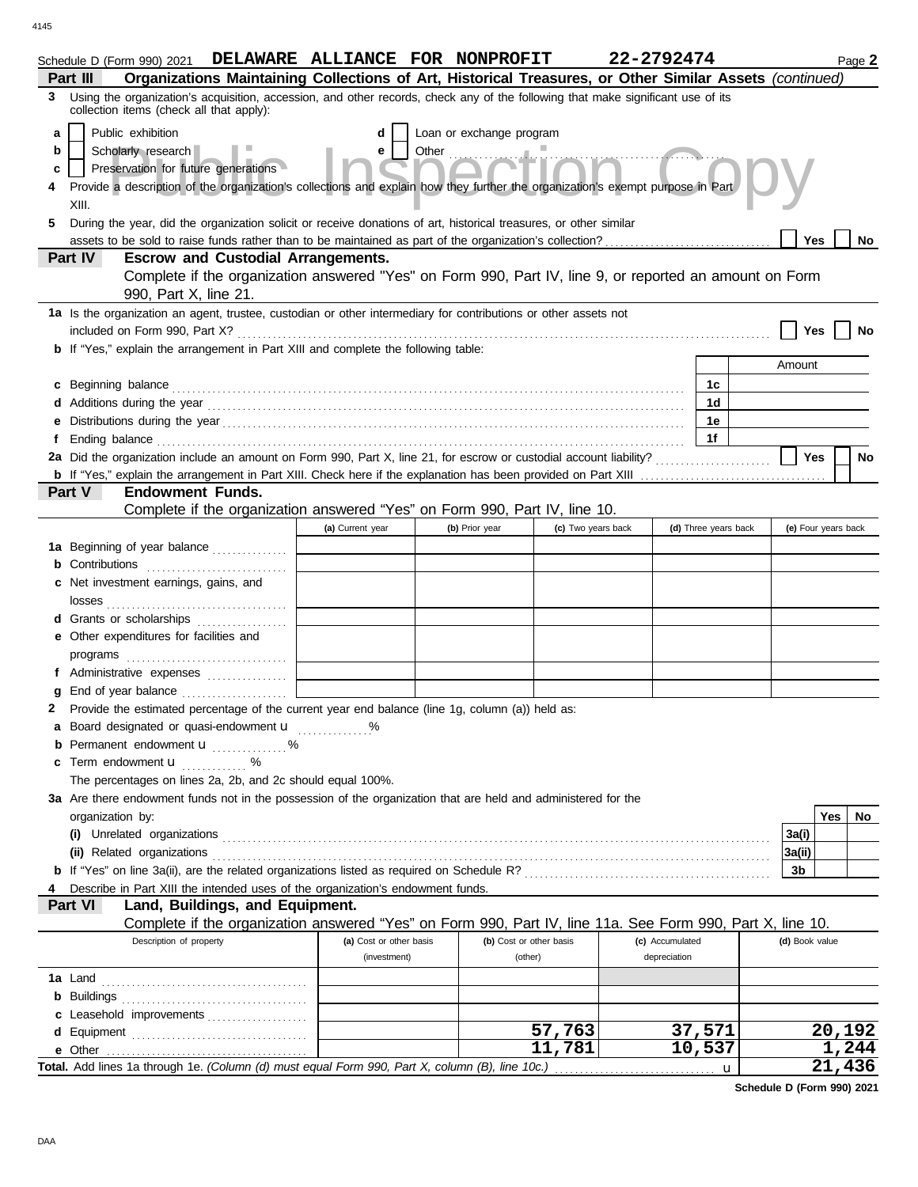Schedule D (Form 990) 2021 **DELAWARE ALLIANCE FOR NONPROFIT** **22-2792474** Page **2**

**Part III** **Organizations Maintaining Collections of Art, Historical Treasures, or Other Similar Assets** *(continued)*

**3** Using the organization's acquisition, accession, and other records, check any of the following that make significant use of its collection items (check all that apply):

- **a** ☐ Public exhibition
- **b** ☐ Scholarly research
- **c** ☐ Preservation for future generations
- **d** ☐ Loan or exchange program
- **e** ☐ Other

**4** Provide a description of the organization's collections and explain how they further the organization's exempt purpose in Part XIII.

**5** During the year, did the organization solicit or receive donations of art, historical treasures, or other similar assets to be sold to raise funds rather than to be maintained as part of the organization's collection? ☐ Yes ☐ No

**Part IV** **Escrow and Custodial Arrangements.**
Complete if the organization answered "Yes" on Form 990, Part IV, line 9, or reported an amount on Form 990, Part X, line 21.

**1a** Is the organization an agent, trustee, custodian or other intermediary for contributions or other assets not included on Form 990, Part X? ☐ Yes ☐ No

**b** If "Yes," explain the arrangement in Part XIII and complete the following table:

| | | | Amount |
|---|---|---|---|
| **c** | Beginning balance | 1c | |
| **d** | Additions during the year | 1d | |
| **e** | Distributions during the year | 1e | |
| **f** | Ending balance | 1f | |

**2a** Did the organization include an amount on Form 990, Part X, line 21, for escrow or custodial account liability? ☐ Yes ☐ No

**b** If "Yes," explain the arrangement in Part XIII. Check here if the explanation has been provided on Part XIII ☐

**Part V** **Endowment Funds.**
Complete if the organization answered "Yes" on Form 990, Part IV, line 10.

| | (a) Current year | (b) Prior year | (c) Two years back | (d) Three years back | (e) Four years back |
|---|---|---|---|---|---|
| **1a** Beginning of year balance | | | | | |
| **b** Contributions | | | | | |
| **c** Net investment earnings, gains, and losses | | | | | |
| **d** Grants or scholarships | | | | | |
| **e** Other expenditures for facilities and programs | | | | | |
| **f** Administrative expenses | | | | | |
| **g** End of year balance | | | | | |

**2** Provide the estimated percentage of the current year end balance (line 1g, column (a)) held as:

- **a** Board designated or quasi-endowment u ........ %
- **b** Permanent endowment u ........ %
- **c** Term endowment u ........ %

The percentages on lines 2a, 2b, and 2c should equal 100%.

**3a** Are there endowment funds not in the possession of the organization that are held and administered for the organization by:

| | | Yes | No |
|---|---|---|---|
| **(i)** Unrelated organizations | 3a(i) | | |
| **(ii)** Related organizations | 3a(ii) | | |
| **b** If "Yes" on line 3a(ii), are the related organizations listed as required on Schedule R? | 3b | | |

**4** Describe in Part XIII the intended uses of the organization's endowment funds.

**Part VI** **Land, Buildings, and Equipment.**
Complete if the organization answered "Yes" on Form 990, Part IV, line 11a. See Form 990, Part X, line 10.

| Description of property | (a) Cost or other basis (investment) | (b) Cost or other basis (other) | (c) Accumulated depreciation | (d) Book value |
|---|---|---|---|---|
| **1a** Land | | | | |
| **b** Buildings | | | | |
| **c** Leasehold improvements | | | | |
| **d** Equipment | | 57,763 | 37,571 | 20,192 |
| **e** Other | | 11,781 | 10,537 | 1,244 |
| **Total.** Add lines 1a through 1e. *(Column (d) must equal Form 990, Part X, column (B), line 10c.)* u | | | | 21,436 |

**Schedule D (Form 990) 2021**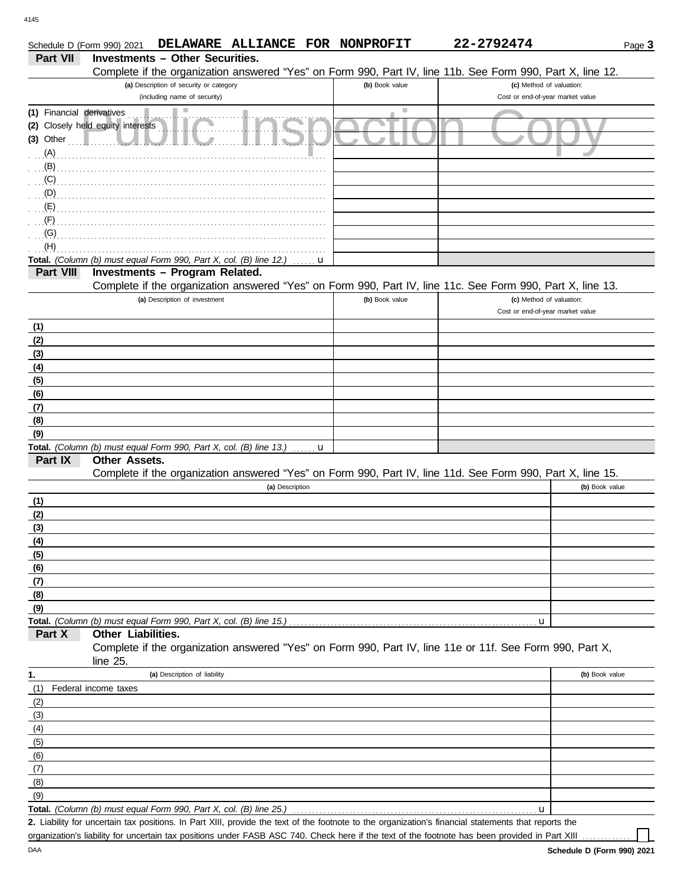Schedule D (Form 990) 2021 **DELAWARE ALLIANCE FOR NONPROFIT** **22-2792474** Page **3**

**Part VII** **Investments – Other Securities.**

Complete if the organization answered "Yes" on Form 990, Part IV, line 11b. See Form 990, Part X, line 12.

| (a) Description of security or category (including name of security) | (b) Book value | (c) Method of valuation: Cost or end-of-year market value |
|---|---|---|
| (1) Financial derivatives | | |
| (2) Closely held equity interests | | |
| (3) Other | | |
| (A) | | |
| (B) | | |
| (C) | | |
| (D) | | |
| (E) | | |
| (F) | | |
| (G) | | |
| (H) | | |
| **Total.** *(Column (b) must equal Form 990, Part X, col. (B) line 12.)* u | | |

**Part VIII** **Investments – Program Related.**

Complete if the organization answered "Yes" on Form 990, Part IV, line 11c. See Form 990, Part X, line 13.

| (a) Description of investment | (b) Book value | (c) Method of valuation: Cost or end-of-year market value |
|---|---|---|
| (1) | | |
| (2) | | |
| (3) | | |
| (4) | | |
| (5) | | |
| (6) | | |
| (7) | | |
| (8) | | |
| (9) | | |
| **Total.** *(Column (b) must equal Form 990, Part X, col. (B) line 13.)* u | | |

**Part IX** **Other Assets.**

Complete if the organization answered "Yes" on Form 990, Part IV, line 11d. See Form 990, Part X, line 15.

| (a) Description | (b) Book value |
|---|---|
| (1) | |
| (2) | |
| (3) | |
| (4) | |
| (5) | |
| (6) | |
| (7) | |
| (8) | |
| (9) | |
| **Total.** *(Column (b) must equal Form 990, Part X, col. (B) line 15.)* u | |

**Part X** **Other Liabilities.**

Complete if the organization answered "Yes" on Form 990, Part IV, line 11e or 11f. See Form 990, Part X, line 25.

| 1. (a) Description of liability | (b) Book value |
|---|---|
| (1) Federal income taxes | |
| (2) | |
| (3) | |
| (4) | |
| (5) | |
| (6) | |
| (7) | |
| (8) | |
| (9) | |
| **Total.** *(Column (b) must equal Form 990, Part X, col. (B) line 25.)* u | |

**2.** Liability for uncertain tax positions. In Part XIII, provide the text of the footnote to the organization's financial statements that reports the organization's liability for uncertain tax positions under FASB ASC 740. Check here if the text of the footnote has been provided in Part XIII ☐

DAA **Schedule D (Form 990) 2021**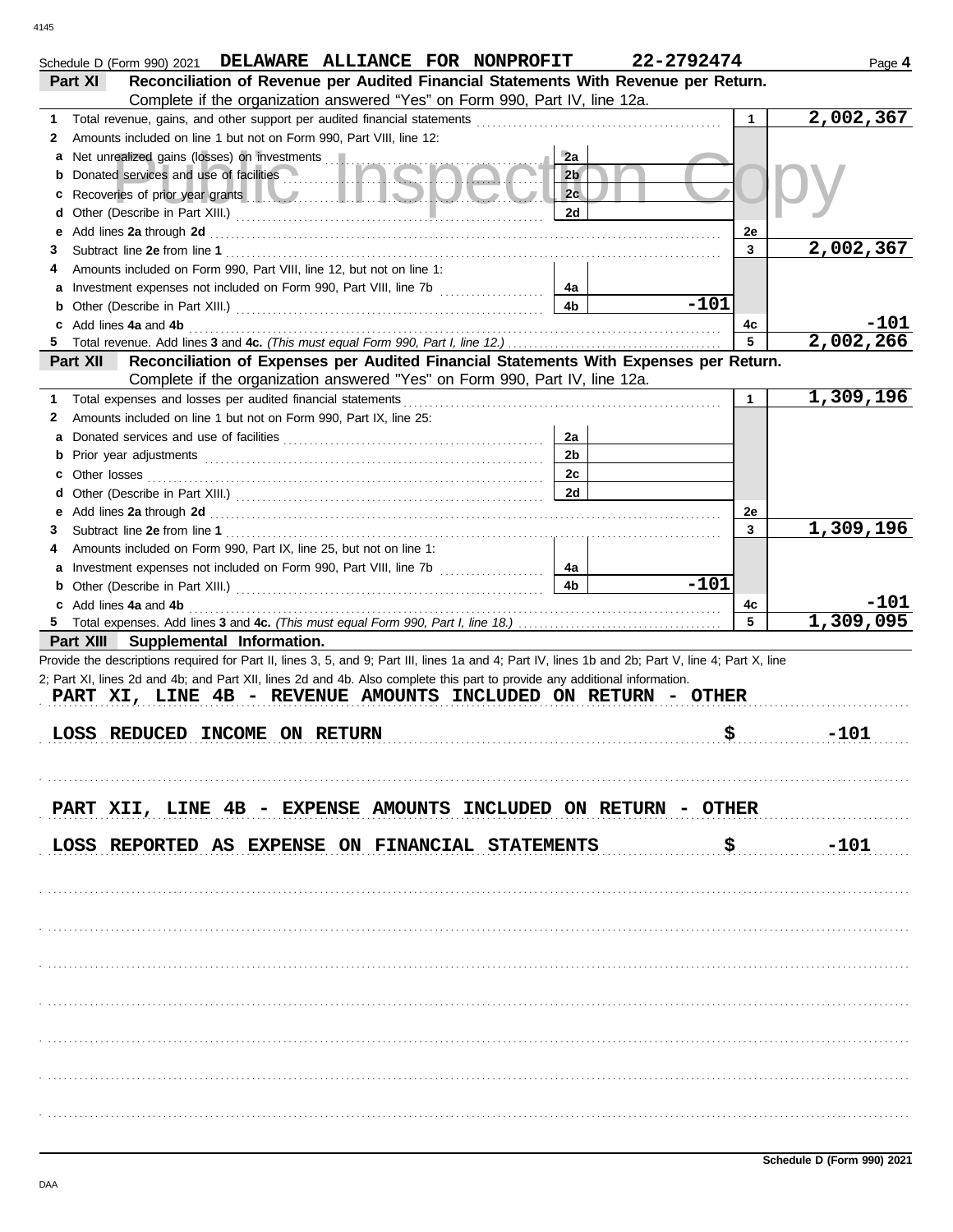Schedule D (Form 990) 2021 **DELAWARE ALLIANCE FOR NONPROFIT** **22-2792474** Page **4**

**Part XI** **Reconciliation of Revenue per Audited Financial Statements With Revenue per Return.**
Complete if the organization answered "Yes" on Form 990, Part IV, line 12a.

| | | | | | |
|---|---|---|---|---|---|
| **1** | Total revenue, gains, and other support per audited financial statements | | | 1 | 2,002,367 |
| **2** | Amounts included on line 1 but not on Form 990, Part VIII, line 12: | | | | |
| **a** | Net unrealized gains (losses) on investments | 2a | | | |
| **b** | Donated services and use of facilities | 2b | | | |
| **c** | Recoveries of prior year grants | 2c | | | |
| **d** | Other (Describe in Part XIII.) | 2d | | | |
| **e** | Add lines **2a** through **2d** | | | 2e | |
| **3** | Subtract line **2e** from line **1** | | | 3 | 2,002,367 |
| **4** | Amounts included on Form 990, Part VIII, line 12, but not on line 1: | | | | |
| **a** | Investment expenses not included on Form 990, Part VIII, line 7b | 4a | | | |
| **b** | Other (Describe in Part XIII.) | 4b | -101 | | |
| **c** | Add lines **4a** and **4b** | | | 4c | -101 |
| **5** | Total revenue. Add lines **3** and **4c.** *(This must equal Form 990, Part I, line 12.)* | | | 5 | 2,002,266 |

**Part XII** **Reconciliation of Expenses per Audited Financial Statements With Expenses per Return.**
Complete if the organization answered "Yes" on Form 990, Part IV, line 12a.

| | | | | | |
|---|---|---|---|---|---|
| **1** | Total expenses and losses per audited financial statements | | | 1 | 1,309,196 |
| **2** | Amounts included on line 1 but not on Form 990, Part IX, line 25: | | | | |
| **a** | Donated services and use of facilities | 2a | | | |
| **b** | Prior year adjustments | 2b | | | |
| **c** | Other losses | 2c | | | |
| **d** | Other (Describe in Part XIII.) | 2d | | | |
| **e** | Add lines **2a** through **2d** | | | 2e | |
| **3** | Subtract line **2e** from line **1** | | | 3 | 1,309,196 |
| **4** | Amounts included on Form 990, Part IX, line 25, but not on line 1: | | | | |
| **a** | Investment expenses not included on Form 990, Part VIII, line 7b | 4a | | | |
| **b** | Other (Describe in Part XIII.) | 4b | -101 | | |
| **c** | Add lines **4a** and **4b** | | | 4c | -101 |
| **5** | Total expenses. Add lines **3** and **4c.** *(This must equal Form 990, Part I, line 18.)* | | | 5 | 1,309,095 |

**Part XIII** **Supplemental Information.**

Provide the descriptions required for Part II, lines 3, 5, and 9; Part III, lines 1a and 4; Part IV, lines 1b and 2b; Part V, line 4; Part X, line 2; Part XI, lines 2d and 4b; and Part XII, lines 2d and 4b. Also complete this part to provide any additional information.

PART XI, LINE 4B - REVENUE AMOUNTS INCLUDED ON RETURN - OTHER

LOSS REDUCED INCOME ON RETURN $ -101

PART XII, LINE 4B - EXPENSE AMOUNTS INCLUDED ON RETURN - OTHER

LOSS REPORTED AS EXPENSE ON FINANCIAL STATEMENTS $ -101

Schedule D (Form 990) 2021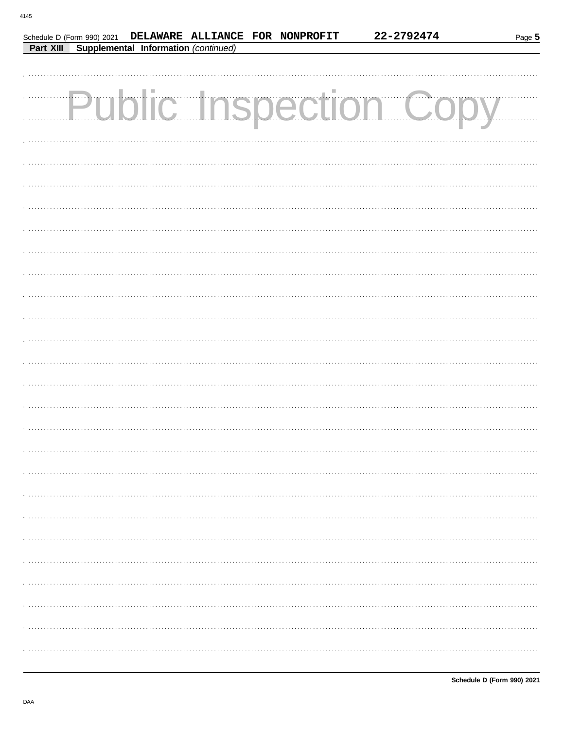Schedule D (Form 990) 2021 DELAWARE ALLIANCE FOR NONPROFIT 22-2792474

**Part XIII Supplemental Information** *(continued)*

Public Inspection Copy

Schedule D (Form 990) 2021

DAA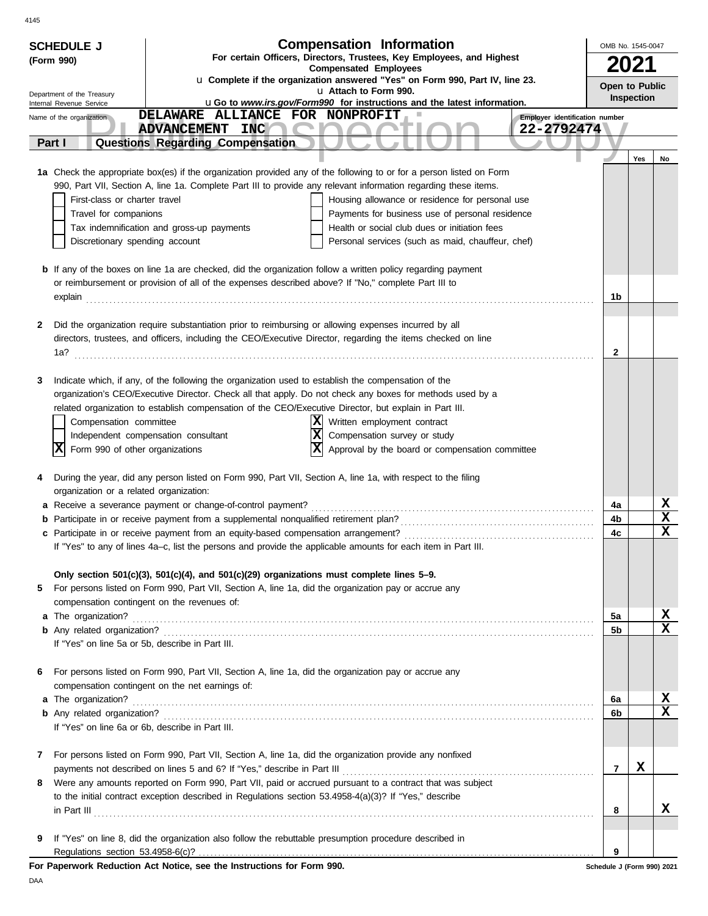**SCHEDULE J (Form 990)**

Department of the Treasury
Internal Revenue Service

# Compensation Information

**For certain Officers, Directors, Trustees, Key Employees, and Highest Compensated Employees**

u **Complete if the organization answered "Yes" on Form 990, Part IV, line 23.**
u **Attach to Form 990.**
u **Go to *www.irs.gov/Form990* for instructions and the latest information.**

OMB No. 1545-0047

**2021**

**Open to Public Inspection**

Name of the organization: DELAWARE ALLIANCE FOR NONPROFIT ADVANCEMENT INC

Employer identification number: 22-2792474

## Part I — Questions Regarding Compensation

| | | Yes | No |
|---|---|---|---|
| **1a** Check the appropriate box(es) if the organization provided any of the following to or for a person listed on Form 990, Part VII, Section A, line 1a. Complete Part III to provide any relevant information regarding these items. | | | |
| ☐ First-class or charter travel ☐ Housing allowance or residence for personal use | | | |
| ☐ Travel for companions ☐ Payments for business use of personal residence | | | |
| ☐ Tax indemnification and gross-up payments ☐ Health or social club dues or initiation fees | | | |
| ☐ Discretionary spending account ☐ Personal services (such as maid, chauffeur, chef) | | | |
| **b** If any of the boxes on line 1a are checked, did the organization follow a written policy regarding payment or reimbursement or provision of all of the expenses described above? If "No," complete Part III to explain | 1b | | |
| **2** Did the organization require substantiation prior to reimbursing or allowing expenses incurred by all directors, trustees, and officers, including the CEO/Executive Director, regarding the items checked on line 1a? | 2 | | |
| **3** Indicate which, if any, of the following the organization used to establish the compensation of the organization's CEO/Executive Director. Check all that apply. Do not check any boxes for methods used by a related organization to establish compensation of the CEO/Executive Director, but explain in Part III. | | | |
| ☐ Compensation committee ☒ Written employment contract | | | |
| ☐ Independent compensation consultant ☒ Compensation survey or study | | | |
| ☒ Form 990 of other organizations ☒ Approval by the board or compensation committee | | | |
| **4** During the year, did any person listed on Form 990, Part VII, Section A, line 1a, with respect to the filing organization or a related organization: | | | |
| **a** Receive a severance payment or change-of-control payment? | 4a | | X |
| **b** Participate in or receive payment from a supplemental nonqualified retirement plan? | 4b | | X |
| **c** Participate in or receive payment from an equity-based compensation arrangement? | 4c | | X |
| If "Yes" to any of lines 4a–c, list the persons and provide the applicable amounts for each item in Part III. | | | |
| **Only section 501(c)(3), 501(c)(4), and 501(c)(29) organizations must complete lines 5–9.** | | | |
| **5** For persons listed on Form 990, Part VII, Section A, line 1a, did the organization pay or accrue any compensation contingent on the revenues of: | | | |
| **a** The organization? | 5a | | X |
| **b** Any related organization? | 5b | | X |
| If "Yes" on line 5a or 5b, describe in Part III. | | | |
| **6** For persons listed on Form 990, Part VII, Section A, line 1a, did the organization pay or accrue any compensation contingent on the net earnings of: | | | |
| **a** The organization? | 6a | | X |
| **b** Any related organization? | 6b | | X |
| If "Yes" on line 6a or 6b, describe in Part III. | | | |
| **7** For persons listed on Form 990, Part VII, Section A, line 1a, did the organization provide any nonfixed payments not described on lines 5 and 6? If "Yes," describe in Part III | 7 | X | |
| **8** Were any amounts reported on Form 990, Part VII, paid or accrued pursuant to a contract that was subject to the initial contract exception described in Regulations section 53.4958-4(a)(3)? If "Yes," describe in Part III | 8 | | X |
| **9** If "Yes" on line 8, did the organization also follow the rebuttable presumption procedure described in Regulations section 53.4958-6(c)? | 9 | | |

**For Paperwork Reduction Act Notice, see the Instructions for Form 990.**

Schedule J (Form 990) 2021

DAA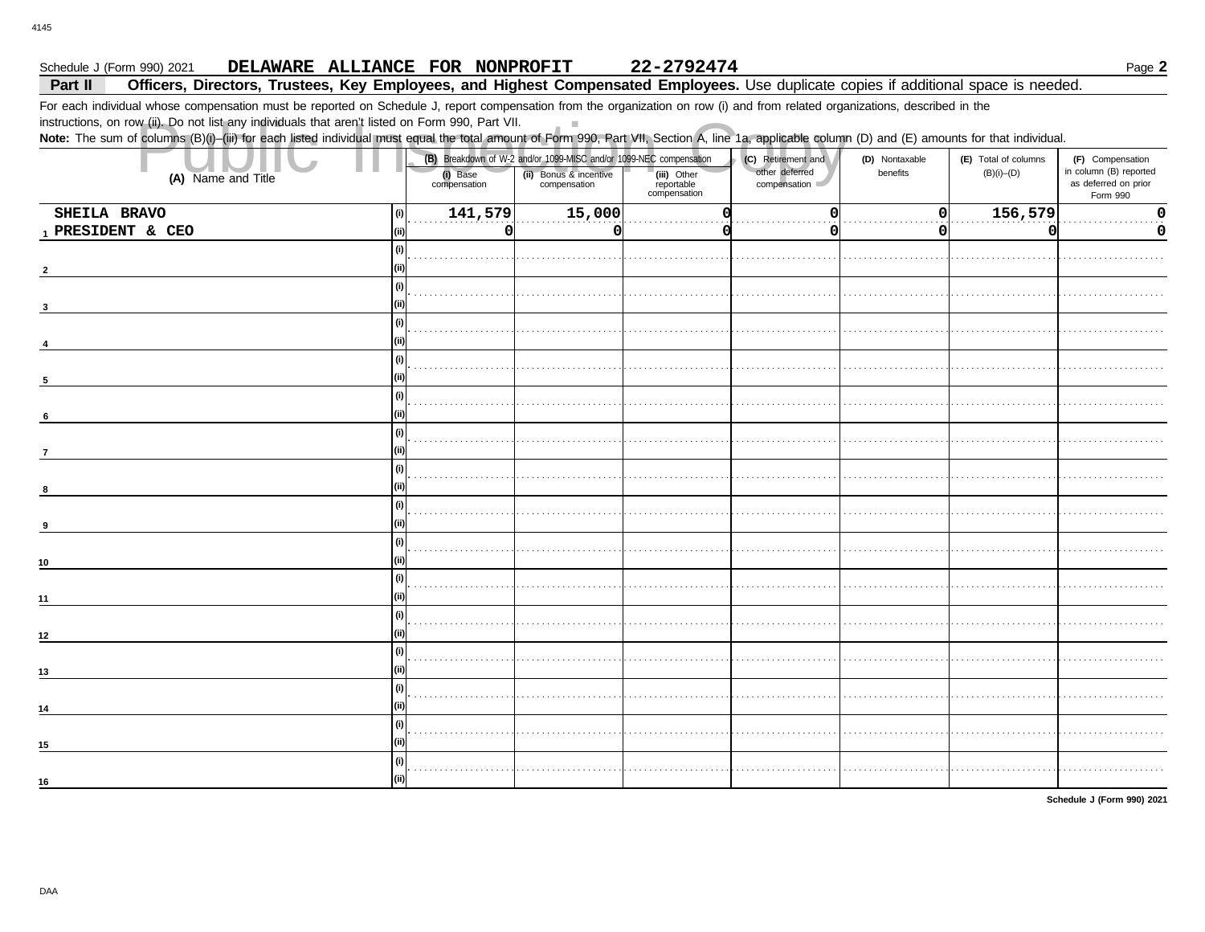Schedule J (Form 990) 2021 **DELAWARE ALLIANCE FOR NONPROFIT 22-2792474** Page **2**

**Part II** **Officers, Directors, Trustees, Key Employees, and Highest Compensated Employees.** Use duplicate copies if additional space is needed.

For each individual whose compensation must be reported on Schedule J, report compensation from the organization on row (i) and from related organizations, described in the instructions, on row (ii). Do not list any individuals that aren't listed on Form 990, Part VII.

**Note:** The sum of columns (B)(i)–(iii) for each listed individual must equal the total amount of Form 990, Part VII, Section A, line 1a, applicable column (D) and (E) amounts for that individual.

Public Inspection Copy

| (A) Name and Title | | (B) Breakdown of W-2 and/or 1099-MISC and/or 1099-NEC compensation | | | (C) Retirement and other deferred compensation | (D) Nontaxable benefits | (E) Total of columns (B)(i)–(D) | (F) Compensation in column (B) reported as deferred on prior Form 990 |
|---|---|---|---|---|---|---|---|---|
| | | (i) Base compensation | (ii) Bonus & incentive compensation | (iii) Other reportable compensation | | | | |
| 1 SHEILA BRAVO | (i) | 141,579 | 15,000 | 0 | 0 | 0 | 156,579 | 0 |
| PRESIDENT & CEO | (ii) | 0 | 0 | 0 | 0 | 0 | 0 | 0 |
| 2 | (i) | | | | | | | |
| | (ii) | | | | | | | |
| 3 | (i) | | | | | | | |
| | (ii) | | | | | | | |
| 4 | (i) | | | | | | | |
| | (ii) | | | | | | | |
| 5 | (i) | | | | | | | |
| | (ii) | | | | | | | |
| 6 | (i) | | | | | | | |
| | (ii) | | | | | | | |
| 7 | (i) | | | | | | | |
| | (ii) | | | | | | | |
| 8 | (i) | | | | | | | |
| | (ii) | | | | | | | |
| 9 | (i) | | | | | | | |
| | (ii) | | | | | | | |
| 10 | (i) | | | | | | | |
| | (ii) | | | | | | | |
| 11 | (i) | | | | | | | |
| | (ii) | | | | | | | |
| 12 | (i) | | | | | | | |
| | (ii) | | | | | | | |
| 13 | (i) | | | | | | | |
| | (ii) | | | | | | | |
| 14 | (i) | | | | | | | |
| | (ii) | | | | | | | |
| 15 | (i) | | | | | | | |
| | (ii) | | | | | | | |
| 16 | (i) | | | | | | | |
| | (ii) | | | | | | | |

**Schedule J (Form 990) 2021**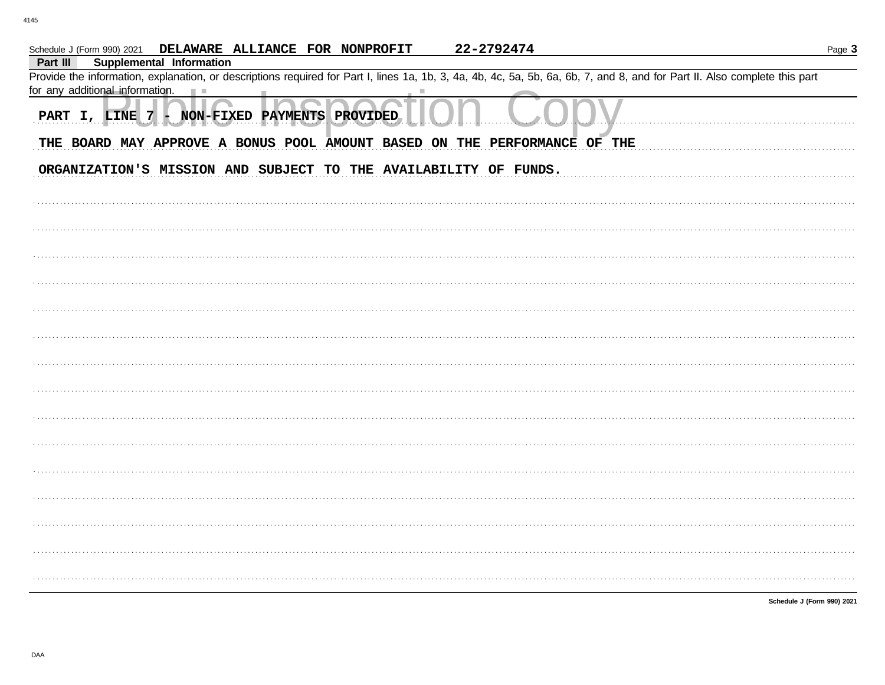Schedule J (Form 990) 2021 DELAWARE ALLIANCE FOR NONPROFIT 22-2792474

**Part III Supplemental Information**

Provide the information, explanation, or descriptions required for Part I, lines 1a, 1b, 3, 4a, 4b, 4c, 5a, 5b, 6a, 6b, 7, and 8, and for Part II. Also complete this part for any additional information.

PART I, LINE 7 - NON-FIXED PAYMENTS PROVIDED

THE BOARD MAY APPROVE A BONUS POOL AMOUNT BASED ON THE PERFORMANCE OF THE ORGANIZATION'S MISSION AND SUBJECT TO THE AVAILABILITY OF FUNDS.

Schedule J (Form 990) 2021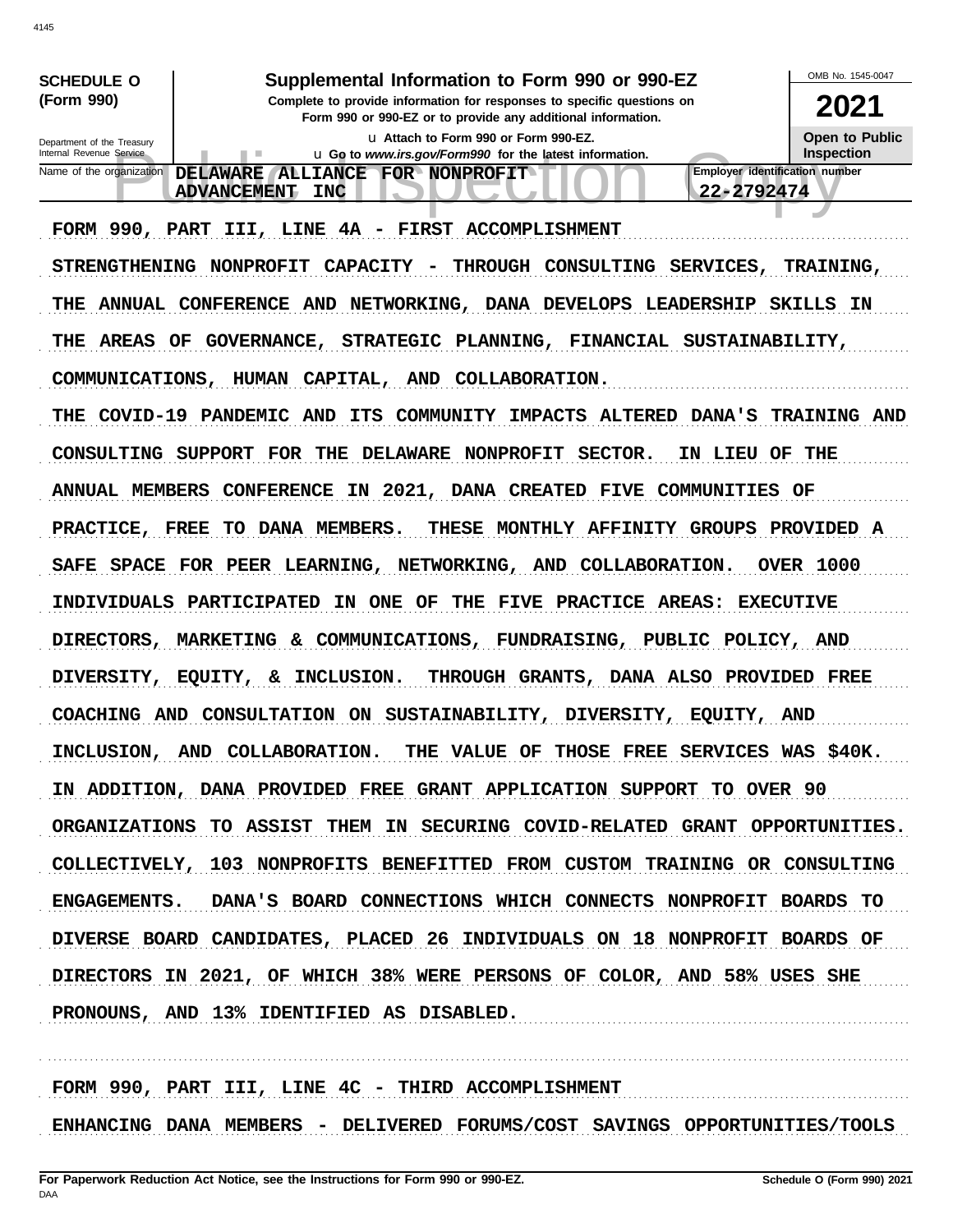**SCHEDULE O (Form 990)**

Department of the Treasury
Internal Revenue Service

# Supplemental Information to Form 990 or 990-EZ

**Complete to provide information for responses to specific questions on Form 990 or 990-EZ or to provide any additional information.**

u Attach to Form 990 or Form 990-EZ.
u Go to *www.irs.gov/Form990* for the latest information.

OMB No. 1545-0047

**2021**

**Open to Public Inspection**

Name of the organization: DELAWARE ALLIANCE FOR NONPROFIT ADVANCEMENT INC

Employer identification number: 22-2792474

FORM 990, PART III, LINE 4A - FIRST ACCOMPLISHMENT

STRENGTHENING NONPROFIT CAPACITY - THROUGH CONSULTING SERVICES, TRAINING, THE ANNUAL CONFERENCE AND NETWORKING, DANA DEVELOPS LEADERSHIP SKILLS IN THE AREAS OF GOVERNANCE, STRATEGIC PLANNING, FINANCIAL SUSTAINABILITY, COMMUNICATIONS, HUMAN CAPITAL, AND COLLABORATION.

THE COVID-19 PANDEMIC AND ITS COMMUNITY IMPACTS ALTERED DANA'S TRAINING AND CONSULTING SUPPORT FOR THE DELAWARE NONPROFIT SECTOR. IN LIEU OF THE ANNUAL MEMBERS CONFERENCE IN 2021, DANA CREATED FIVE COMMUNITIES OF PRACTICE, FREE TO DANA MEMBERS. THESE MONTHLY AFFINITY GROUPS PROVIDED A SAFE SPACE FOR PEER LEARNING, NETWORKING, AND COLLABORATION. OVER 1000 INDIVIDUALS PARTICIPATED IN ONE OF THE FIVE PRACTICE AREAS: EXECUTIVE DIRECTORS, MARKETING & COMMUNICATIONS, FUNDRAISING, PUBLIC POLICY, AND DIVERSITY, EQUITY, & INCLUSION. THROUGH GRANTS, DANA ALSO PROVIDED FREE COACHING AND CONSULTATION ON SUSTAINABILITY, DIVERSITY, EQUITY, AND INCLUSION, AND COLLABORATION. THE VALUE OF THOSE FREE SERVICES WAS $40K. IN ADDITION, DANA PROVIDED FREE GRANT APPLICATION SUPPORT TO OVER 90 ORGANIZATIONS TO ASSIST THEM IN SECURING COVID-RELATED GRANT OPPORTUNITIES. COLLECTIVELY, 103 NONPROFITS BENEFITTED FROM CUSTOM TRAINING OR CONSULTING ENGAGEMENTS. DANA'S BOARD CONNECTIONS WHICH CONNECTS NONPROFIT BOARDS TO DIVERSE BOARD CANDIDATES, PLACED 26 INDIVIDUALS ON 18 NONPROFIT BOARDS OF DIRECTORS IN 2021, OF WHICH 38% WERE PERSONS OF COLOR, AND 58% USES SHE PRONOUNS, AND 13% IDENTIFIED AS DISABLED.

FORM 990, PART III, LINE 4C - THIRD ACCOMPLISHMENT

ENHANCING DANA MEMBERS - DELIVERED FORUMS/COST SAVINGS OPPORTUNITIES/TOOLS

For Paperwork Reduction Act Notice, see the Instructions for Form 990 or 990-EZ.

Schedule O (Form 990) 2021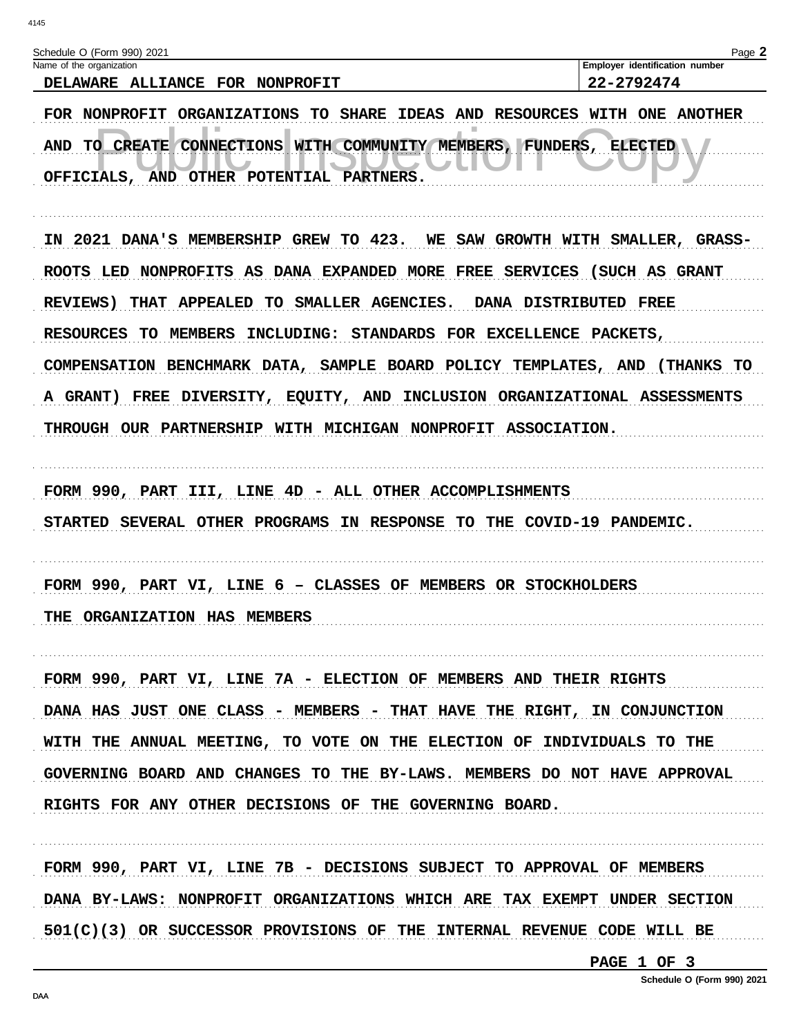Schedule O (Form 990) 2021

| Name of the organization | Employer identification number |
| --- | --- |
| DELAWARE ALLIANCE FOR NONPROFIT | 22-2792474 |

FOR NONPROFIT ORGANIZATIONS TO SHARE IDEAS AND RESOURCES WITH ONE ANOTHER AND TO CREATE CONNECTIONS WITH COMMUNITY MEMBERS, FUNDERS, ELECTED OFFICIALS, AND OTHER POTENTIAL PARTNERS.

IN 2021 DANA'S MEMBERSHIP GREW TO 423. WE SAW GROWTH WITH SMALLER, GRASS-ROOTS LED NONPROFITS AS DANA EXPANDED MORE FREE SERVICES (SUCH AS GRANT REVIEWS) THAT APPEALED TO SMALLER AGENCIES. DANA DISTRIBUTED FREE RESOURCES TO MEMBERS INCLUDING: STANDARDS FOR EXCELLENCE PACKETS, COMPENSATION BENCHMARK DATA, SAMPLE BOARD POLICY TEMPLATES, AND (THANKS TO A GRANT) FREE DIVERSITY, EQUITY, AND INCLUSION ORGANIZATIONAL ASSESSMENTS THROUGH OUR PARTNERSHIP WITH MICHIGAN NONPROFIT ASSOCIATION.

FORM 990, PART III, LINE 4D - ALL OTHER ACCOMPLISHMENTS

STARTED SEVERAL OTHER PROGRAMS IN RESPONSE TO THE COVID-19 PANDEMIC.

FORM 990, PART VI, LINE 6 – CLASSES OF MEMBERS OR STOCKHOLDERS

THE ORGANIZATION HAS MEMBERS

FORM 990, PART VI, LINE 7A - ELECTION OF MEMBERS AND THEIR RIGHTS

DANA HAS JUST ONE CLASS - MEMBERS - THAT HAVE THE RIGHT, IN CONJUNCTION WITH THE ANNUAL MEETING, TO VOTE ON THE ELECTION OF INDIVIDUALS TO THE GOVERNING BOARD AND CHANGES TO THE BY-LAWS. MEMBERS DO NOT HAVE APPROVAL RIGHTS FOR ANY OTHER DECISIONS OF THE GOVERNING BOARD.

FORM 990, PART VI, LINE 7B - DECISIONS SUBJECT TO APPROVAL OF MEMBERS

DANA BY-LAWS: NONPROFIT ORGANIZATIONS WHICH ARE TAX EXEMPT UNDER SECTION 501(C)(3) OR SUCCESSOR PROVISIONS OF THE INTERNAL REVENUE CODE WILL BE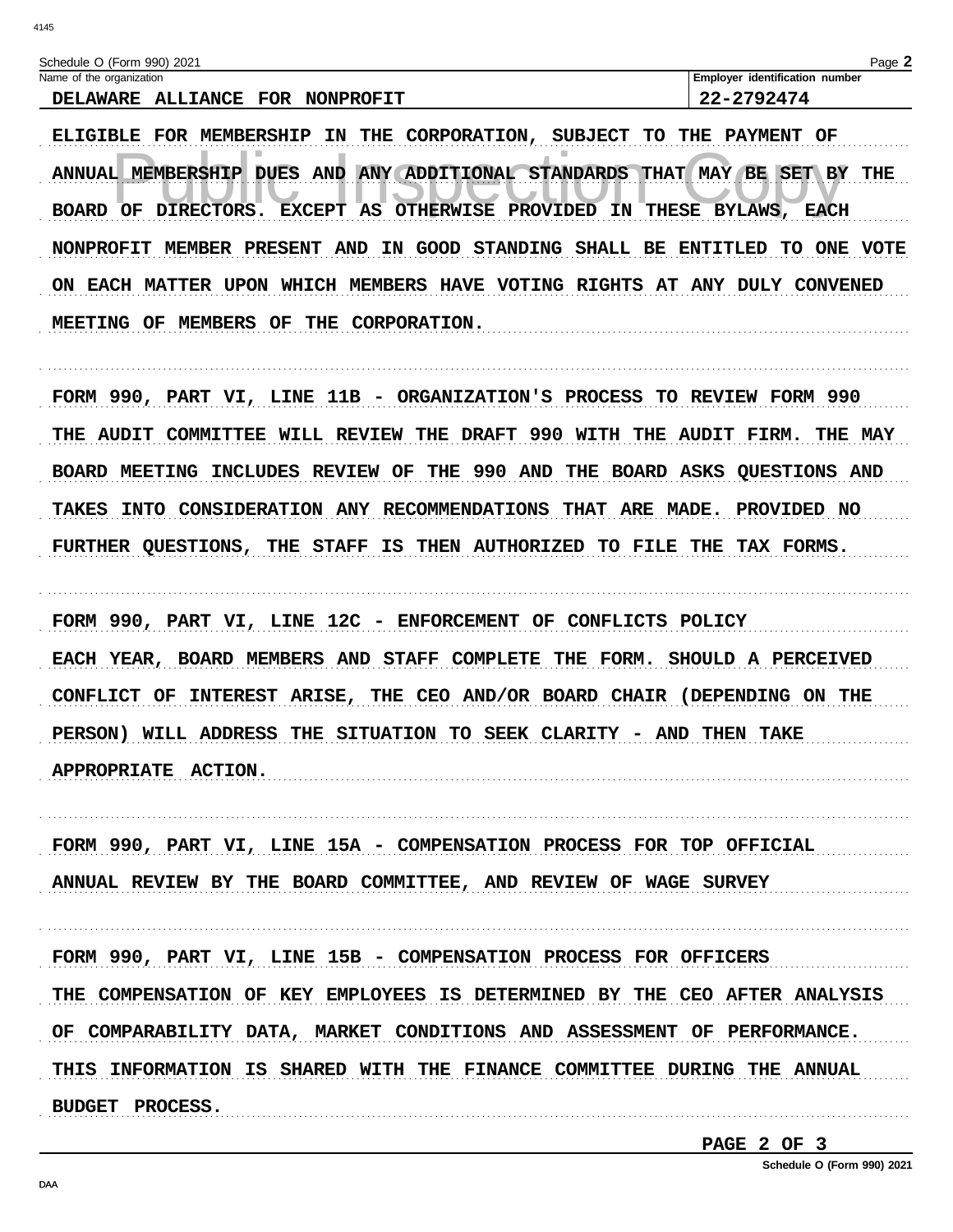Schedule O (Form 990) 2021

| Name of the organization | Employer identification number |
| --- | --- |
| DELAWARE ALLIANCE FOR NONPROFIT | 22-2792474 |

ELIGIBLE FOR MEMBERSHIP IN THE CORPORATION, SUBJECT TO THE PAYMENT OF ANNUAL MEMBERSHIP DUES AND ANY ADDITIONAL STANDARDS THAT MAY BE SET BY THE BOARD OF DIRECTORS. EXCEPT AS OTHERWISE PROVIDED IN THESE BYLAWS, EACH NONPROFIT MEMBER PRESENT AND IN GOOD STANDING SHALL BE ENTITLED TO ONE VOTE ON EACH MATTER UPON WHICH MEMBERS HAVE VOTING RIGHTS AT ANY DULY CONVENED MEETING OF MEMBERS OF THE CORPORATION.

FORM 990, PART VI, LINE 11B - ORGANIZATION'S PROCESS TO REVIEW FORM 990

THE AUDIT COMMITTEE WILL REVIEW THE DRAFT 990 WITH THE AUDIT FIRM. THE MAY BOARD MEETING INCLUDES REVIEW OF THE 990 AND THE BOARD ASKS QUESTIONS AND TAKES INTO CONSIDERATION ANY RECOMMENDATIONS THAT ARE MADE. PROVIDED NO FURTHER QUESTIONS, THE STAFF IS THEN AUTHORIZED TO FILE THE TAX FORMS.

FORM 990, PART VI, LINE 12C - ENFORCEMENT OF CONFLICTS POLICY

EACH YEAR, BOARD MEMBERS AND STAFF COMPLETE THE FORM. SHOULD A PERCEIVED CONFLICT OF INTEREST ARISE, THE CEO AND/OR BOARD CHAIR (DEPENDING ON THE PERSON) WILL ADDRESS THE SITUATION TO SEEK CLARITY - AND THEN TAKE APPROPRIATE ACTION.

FORM 990, PART VI, LINE 15A - COMPENSATION PROCESS FOR TOP OFFICIAL

ANNUAL REVIEW BY THE BOARD COMMITTEE, AND REVIEW OF WAGE SURVEY

FORM 990, PART VI, LINE 15B - COMPENSATION PROCESS FOR OFFICERS

THE COMPENSATION OF KEY EMPLOYEES IS DETERMINED BY THE CEO AFTER ANALYSIS OF COMPARABILITY DATA, MARKET CONDITIONS AND ASSESSMENT OF PERFORMANCE. THIS INFORMATION IS SHARED WITH THE FINANCE COMMITTEE DURING THE ANNUAL BUDGET PROCESS.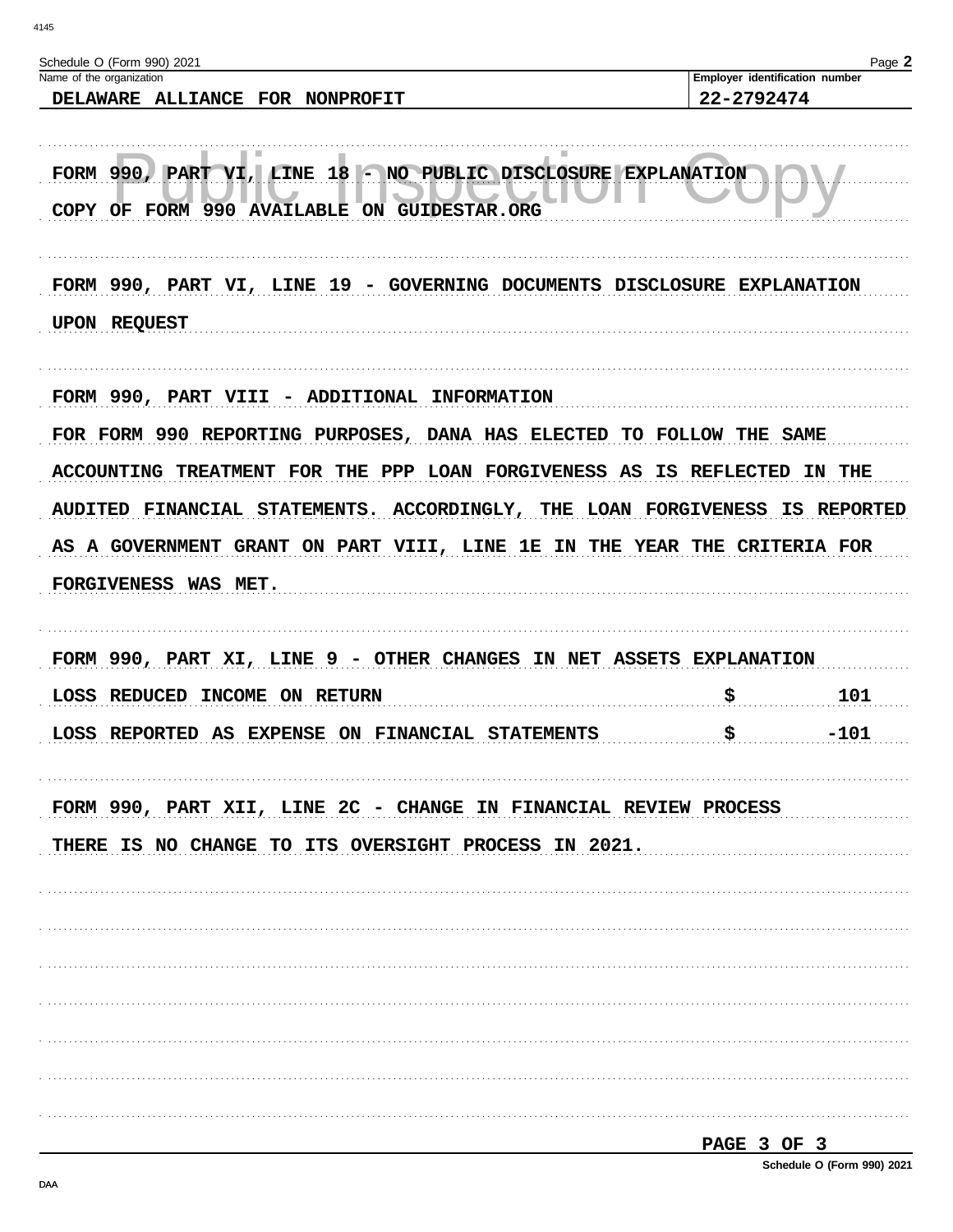Schedule O (Form 990) 2021

| Name of the organization | Employer identification number |
| --- | --- |
| DELAWARE ALLIANCE FOR NONPROFIT | 22-2792474 |

FORM 990, PART VI, LINE 18 - NO PUBLIC DISCLOSURE EXPLANATION

COPY OF FORM 990 AVAILABLE ON GUIDESTAR.ORG

FORM 990, PART VI, LINE 19 - GOVERNING DOCUMENTS DISCLOSURE EXPLANATION

UPON REQUEST

FORM 990, PART VIII - ADDITIONAL INFORMATION

FOR FORM 990 REPORTING PURPOSES, DANA HAS ELECTED TO FOLLOW THE SAME ACCOUNTING TREATMENT FOR THE PPP LOAN FORGIVENESS AS IS REFLECTED IN THE AUDITED FINANCIAL STATEMENTS. ACCORDINGLY, THE LOAN FORGIVENESS IS REPORTED AS A GOVERNMENT GRANT ON PART VIII, LINE 1E IN THE YEAR THE CRITERIA FOR FORGIVENESS WAS MET.

FORM 990, PART XI, LINE 9 - OTHER CHANGES IN NET ASSETS EXPLANATION

| | | |
| --- | --- | --- |
| LOSS REDUCED INCOME ON RETURN | $ | 101 |
| LOSS REPORTED AS EXPENSE ON FINANCIAL STATEMENTS | $ | -101 |

FORM 990, PART XII, LINE 2C - CHANGE IN FINANCIAL REVIEW PROCESS

THERE IS NO CHANGE TO ITS OVERSIGHT PROCESS IN 2021.

PAGE 3 OF 3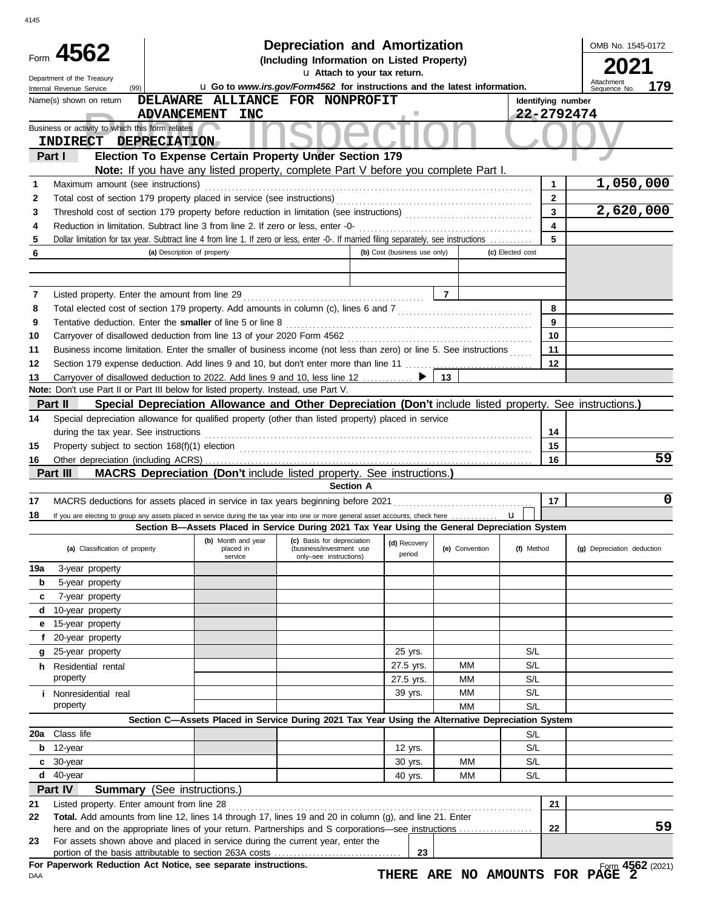4145

# Form 4562 — Depreciation and Amortization

**(Including Information on Listed Property)**

u Attach to your tax return.

Department of the Treasury
Internal Revenue Service (99)

u Go to *www.irs.gov/Form4562* for instructions and the latest information.

OMB No. 1545-0172

**2021**

Attachment Sequence No. **179**

Name(s) shown on return: **DELAWARE ALLIANCE FOR NONPROFIT ADVANCEMENT INC**

Identifying number: **22-2792474**

Business or activity to which this form relates: **INDIRECT DEPRECIATION**

Public Inspection Copy

## Part I — Election To Expense Certain Property Under Section 179

**Note:** If you have any listed property, complete Part V before you complete Part I.

| Line | Description | Box | Amount |
|---|---|---|---|
| 1 | Maximum amount (see instructions) | 1 | 1,050,000 |
| 2 | Total cost of section 179 property placed in service (see instructions) | 2 | |
| 3 | Threshold cost of section 179 property before reduction in limitation (see instructions) | 3 | 2,620,000 |
| 4 | Reduction in limitation. Subtract line 3 from line 2. If zero or less, enter -0- | 4 | |
| 5 | Dollar limitation for tax year. Subtract line 4 from line 1. If zero or less, enter -0-. If married filing separately, see instructions | 5 | |

| 6 (a) Description of property | (b) Cost (business use only) | (c) Elected cost |
|---|---|---|
| | | |
| | | |

| Line | Description | Box | Amount |
|---|---|---|---|
| 7 | Listed property. Enter the amount from line 29 | 7 | |
| 8 | Total elected cost of section 179 property. Add amounts in column (c), lines 6 and 7 | 8 | |
| 9 | Tentative deduction. Enter the **smaller** of line 5 or line 8 | 9 | |
| 10 | Carryover of disallowed deduction from line 13 of your 2020 Form 4562 | 10 | |
| 11 | Business income limitation. Enter the smaller of business income (not less than zero) or line 5. See instructions | 11 | |
| 12 | Section 179 expense deduction. Add lines 9 and 10, but don't enter more than line 11 | 12 | |
| 13 | Carryover of disallowed deduction to 2022. Add lines 9 and 10, less line 12 ▶ | 13 | |

**Note:** Don't use Part II or Part III below for listed property. Instead, use Part V.

## Part II — Special Depreciation Allowance and Other Depreciation (Don't include listed property. See instructions.)

| Line | Description | Box | Amount |
|---|---|---|---|
| 14 | Special depreciation allowance for qualified property (other than listed property) placed in service during the tax year. See instructions | 14 | |
| 15 | Property subject to section 168(f)(1) election | 15 | |
| 16 | Other depreciation (including ACRS) | 16 | 59 |

## Part III — MACRS Depreciation (Don't include listed property. See instructions.)

### Section A

| Line | Description | Box | Amount |
|---|---|---|---|
| 17 | MACRS deductions for assets placed in service in tax years beginning before 2021 | 17 | 0 |
| 18 | If you are electing to group any assets placed in service during the tax year into one or more general asset accounts, check here u | | |

### Section B—Assets Placed in Service During 2021 Tax Year Using the General Depreciation System

| (a) Classification of property | (b) Month and year placed in service | (c) Basis for depreciation (business/investment use only–see instructions) | (d) Recovery period | (e) Convention | (f) Method | (g) Depreciation deduction |
|---|---|---|---|---|---|---|
| 19a 3-year property | | | | | | |
| b 5-year property | | | | | | |
| c 7-year property | | | | | | |
| d 10-year property | | | | | | |
| e 15-year property | | | | | | |
| f 20-year property | | | | | | |
| g 25-year property | | | 25 yrs. | | S/L | |
| h Residential rental property | | | 27.5 yrs. | MM | S/L | |
| | | | 27.5 yrs. | MM | S/L | |
| i Nonresidential real property | | | 39 yrs. | MM | S/L | |
| | | | | MM | S/L | |

### Section C—Assets Placed in Service During 2021 Tax Year Using the Alternative Depreciation System

| (a) Classification of property | (b) Month and year placed in service | (c) Basis for depreciation | (d) Recovery period | (e) Convention | (f) Method | (g) Depreciation deduction |
|---|---|---|---|---|---|---|
| 20a Class life | | | | | S/L | |
| b 12-year | | | 12 yrs. | | S/L | |
| c 30-year | | | 30 yrs. | MM | S/L | |
| d 40-year | | | 40 yrs. | MM | S/L | |

## Part IV — Summary (See instructions.)

| Line | Description | Box | Amount |
|---|---|---|---|
| 21 | Listed property. Enter amount from line 28 | 21 | |
| 22 | **Total.** Add amounts from line 12, lines 14 through 17, lines 19 and 20 in column (g), and line 21. Enter here and on the appropriate lines of your return. Partnerships and S corporations—see instructions | 22 | 59 |
| 23 | For assets shown above and placed in service during the current year, enter the portion of the basis attributable to section 263A costs | 23 | |

**For Paperwork Reduction Act Notice, see separate instructions.**

DAA

**THERE ARE NO AMOUNTS FOR PAGE 2**

Form **4562** (2021)